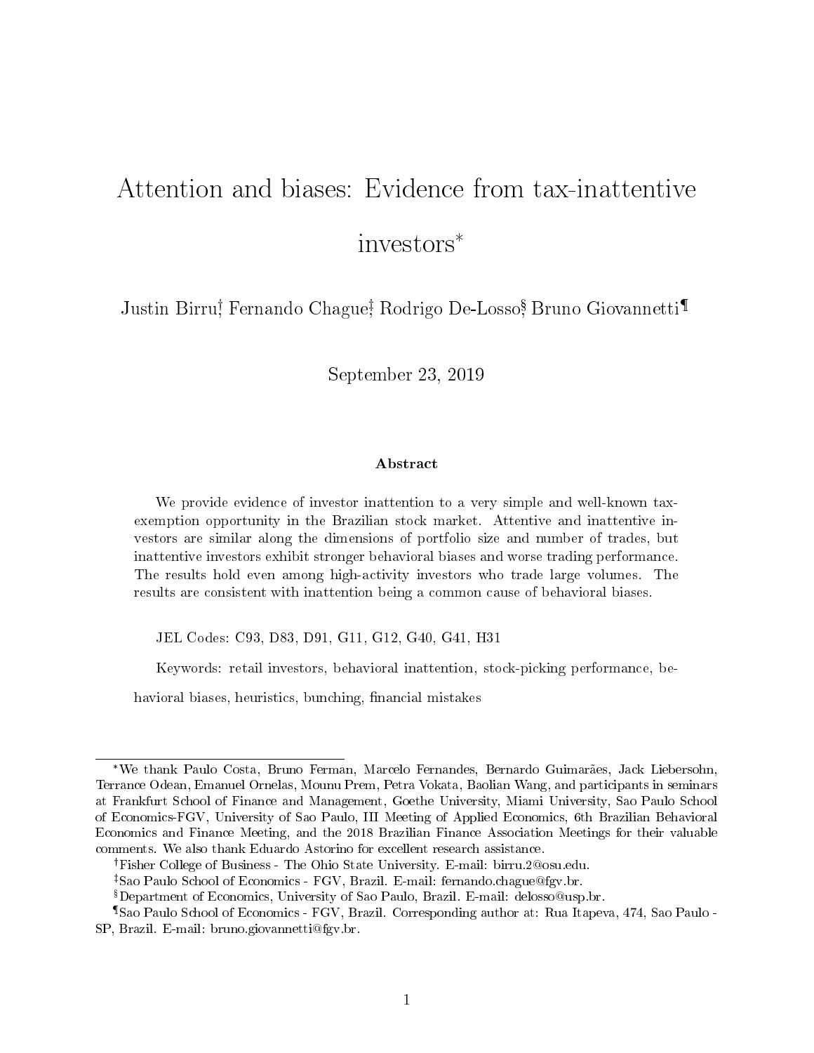# Attention and biases: Evidence from tax-inattentive investors[*]

Justin Birru[†], Fernando Chague[‡], Rodrigo De-Losso[§], Bruno Giovannetti[¶]

September 23, 2019

### Abstract

We provide evidence of investor inattention to a very simple and well-known tax-exemption opportunity in the Brazilian stock market. Attentive and inattentive investors are similar along the dimensions of portfolio size and number of trades, but inattentive investors exhibit stronger behavioral biases and worse trading performance. The results hold even among high-activity investors who trade large volumes. The results are consistent with inattention being a common cause of behavioral biases.

JEL Codes: C93, D83, D91, G11, G12, G40, G41, H31

Keywords: retail investors, behavioral inattention, stock-picking performance, behavioral biases, heuristics, bunching, financial mistakes

---

[*] We thank Paulo Costa, Bruno Ferman, Marcelo Fernandes, Bernardo Guimarães, Jack Liebersohn, Terrance Odean, Emanuel Ornelas, Mounu Prem, Petra Vokata, Baolian Wang, and participants in seminars at Frankfurt School of Finance and Management, Goethe University, Miami University, Sao Paulo School of Economics-FGV, University of Sao Paulo, III Meeting of Applied Economics, 6th Brazilian Behavioral Economics and Finance Meeting, and the 2018 Brazilian Finance Association Meetings for their valuable comments. We also thank Eduardo Astorino for excellent research assistance.

[†] Fisher College of Business - The Ohio State University. E-mail: birru.2@osu.edu.

[‡] Sao Paulo School of Economics - FGV, Brazil. E-mail: fernando.chague@fgv.br.

[§] Department of Economics, University of Sao Paulo, Brazil. E-mail: delosso@usp.br.

[¶] Sao Paulo School of Economics - FGV, Brazil. Corresponding author at: Rua Itapeva, 474, Sao Paulo - SP, Brazil. E-mail: bruno.giovannetti@fgv.br.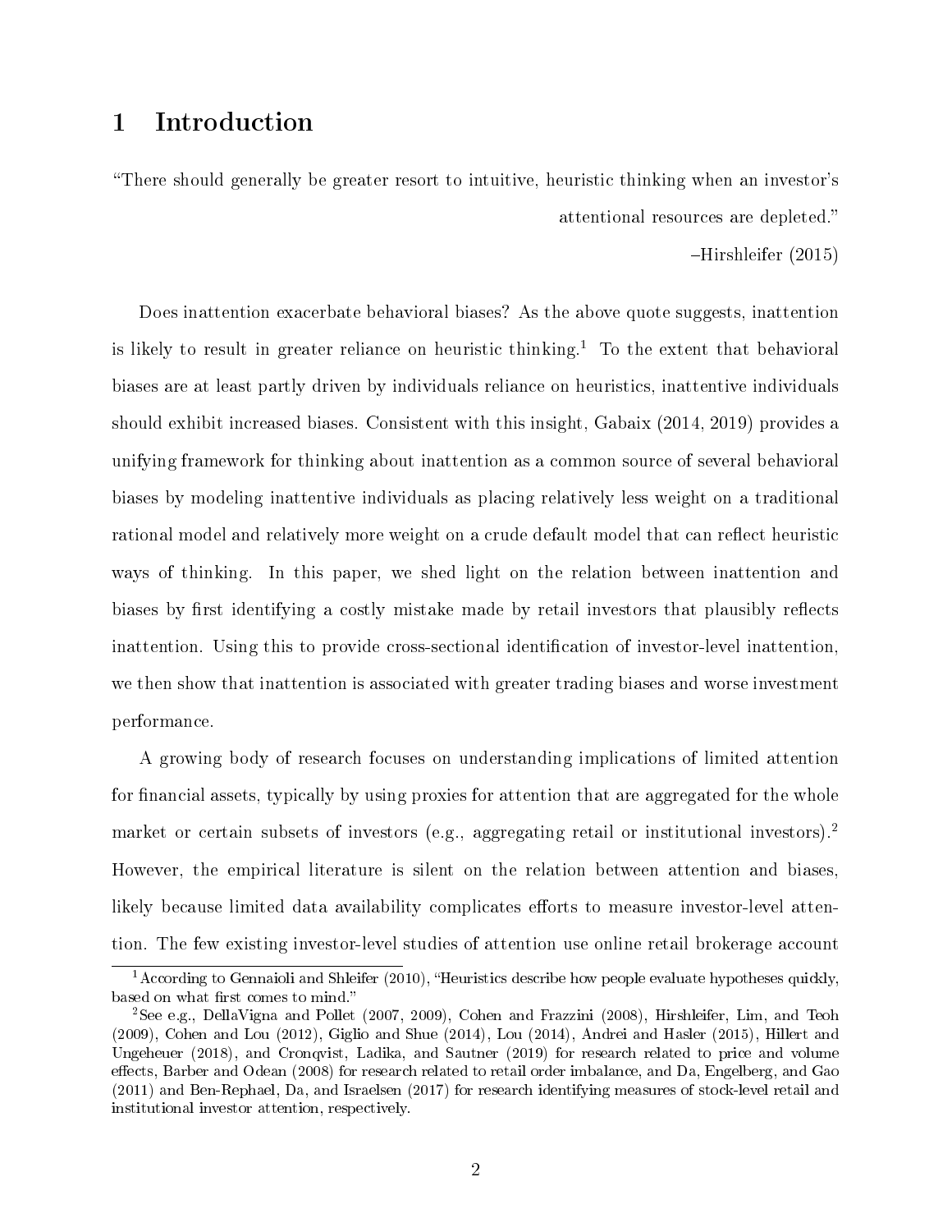# 1 Introduction

"There should generally be greater resort to intuitive, heuristic thinking when an investor's attentional resources are depleted."

–Hirshleifer (2015)

Does inattention exacerbate behavioral biases? As the above quote suggests, inattention is likely to result in greater reliance on heuristic thinking.[1] To the extent that behavioral biases are at least partly driven by individuals reliance on heuristics, inattentive individuals should exhibit increased biases. Consistent with this insight, Gabaix (2014, 2019) provides a unifying framework for thinking about inattention as a common source of several behavioral biases by modeling inattentive individuals as placing relatively less weight on a traditional rational model and relatively more weight on a crude default model that can reflect heuristic ways of thinking. In this paper, we shed light on the relation between inattention and biases by first identifying a costly mistake made by retail investors that plausibly reflects inattention. Using this to provide cross-sectional identification of investor-level inattention, we then show that inattention is associated with greater trading biases and worse investment performance.

A growing body of research focuses on understanding implications of limited attention for financial assets, typically by using proxies for attention that are aggregated for the whole market or certain subsets of investors (e.g., aggregating retail or institutional investors).[2] However, the empirical literature is silent on the relation between attention and biases, likely because limited data availability complicates efforts to measure investor-level attention. The few existing investor-level studies of attention use online retail brokerage account

[1] According to Gennaioli and Shleifer (2010), "Heuristics describe how people evaluate hypotheses quickly, based on what first comes to mind."

[2] See e.g., DellaVigna and Pollet (2007, 2009), Cohen and Frazzini (2008), Hirshleifer, Lim, and Teoh (2009), Cohen and Lou (2012), Giglio and Shue (2014), Lou (2014), Andrei and Hasler (2015), Hillert and Ungeheuer (2018), and Cronqvist, Ladika, and Sautner (2019) for research related to price and volume effects, Barber and Odean (2008) for research related to retail order imbalance, and Da, Engelberg, and Gao (2011) and Ben-Rephael, Da, and Israelsen (2017) for research identifying measures of stock-level retail and institutional investor attention, respectively.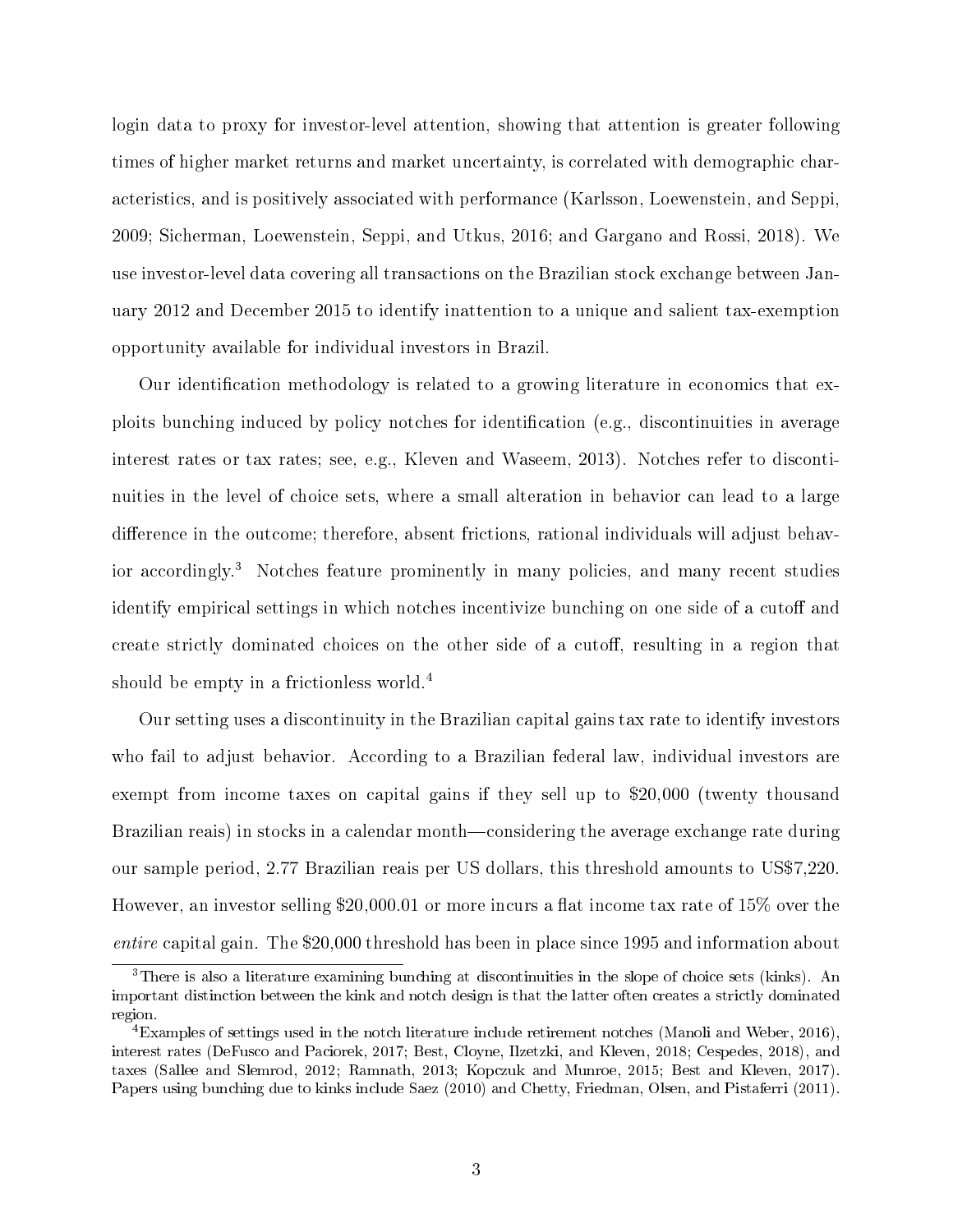login data to proxy for investor-level attention, showing that attention is greater following times of higher market returns and market uncertainty, is correlated with demographic characteristics, and is positively associated with performance (Karlsson, Loewenstein, and Seppi, 2009; Sicherman, Loewenstein, Seppi, and Utkus, 2016; and Gargano and Rossi, 2018). We use investor-level data covering all transactions on the Brazilian stock exchange between January 2012 and December 2015 to identify inattention to a unique and salient tax-exemption opportunity available for individual investors in Brazil.

Our identification methodology is related to a growing literature in economics that exploits bunching induced by policy notches for identification (e.g., discontinuities in average interest rates or tax rates; see, e.g., Kleven and Waseem, 2013). Notches refer to discontinuities in the level of choice sets, where a small alteration in behavior can lead to a large difference in the outcome; therefore, absent frictions, rational individuals will adjust behavior accordingly.[3] Notches feature prominently in many policies, and many recent studies identify empirical settings in which notches incentivize bunching on one side of a cutoff and create strictly dominated choices on the other side of a cutoff, resulting in a region that should be empty in a frictionless world.[4]

Our setting uses a discontinuity in the Brazilian capital gains tax rate to identify investors who fail to adjust behavior. According to a Brazilian federal law, individual investors are exempt from income taxes on capital gains if they sell up to $20,000 (twenty thousand Brazilian reais) in stocks in a calendar month—considering the average exchange rate during our sample period, 2.77 Brazilian reais per US dollars, this threshold amounts to US$7,220. However, an investor selling $20,000.01 or more incurs a flat income tax rate of 15% over the *entire* capital gain. The $20,000 threshold has been in place since 1995 and information about

[3] There is also a literature examining bunching at discontinuities in the slope of choice sets (kinks). An important distinction between the kink and notch design is that the latter often creates a strictly dominated region.

[4] Examples of settings used in the notch literature include retirement notches (Manoli and Weber, 2016), interest rates (DeFusco and Paciorek, 2017; Best, Cloyne, Ilzetzki, and Kleven, 2018; Cespedes, 2018), and taxes (Sallee and Slemrod, 2012; Ramnath, 2013; Kopczuk and Munroe, 2015; Best and Kleven, 2017). Papers using bunching due to kinks include Saez (2010) and Chetty, Friedman, Olsen, and Pistaferri (2011).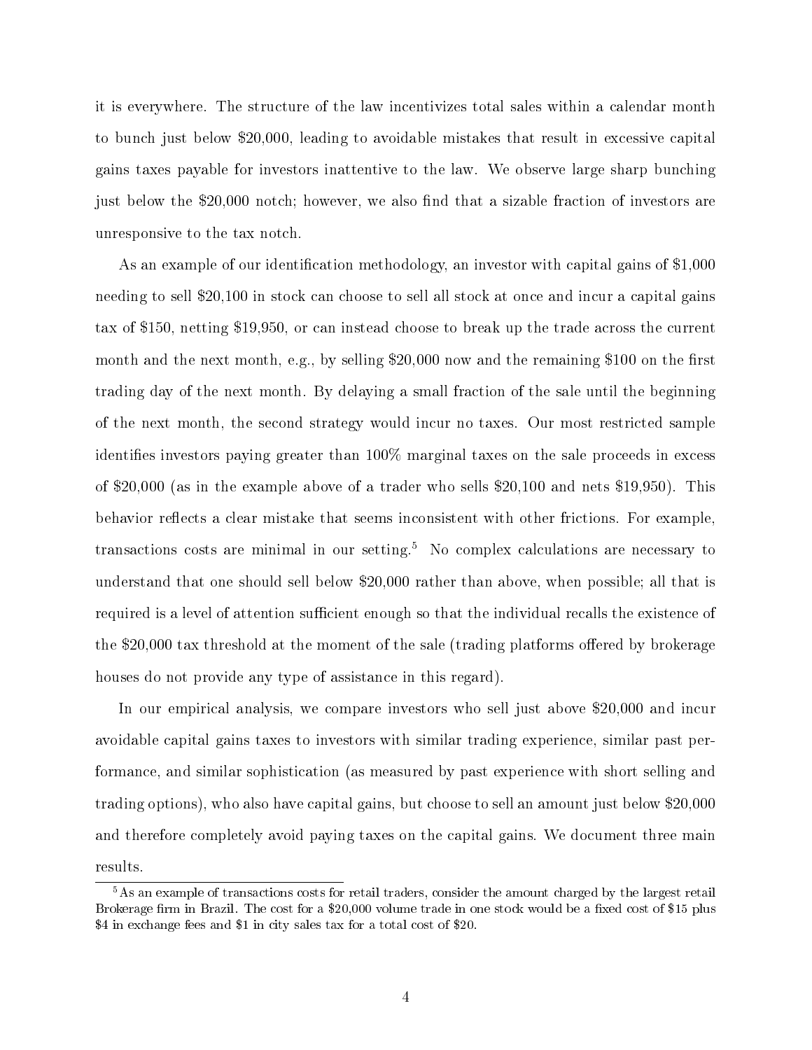it is everywhere. The structure of the law incentivizes total sales within a calendar month to bunch just below \$20,000, leading to avoidable mistakes that result in excessive capital gains taxes payable for investors inattentive to the law. We observe large sharp bunching just below the \$20,000 notch; however, we also find that a sizable fraction of investors are unresponsive to the tax notch.

As an example of our identification methodology, an investor with capital gains of \$1,000 needing to sell \$20,100 in stock can choose to sell all stock at once and incur a capital gains tax of \$150, netting \$19,950, or can instead choose to break up the trade across the current month and the next month, e.g., by selling \$20,000 now and the remaining \$100 on the first trading day of the next month. By delaying a small fraction of the sale until the beginning of the next month, the second strategy would incur no taxes. Our most restricted sample identifies investors paying greater than 100% marginal taxes on the sale proceeds in excess of \$20,000 (as in the example above of a trader who sells \$20,100 and nets \$19,950). This behavior reflects a clear mistake that seems inconsistent with other frictions. For example, transactions costs are minimal in our setting.[5] No complex calculations are necessary to understand that one should sell below \$20,000 rather than above, when possible; all that is required is a level of attention sufficient enough so that the individual recalls the existence of the \$20,000 tax threshold at the moment of the sale (trading platforms offered by brokerage houses do not provide any type of assistance in this regard).

In our empirical analysis, we compare investors who sell just above \$20,000 and incur avoidable capital gains taxes to investors with similar trading experience, similar past performance, and similar sophistication (as measured by past experience with short selling and trading options), who also have capital gains, but choose to sell an amount just below \$20,000 and therefore completely avoid paying taxes on the capital gains. We document three main results.

[5] As an example of transactions costs for retail traders, consider the amount charged by the largest retail Brokerage firm in Brazil. The cost for a \$20,000 volume trade in one stock would be a fixed cost of \$15 plus \$4 in exchange fees and \$1 in city sales tax for a total cost of \$20.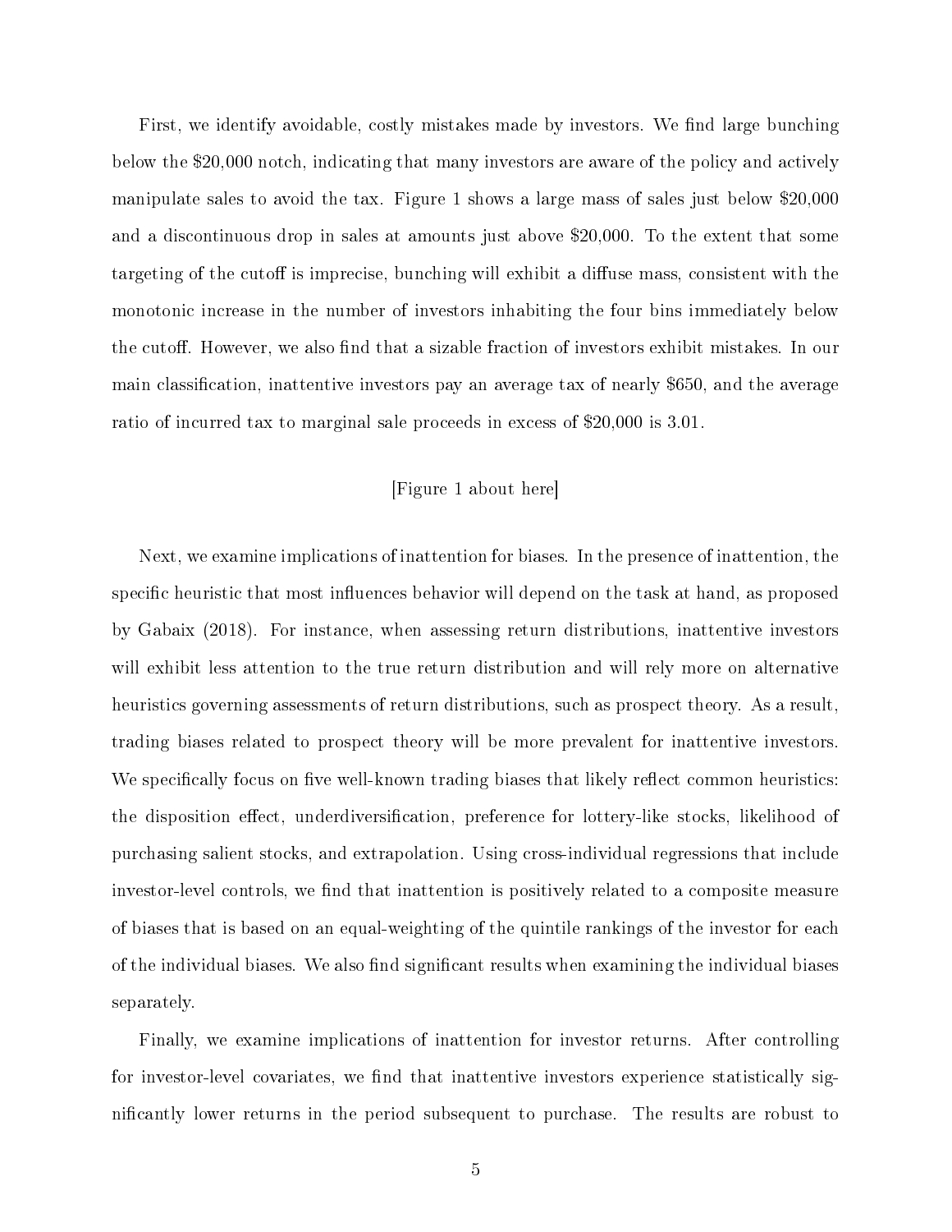First, we identify avoidable, costly mistakes made by investors. We find large bunching below the $20,000 notch, indicating that many investors are aware of the policy and actively manipulate sales to avoid the tax. Figure 1 shows a large mass of sales just below $20,000 and a discontinuous drop in sales at amounts just above $20,000. To the extent that some targeting of the cutoff is imprecise, bunching will exhibit a diffuse mass, consistent with the monotonic increase in the number of investors inhabiting the four bins immediately below the cutoff. However, we also find that a sizable fraction of investors exhibit mistakes. In our main classification, inattentive investors pay an average tax of nearly $650, and the average ratio of incurred tax to marginal sale proceeds in excess of $20,000 is 3.01.

[Figure 1 about here]

Next, we examine implications of inattention for biases. In the presence of inattention, the specific heuristic that most influences behavior will depend on the task at hand, as proposed by Gabaix (2018). For instance, when assessing return distributions, inattentive investors will exhibit less attention to the true return distribution and will rely more on alternative heuristics governing assessments of return distributions, such as prospect theory. As a result, trading biases related to prospect theory will be more prevalent for inattentive investors. We specifically focus on five well-known trading biases that likely reflect common heuristics: the disposition effect, underdiversification, preference for lottery-like stocks, likelihood of purchasing salient stocks, and extrapolation. Using cross-individual regressions that include investor-level controls, we find that inattention is positively related to a composite measure of biases that is based on an equal-weighting of the quintile rankings of the investor for each of the individual biases. We also find significant results when examining the individual biases separately.

Finally, we examine implications of inattention for investor returns. After controlling for investor-level covariates, we find that inattentive investors experience statistically significantly lower returns in the period subsequent to purchase. The results are robust to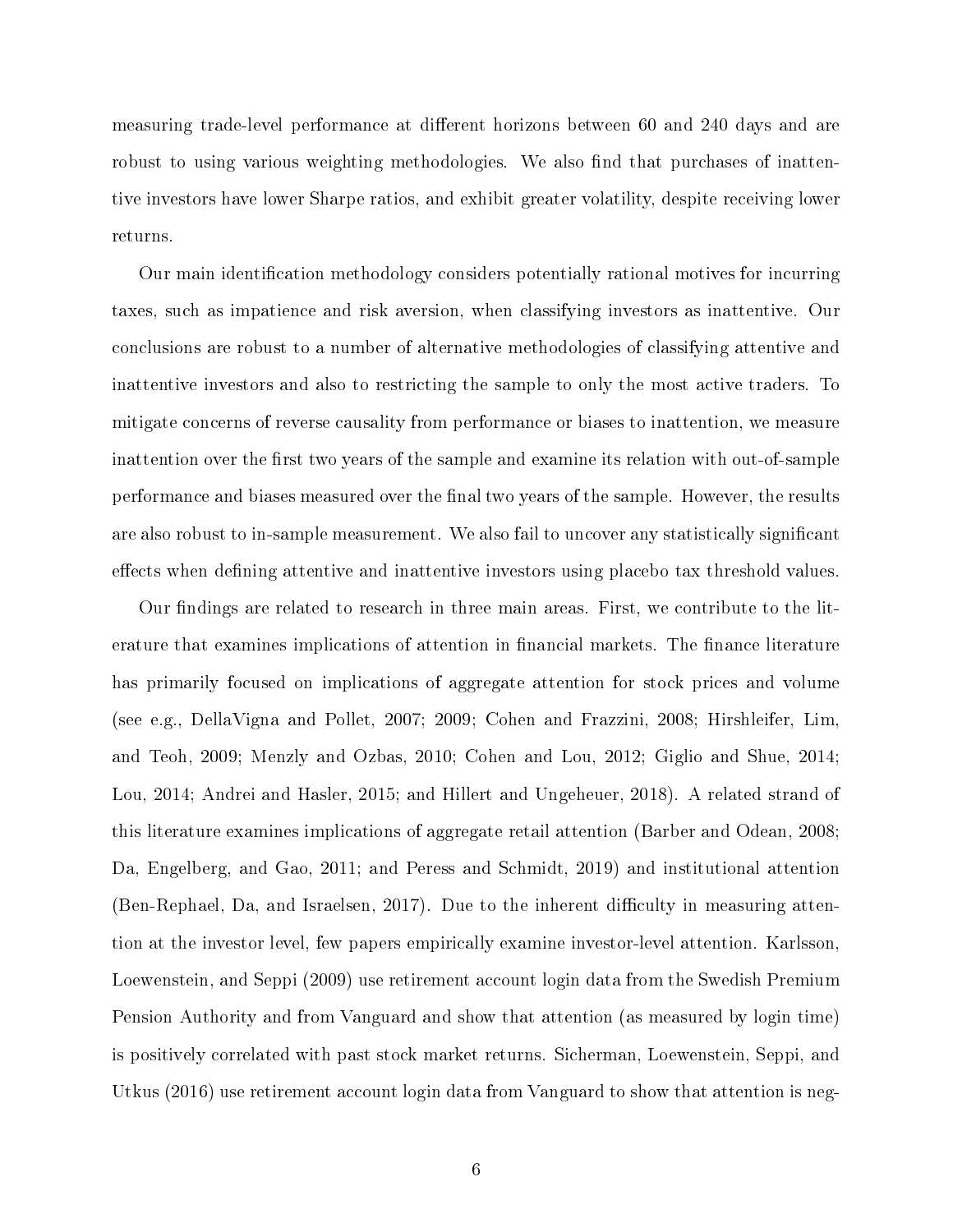measuring trade-level performance at different horizons between 60 and 240 days and are robust to using various weighting methodologies. We also find that purchases of inattentive investors have lower Sharpe ratios, and exhibit greater volatility, despite receiving lower returns.

Our main identification methodology considers potentially rational motives for incurring taxes, such as impatience and risk aversion, when classifying investors as inattentive. Our conclusions are robust to a number of alternative methodologies of classifying attentive and inattentive investors and also to restricting the sample to only the most active traders. To mitigate concerns of reverse causality from performance or biases to inattention, we measure inattention over the first two years of the sample and examine its relation with out-of-sample performance and biases measured over the final two years of the sample. However, the results are also robust to in-sample measurement. We also fail to uncover any statistically significant effects when defining attentive and inattentive investors using placebo tax threshold values.

Our findings are related to research in three main areas. First, we contribute to the literature that examines implications of attention in financial markets. The finance literature has primarily focused on implications of aggregate attention for stock prices and volume (see e.g., DellaVigna and Pollet, 2007; 2009; Cohen and Frazzini, 2008; Hirshleifer, Lim, and Teoh, 2009; Menzly and Ozbas, 2010; Cohen and Lou, 2012; Giglio and Shue, 2014; Lou, 2014; Andrei and Hasler, 2015; and Hillert and Ungeheuer, 2018). A related strand of this literature examines implications of aggregate retail attention (Barber and Odean, 2008; Da, Engelberg, and Gao, 2011; and Peress and Schmidt, 2019) and institutional attention (Ben-Rephael, Da, and Israelsen, 2017). Due to the inherent difficulty in measuring attention at the investor level, few papers empirically examine investor-level attention. Karlsson, Loewenstein, and Seppi (2009) use retirement account login data from the Swedish Premium Pension Authority and from Vanguard and show that attention (as measured by login time) is positively correlated with past stock market returns. Sicherman, Loewenstein, Seppi, and Utkus (2016) use retirement account login data from Vanguard to show that attention is neg-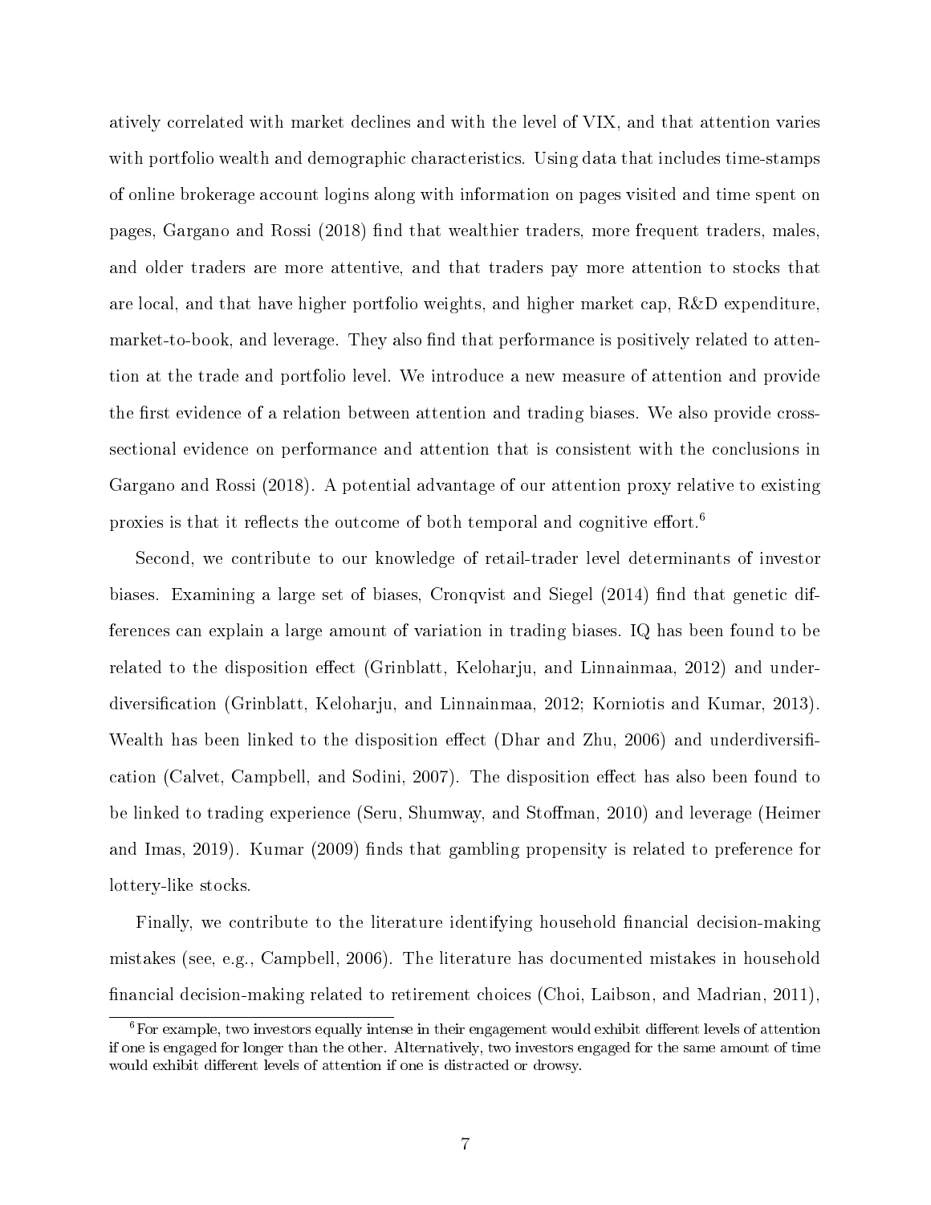atively correlated with market declines and with the level of VIX, and that attention varies with portfolio wealth and demographic characteristics. Using data that includes time-stamps of online brokerage account logins along with information on pages visited and time spent on pages, Gargano and Rossi (2018) find that wealthier traders, more frequent traders, males, and older traders are more attentive, and that traders pay more attention to stocks that are local, and that have higher portfolio weights, and higher market cap, R&D expenditure, market-to-book, and leverage. They also find that performance is positively related to attention at the trade and portfolio level. We introduce a new measure of attention and provide the first evidence of a relation between attention and trading biases. We also provide cross-sectional evidence on performance and attention that is consistent with the conclusions in Gargano and Rossi (2018). A potential advantage of our attention proxy relative to existing proxies is that it reflects the outcome of both temporal and cognitive effort.[6]

Second, we contribute to our knowledge of retail-trader level determinants of investor biases. Examining a large set of biases, Cronqvist and Siegel (2014) find that genetic differences can explain a large amount of variation in trading biases. IQ has been found to be related to the disposition effect (Grinblatt, Keloharju, and Linnainmaa, 2012) and underdiversification (Grinblatt, Keloharju, and Linnainmaa, 2012; Korniotis and Kumar, 2013). Wealth has been linked to the disposition effect (Dhar and Zhu, 2006) and underdiversification (Calvet, Campbell, and Sodini, 2007). The disposition effect has also been found to be linked to trading experience (Seru, Shumway, and Stoffman, 2010) and leverage (Heimer and Imas, 2019). Kumar (2009) finds that gambling propensity is related to preference for lottery-like stocks.

Finally, we contribute to the literature identifying household financial decision-making mistakes (see, e.g., Campbell, 2006). The literature has documented mistakes in household financial decision-making related to retirement choices (Choi, Laibson, and Madrian, 2011),

[6] For example, two investors equally intense in their engagement would exhibit different levels of attention if one is engaged for longer than the other. Alternatively, two investors engaged for the same amount of time would exhibit different levels of attention if one is distracted or drowsy.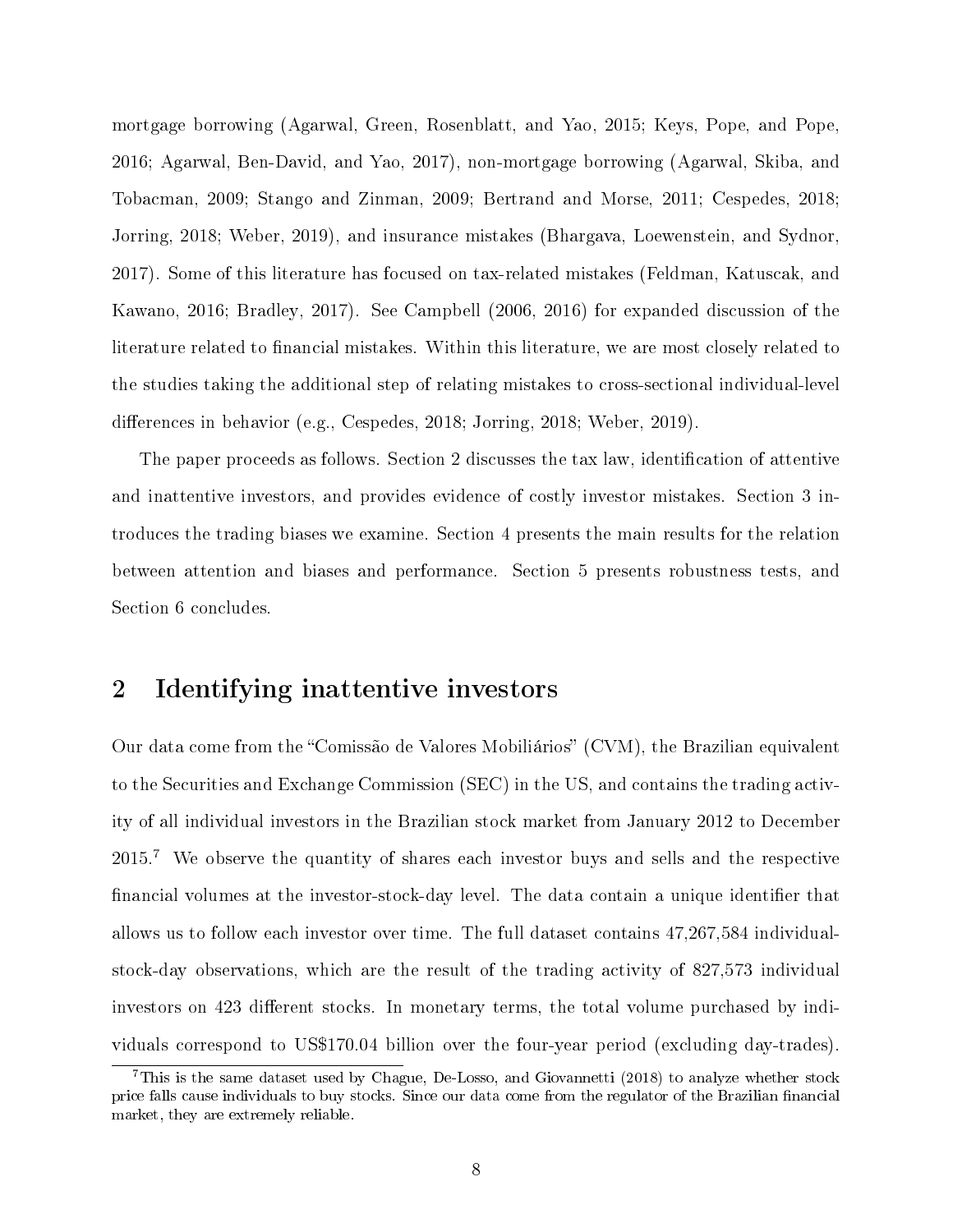mortgage borrowing (Agarwal, Green, Rosenblatt, and Yao, 2015; Keys, Pope, and Pope, 2016; Agarwal, Ben-David, and Yao, 2017), non-mortgage borrowing (Agarwal, Skiba, and Tobacman, 2009; Stango and Zinman, 2009; Bertrand and Morse, 2011; Cespedes, 2018; Jorring, 2018; Weber, 2019), and insurance mistakes (Bhargava, Loewenstein, and Sydnor, 2017). Some of this literature has focused on tax-related mistakes (Feldman, Katuscak, and Kawano, 2016; Bradley, 2017). See Campbell (2006, 2016) for expanded discussion of the literature related to financial mistakes. Within this literature, we are most closely related to the studies taking the additional step of relating mistakes to cross-sectional individual-level differences in behavior (e.g., Cespedes, 2018; Jorring, 2018; Weber, 2019).

The paper proceeds as follows. Section 2 discusses the tax law, identification of attentive and inattentive investors, and provides evidence of costly investor mistakes. Section 3 introduces the trading biases we examine. Section 4 presents the main results for the relation between attention and biases and performance. Section 5 presents robustness tests, and Section 6 concludes.

## 2 Identifying inattentive investors

Our data come from the "Comissão de Valores Mobiliários" (CVM), the Brazilian equivalent to the Securities and Exchange Commission (SEC) in the US, and contains the trading activity of all individual investors in the Brazilian stock market from January 2012 to December 2015.[7] We observe the quantity of shares each investor buys and sells and the respective financial volumes at the investor-stock-day level. The data contain a unique identifier that allows us to follow each investor over time. The full dataset contains 47,267,584 individual-stock-day observations, which are the result of the trading activity of 827,573 individual investors on 423 different stocks. In monetary terms, the total volume purchased by individuals correspond to US$170.04 billion over the four-year period (excluding day-trades).

[7] This is the same dataset used by Chague, De-Losso, and Giovannetti (2018) to analyze whether stock price falls cause individuals to buy stocks. Since our data come from the regulator of the Brazilian financial market, they are extremely reliable.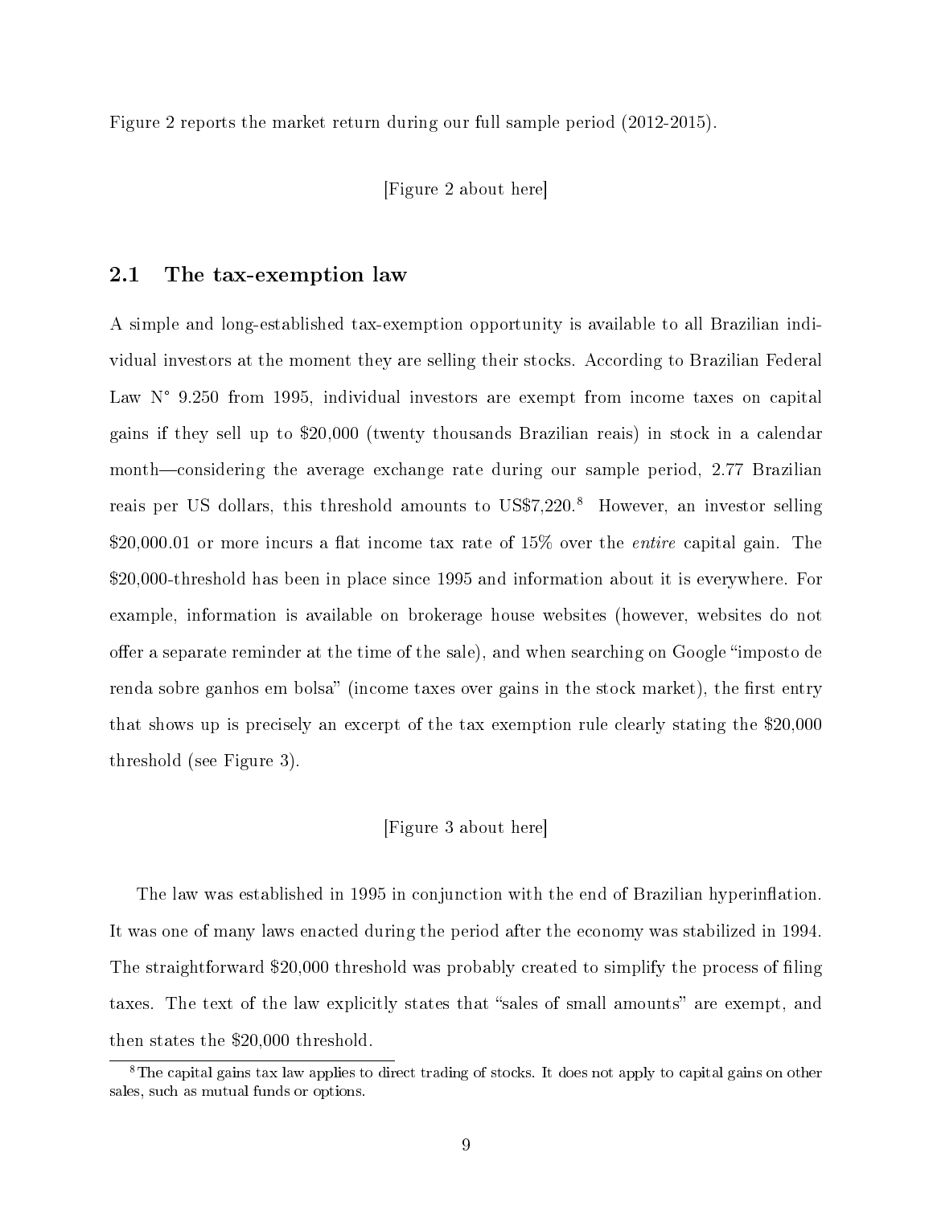Figure 2 reports the market return during our full sample period (2012-2015).

[Figure 2 about here]

## 2.1 The tax-exemption law

A simple and long-established tax-exemption opportunity is available to all Brazilian individual investors at the moment they are selling their stocks. According to Brazilian Federal Law N° 9.250 from 1995, individual investors are exempt from income taxes on capital gains if they sell up to $20,000 (twenty thousands Brazilian reais) in stock in a calendar month—considering the average exchange rate during our sample period, 2.77 Brazilian reais per US dollars, this threshold amounts to US$7,220.[8] However, an investor selling $20,000.01 or more incurs a flat income tax rate of 15% over the *entire* capital gain. The $20,000-threshold has been in place since 1995 and information about it is everywhere. For example, information is available on brokerage house websites (however, websites do not offer a separate reminder at the time of the sale), and when searching on Google "imposto de renda sobre ganhos em bolsa" (income taxes over gains in the stock market), the first entry that shows up is precisely an excerpt of the tax exemption rule clearly stating the $20,000 threshold (see Figure 3).

[Figure 3 about here]

The law was established in 1995 in conjunction with the end of Brazilian hyperinflation. It was one of many laws enacted during the period after the economy was stabilized in 1994. The straightforward $20,000 threshold was probably created to simplify the process of filing taxes. The text of the law explicitly states that "sales of small amounts" are exempt, and then states the $20,000 threshold.

[8] The capital gains tax law applies to direct trading of stocks. It does not apply to capital gains on other sales, such as mutual funds or options.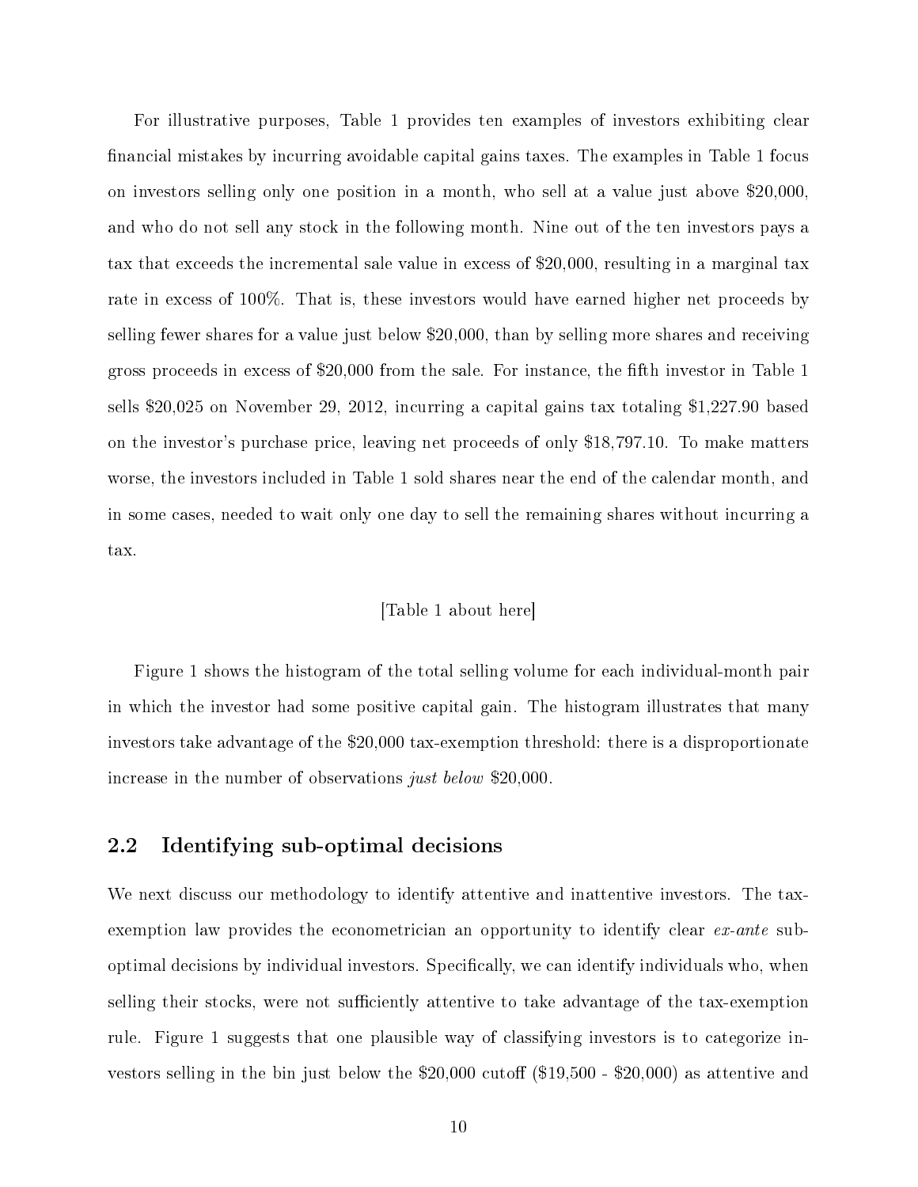For illustrative purposes, Table 1 provides ten examples of investors exhibiting clear financial mistakes by incurring avoidable capital gains taxes. The examples in Table 1 focus on investors selling only one position in a month, who sell at a value just above $20,000, and who do not sell any stock in the following month. Nine out of the ten investors pays a tax that exceeds the incremental sale value in excess of $20,000, resulting in a marginal tax rate in excess of 100%. That is, these investors would have earned higher net proceeds by selling fewer shares for a value just below $20,000, than by selling more shares and receiving gross proceeds in excess of $20,000 from the sale. For instance, the fifth investor in Table 1 sells $20,025 on November 29, 2012, incurring a capital gains tax totaling $1,227.90 based on the investor's purchase price, leaving net proceeds of only $18,797.10. To make matters worse, the investors included in Table 1 sold shares near the end of the calendar month, and in some cases, needed to wait only one day to sell the remaining shares without incurring a tax.

[Table 1 about here]

Figure 1 shows the histogram of the total selling volume for each individual-month pair in which the investor had some positive capital gain. The histogram illustrates that many investors take advantage of the $20,000 tax-exemption threshold: there is a disproportionate increase in the number of observations *just below* $20,000.

## 2.2 Identifying sub-optimal decisions

We next discuss our methodology to identify attentive and inattentive investors. The tax-exemption law provides the econometrician an opportunity to identify clear *ex-ante* sub-optimal decisions by individual investors. Specifically, we can identify individuals who, when selling their stocks, were not sufficiently attentive to take advantage of the tax-exemption rule. Figure 1 suggests that one plausible way of classifying investors is to categorize investors selling in the bin just below the $20,000 cutoff ($19,500 - $20,000) as attentive and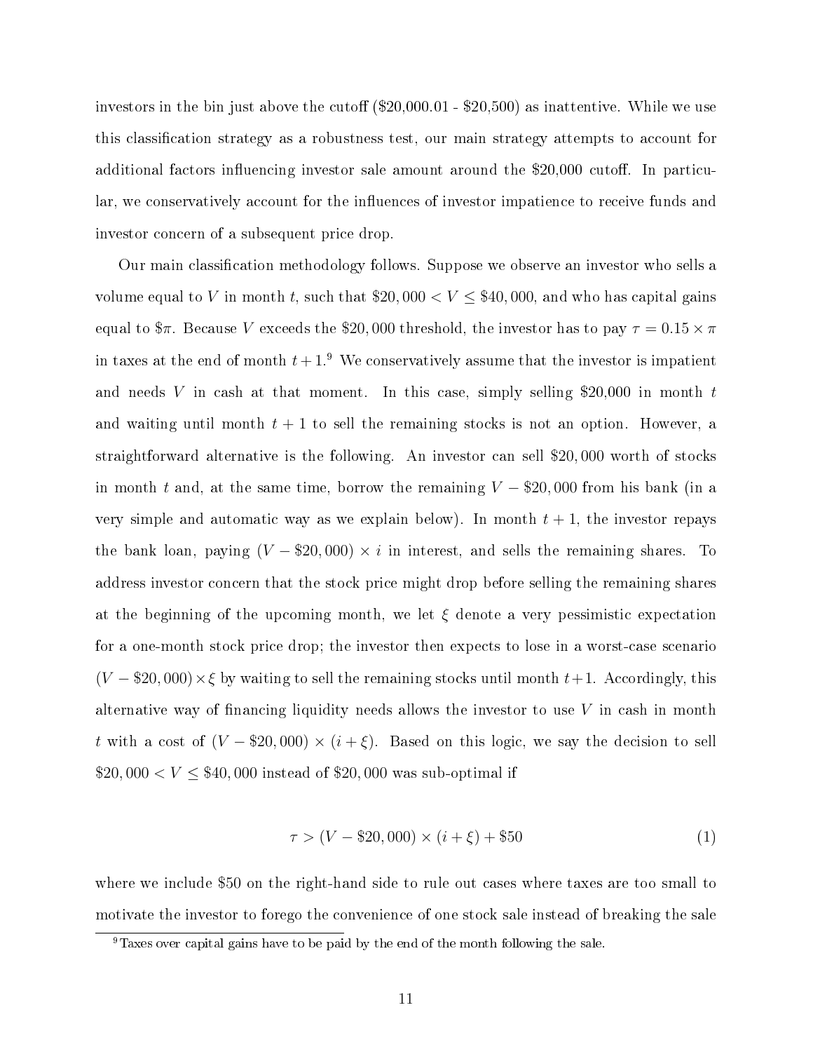investors in the bin just above the cutoff ($20,000.01 - $20,500) as inattentive. While we use this classification strategy as a robustness test, our main strategy attempts to account for additional factors influencing investor sale amount around the $20,000 cutoff. In particular, we conservatively account for the influences of investor impatience to receive funds and investor concern of a subsequent price drop.

Our main classification methodology follows. Suppose we observe an investor who sells a volume equal to $V$ in month $t$, such that $\$20,000 < V \leq \$40,000$, and who has capital gains equal to $\$\pi$. Because $V$ exceeds the $\$20,000$ threshold, the investor has to pay $\tau = 0.15 \times \pi$ in taxes at the end of month $t+1$.[9] We conservatively assume that the investor is impatient and needs $V$ in cash at that moment. In this case, simply selling $20,000 in month $t$ and waiting until month $t+1$ to sell the remaining stocks is not an option. However, a straightforward alternative is the following. An investor can sell $\$20,000$ worth of stocks in month $t$ and, at the same time, borrow the remaining $V - \$20,000$ from his bank (in a very simple and automatic way as we explain below). In month $t+1$, the investor repays the bank loan, paying $(V - \$20,000) \times i$ in interest, and sells the remaining shares. To address investor concern that the stock price might drop before selling the remaining shares at the beginning of the upcoming month, we let $\xi$ denote a very pessimistic expectation for a one-month stock price drop; the investor then expects to lose in a worst-case scenario $(V - \$20,000) \times \xi$ by waiting to sell the remaining stocks until month $t+1$. Accordingly, this alternative way of financing liquidity needs allows the investor to use $V$ in cash in month $t$ with a cost of $(V - \$20,000) \times (i + \xi)$. Based on this logic, we say the decision to sell $\$20,000 < V \leq \$40,000$ instead of $\$20,000$ was sub-optimal if

$$\tau > (V - \$20,000) \times (i + \xi) + \$50 \tag{1}$$

where we include $50 on the right-hand side to rule out cases where taxes are too small to motivate the investor to forego the convenience of one stock sale instead of breaking the sale

[9] Taxes over capital gains have to be paid by the end of the month following the sale.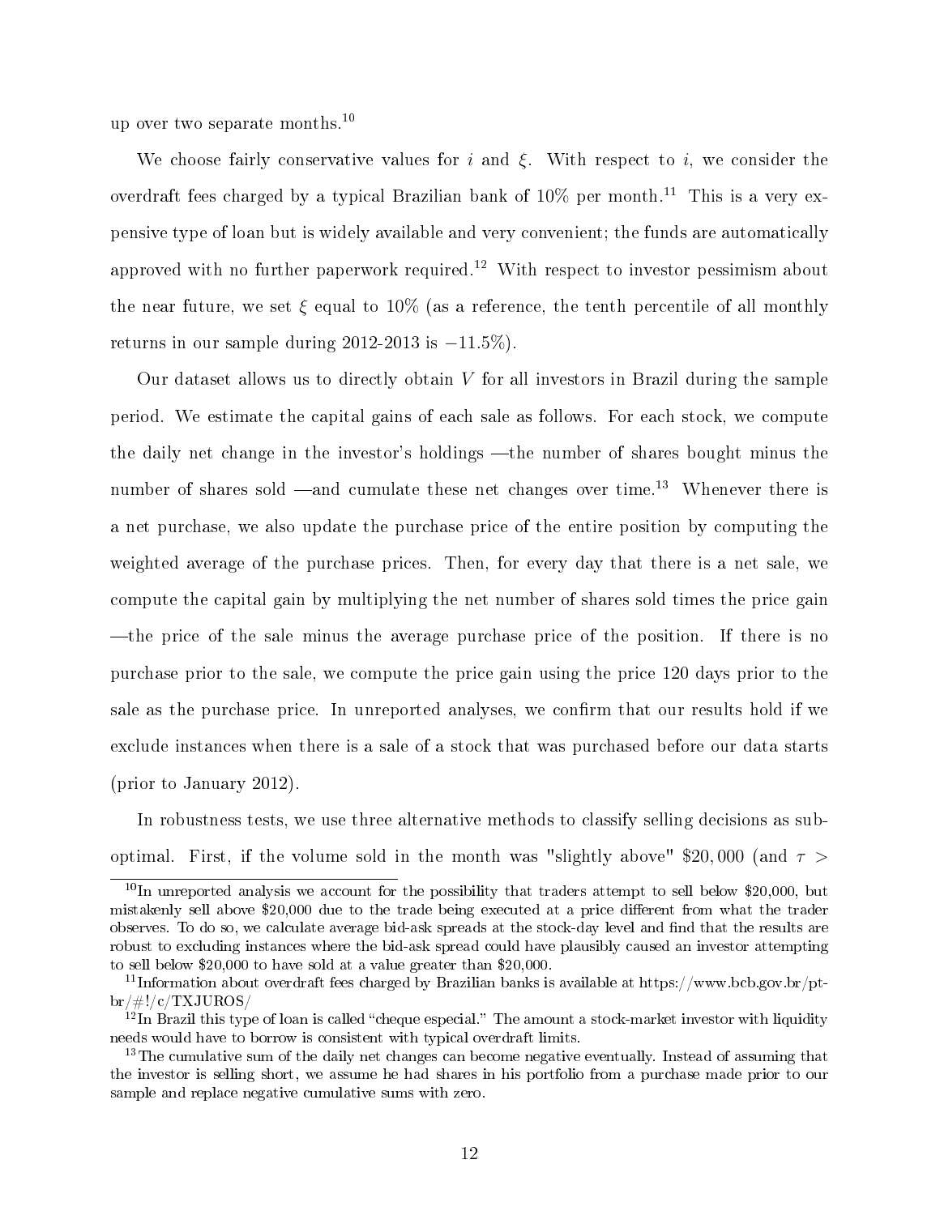up over two separate months.[10]

We choose fairly conservative values for $i$ and $\xi$. With respect to $i$, we consider the overdraft fees charged by a typical Brazilian bank of 10% per month.[11] This is a very expensive type of loan but is widely available and very convenient; the funds are automatically approved with no further paperwork required.[12] With respect to investor pessimism about the near future, we set $\xi$ equal to 10% (as a reference, the tenth percentile of all monthly returns in our sample during 2012-2013 is $-11.5\%$).

Our dataset allows us to directly obtain $V$ for all investors in Brazil during the sample period. We estimate the capital gains of each sale as follows. For each stock, we compute the daily net change in the investor's holdings —the number of shares bought minus the number of shares sold —and cumulate these net changes over time.[13] Whenever there is a net purchase, we also update the purchase price of the entire position by computing the weighted average of the purchase prices. Then, for every day that there is a net sale, we compute the capital gain by multiplying the net number of shares sold times the price gain —the price of the sale minus the average purchase price of the position. If there is no purchase prior to the sale, we compute the price gain using the price 120 days prior to the sale as the purchase price. In unreported analyses, we confirm that our results hold if we exclude instances when there is a sale of a stock that was purchased before our data starts (prior to January 2012).

In robustness tests, we use three alternative methods to classify selling decisions as suboptimal. First, if the volume sold in the month was "slightly above" \$20,000 (and $\tau >$

---

[10] In unreported analysis we account for the possibility that traders attempt to sell below \$20,000, but mistakenly sell above \$20,000 due to the trade being executed at a price different from what the trader observes. To do so, we calculate average bid-ask spreads at the stock-day level and find that the results are robust to excluding instances where the bid-ask spread could have plausibly caused an investor attempting to sell below \$20,000 to have sold at a value greater than \$20,000.

[11] Information about overdraft fees charged by Brazilian banks is available at https://www.bcb.gov.br/pt-br/#!/c/TXJUROS/

[12] In Brazil this type of loan is called "cheque especial." The amount a stock-market investor with liquidity needs would have to borrow is consistent with typical overdraft limits.

[13] The cumulative sum of the daily net changes can become negative eventually. Instead of assuming that the investor is selling short, we assume he had shares in his portfolio from a purchase made prior to our sample and replace negative cumulative sums with zero.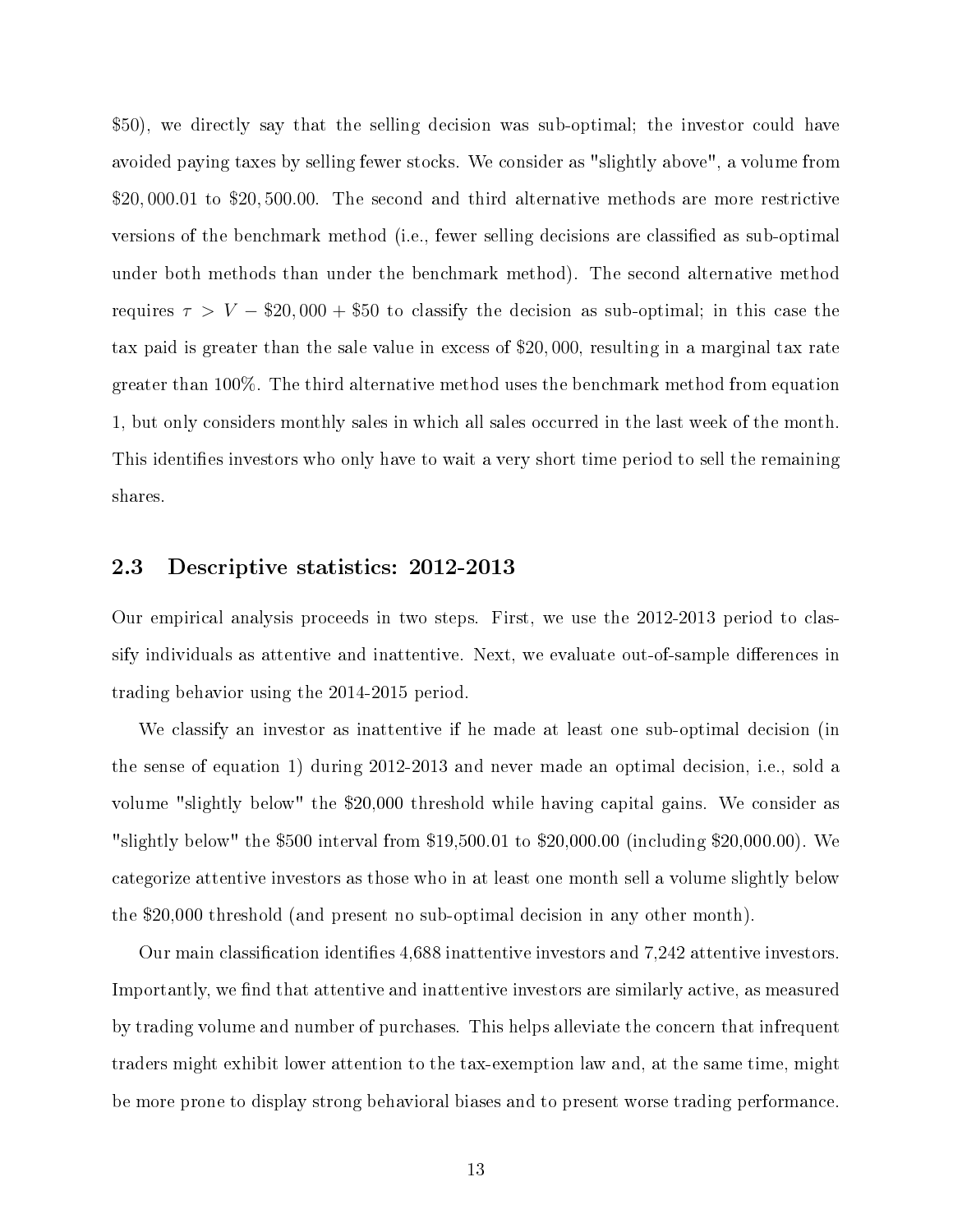\$50), we directly say that the selling decision was sub-optimal; the investor could have avoided paying taxes by selling fewer stocks. We consider as "slightly above", a volume from \$20,000.01 to \$20,500.00. The second and third alternative methods are more restrictive versions of the benchmark method (i.e., fewer selling decisions are classified as sub-optimal under both methods than under the benchmark method). The second alternative method requires $\tau > V - \$20,000 + \$50$ to classify the decision as sub-optimal; in this case the tax paid is greater than the sale value in excess of \$20,000, resulting in a marginal tax rate greater than 100%. The third alternative method uses the benchmark method from equation 1, but only considers monthly sales in which all sales occurred in the last week of the month. This identifies investors who only have to wait a very short time period to sell the remaining shares.

## 2.3 Descriptive statistics: 2012-2013

Our empirical analysis proceeds in two steps. First, we use the 2012-2013 period to classify individuals as attentive and inattentive. Next, we evaluate out-of-sample differences in trading behavior using the 2014-2015 period.

We classify an investor as inattentive if he made at least one sub-optimal decision (in the sense of equation 1) during 2012-2013 and never made an optimal decision, i.e., sold a volume "slightly below" the \$20,000 threshold while having capital gains. We consider as "slightly below" the \$500 interval from \$19,500.01 to \$20,000.00 (including \$20,000.00). We categorize attentive investors as those who in at least one month sell a volume slightly below the \$20,000 threshold (and present no sub-optimal decision in any other month).

Our main classification identifies 4,688 inattentive investors and 7,242 attentive investors. Importantly, we find that attentive and inattentive investors are similarly active, as measured by trading volume and number of purchases. This helps alleviate the concern that infrequent traders might exhibit lower attention to the tax-exemption law and, at the same time, might be more prone to display strong behavioral biases and to present worse trading performance.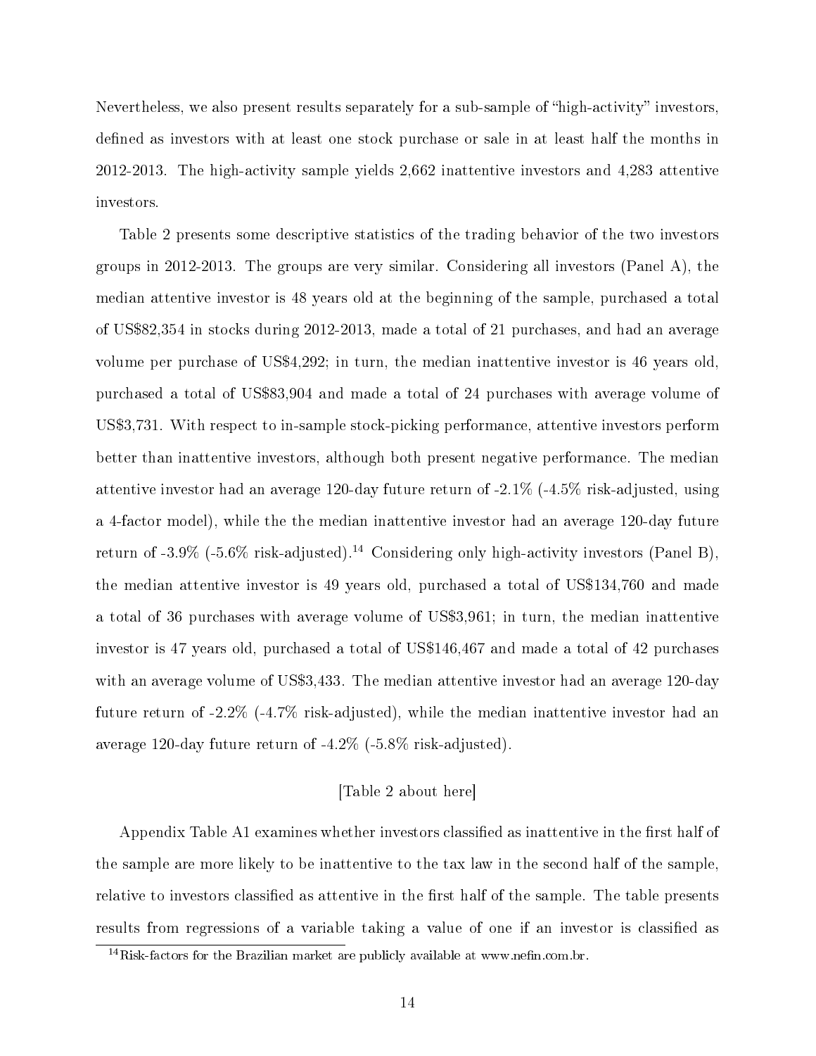Nevertheless, we also present results separately for a sub-sample of "high-activity" investors, defined as investors with at least one stock purchase or sale in at least half the months in 2012-2013. The high-activity sample yields 2,662 inattentive investors and 4,283 attentive investors.

Table 2 presents some descriptive statistics of the trading behavior of the two investors groups in 2012-2013. The groups are very similar. Considering all investors (Panel A), the median attentive investor is 48 years old at the beginning of the sample, purchased a total of US$82,354 in stocks during 2012-2013, made a total of 21 purchases, and had an average volume per purchase of US$4,292; in turn, the median inattentive investor is 46 years old, purchased a total of US$83,904 and made a total of 24 purchases with average volume of US$3,731. With respect to in-sample stock-picking performance, attentive investors perform better than inattentive investors, although both present negative performance. The median attentive investor had an average 120-day future return of -2.1% (-4.5% risk-adjusted, using a 4-factor model), while the the median inattentive investor had an average 120-day future return of -3.9% (-5.6% risk-adjusted).[14] Considering only high-activity investors (Panel B), the median attentive investor is 49 years old, purchased a total of US$134,760 and made a total of 36 purchases with average volume of US$3,961; in turn, the median inattentive investor is 47 years old, purchased a total of US$146,467 and made a total of 42 purchases with an average volume of US$3,433. The median attentive investor had an average 120-day future return of -2.2% (-4.7% risk-adjusted), while the median inattentive investor had an average 120-day future return of -4.2% (-5.8% risk-adjusted).

[Table 2 about here]

Appendix Table A1 examines whether investors classified as inattentive in the first half of the sample are more likely to be inattentive to the tax law in the second half of the sample, relative to investors classified as attentive in the first half of the sample. The table presents results from regressions of a variable taking a value of one if an investor is classified as

[14] Risk-factors for the Brazilian market are publicly available at www.nefin.com.br.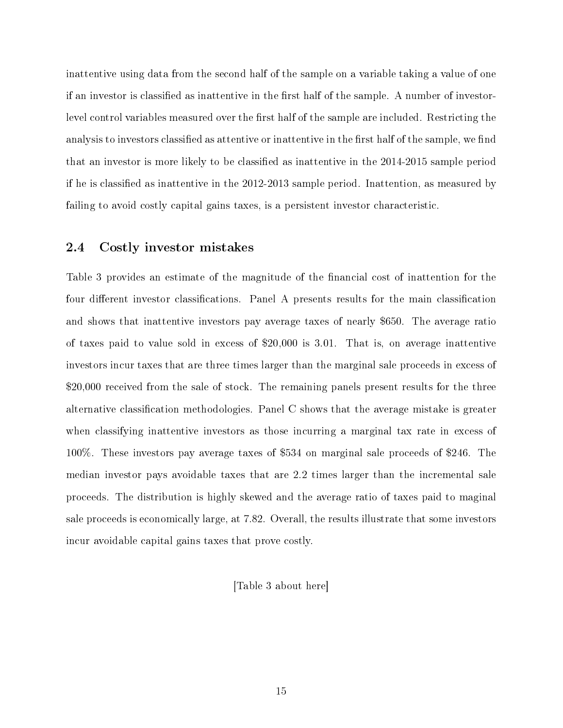inattentive using data from the second half of the sample on a variable taking a value of one if an investor is classified as inattentive in the first half of the sample. A number of investor-level control variables measured over the first half of the sample are included. Restricting the analysis to investors classified as attentive or inattentive in the first half of the sample, we find that an investor is more likely to be classified as inattentive in the 2014-2015 sample period if he is classified as inattentive in the 2012-2013 sample period. Inattention, as measured by failing to avoid costly capital gains taxes, is a persistent investor characteristic.

## 2.4 Costly investor mistakes

Table 3 provides an estimate of the magnitude of the financial cost of inattention for the four different investor classifications. Panel A presents results for the main classification and shows that inattentive investors pay average taxes of nearly $650. The average ratio of taxes paid to value sold in excess of $20,000 is 3.01. That is, on average inattentive investors incur taxes that are three times larger than the marginal sale proceeds in excess of $20,000 received from the sale of stock. The remaining panels present results for the three alternative classification methodologies. Panel C shows that the average mistake is greater when classifying inattentive investors as those incurring a marginal tax rate in excess of 100%. These investors pay average taxes of $534 on marginal sale proceeds of $246. The median investor pays avoidable taxes that are 2.2 times larger than the incremental sale proceeds. The distribution is highly skewed and the average ratio of taxes paid to maginal sale proceeds is economically large, at 7.82. Overall, the results illustrate that some investors incur avoidable capital gains taxes that prove costly.

[Table 3 about here]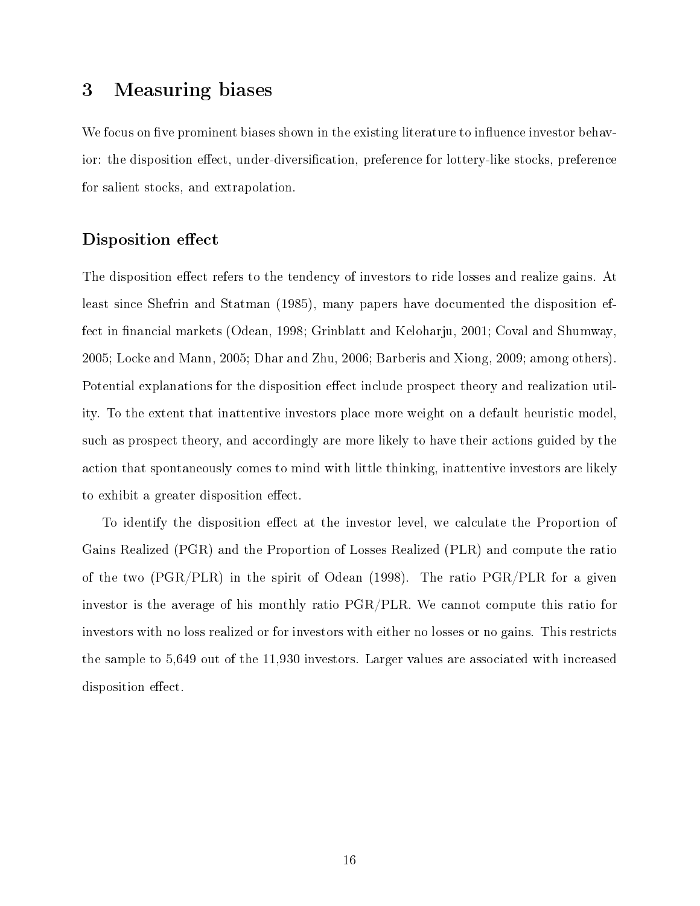# 3 Measuring biases

We focus on five prominent biases shown in the existing literature to influence investor behavior: the disposition effect, under-diversification, preference for lottery-like stocks, preference for salient stocks, and extrapolation.

## Disposition effect

The disposition effect refers to the tendency of investors to ride losses and realize gains. At least since Shefrin and Statman (1985), many papers have documented the disposition effect in financial markets (Odean, 1998; Grinblatt and Keloharju, 2001; Coval and Shumway, 2005; Locke and Mann, 2005; Dhar and Zhu, 2006; Barberis and Xiong, 2009; among others). Potential explanations for the disposition effect include prospect theory and realization utility. To the extent that inattentive investors place more weight on a default heuristic model, such as prospect theory, and accordingly are more likely to have their actions guided by the action that spontaneously comes to mind with little thinking, inattentive investors are likely to exhibit a greater disposition effect.

To identify the disposition effect at the investor level, we calculate the Proportion of Gains Realized (PGR) and the Proportion of Losses Realized (PLR) and compute the ratio of the two (PGR/PLR) in the spirit of Odean (1998). The ratio PGR/PLR for a given investor is the average of his monthly ratio PGR/PLR. We cannot compute this ratio for investors with no loss realized or for investors with either no losses or no gains. This restricts the sample to 5,649 out of the 11,930 investors. Larger values are associated with increased disposition effect.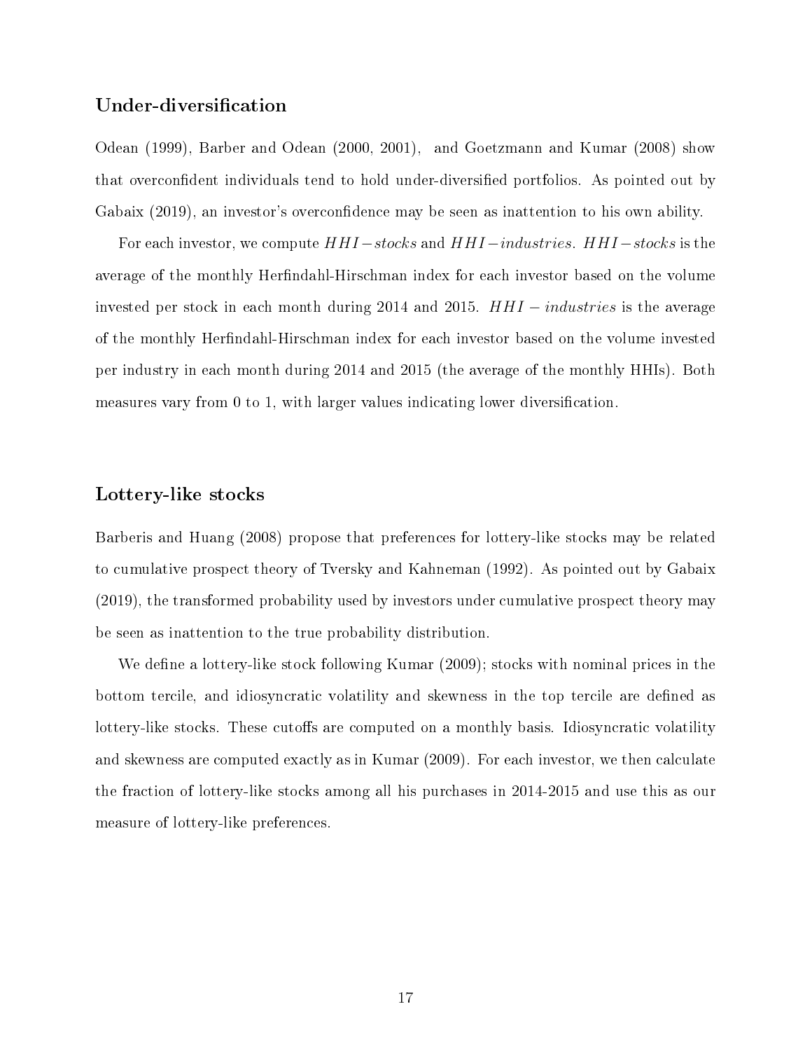### Under-diversification

Odean (1999), Barber and Odean (2000, 2001), and Goetzmann and Kumar (2008) show that overconfident individuals tend to hold under-diversified portfolios. As pointed out by Gabaix (2019), an investor's overconfidence may be seen as inattention to his own ability.

For each investor, we compute $HHI-stocks$ and $HHI-industries$. $HHI-stocks$ is the average of the monthly Herfindahl-Hirschman index for each investor based on the volume invested per stock in each month during 2014 and 2015. $HHI-industries$ is the average of the monthly Herfindahl-Hirschman index for each investor based on the volume invested per industry in each month during 2014 and 2015 (the average of the monthly HHIs). Both measures vary from 0 to 1, with larger values indicating lower diversification.

### Lottery-like stocks

Barberis and Huang (2008) propose that preferences for lottery-like stocks may be related to cumulative prospect theory of Tversky and Kahneman (1992). As pointed out by Gabaix (2019), the transformed probability used by investors under cumulative prospect theory may be seen as inattention to the true probability distribution.

We define a lottery-like stock following Kumar (2009); stocks with nominal prices in the bottom tercile, and idiosyncratic volatility and skewness in the top tercile are defined as lottery-like stocks. These cutoffs are computed on a monthly basis. Idiosyncratic volatility and skewness are computed exactly as in Kumar (2009). For each investor, we then calculate the fraction of lottery-like stocks among all his purchases in 2014-2015 and use this as our measure of lottery-like preferences.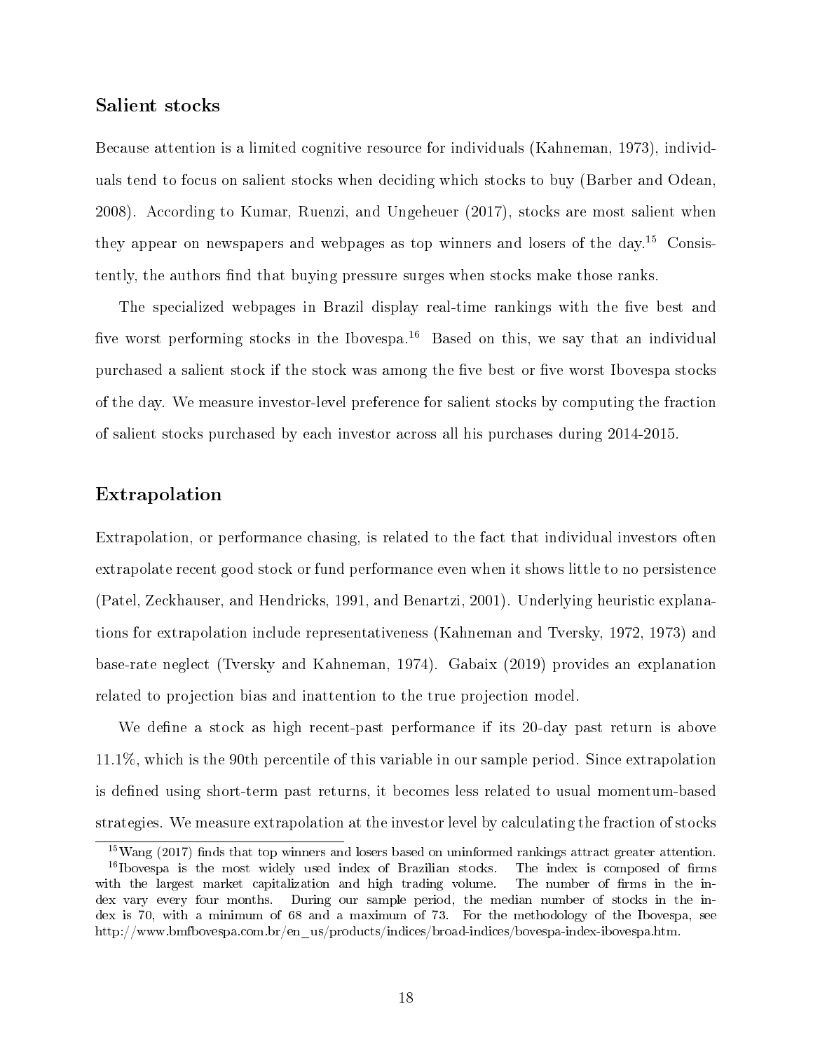### Salient stocks

Because attention is a limited cognitive resource for individuals (Kahneman, 1973), individuals tend to focus on salient stocks when deciding which stocks to buy (Barber and Odean, 2008). According to Kumar, Ruenzi, and Ungeheuer (2017), stocks are most salient when they appear on newspapers and webpages as top winners and losers of the day.[15] Consistently, the authors find that buying pressure surges when stocks make those ranks.

The specialized webpages in Brazil display real-time rankings with the five best and five worst performing stocks in the Ibovespa.[16] Based on this, we say that an individual purchased a salient stock if the stock was among the five best or five worst Ibovespa stocks of the day. We measure investor-level preference for salient stocks by computing the fraction of salient stocks purchased by each investor across all his purchases during 2014-2015.

### Extrapolation

Extrapolation, or performance chasing, is related to the fact that individual investors often extrapolate recent good stock or fund performance even when it shows little to no persistence (Patel, Zeckhauser, and Hendricks, 1991, and Benartzi, 2001). Underlying heuristic explanations for extrapolation include representativeness (Kahneman and Tversky, 1972, 1973) and base-rate neglect (Tversky and Kahneman, 1974). Gabaix (2019) provides an explanation related to projection bias and inattention to the true projection model.

We define a stock as high recent-past performance if its 20-day past return is above 11.1%, which is the 90th percentile of this variable in our sample period. Since extrapolation is defined using short-term past returns, it becomes less related to usual momentum-based strategies. We measure extrapolation at the investor level by calculating the fraction of stocks

[15] Wang (2017) finds that top winners and losers based on uninformed rankings attract greater attention.

[16] Ibovespa is the most widely used index of Brazilian stocks. The index is composed of firms with the largest market capitalization and high trading volume. The number of firms in the index vary every four months. During our sample period, the median number of stocks in the index is 70, with a minimum of 68 and a maximum of 73. For the methodology of the Ibovespa, see http://www.bmfbovespa.com.br/en_us/products/indices/broad-indices/bovespa-index-ibovespa.htm.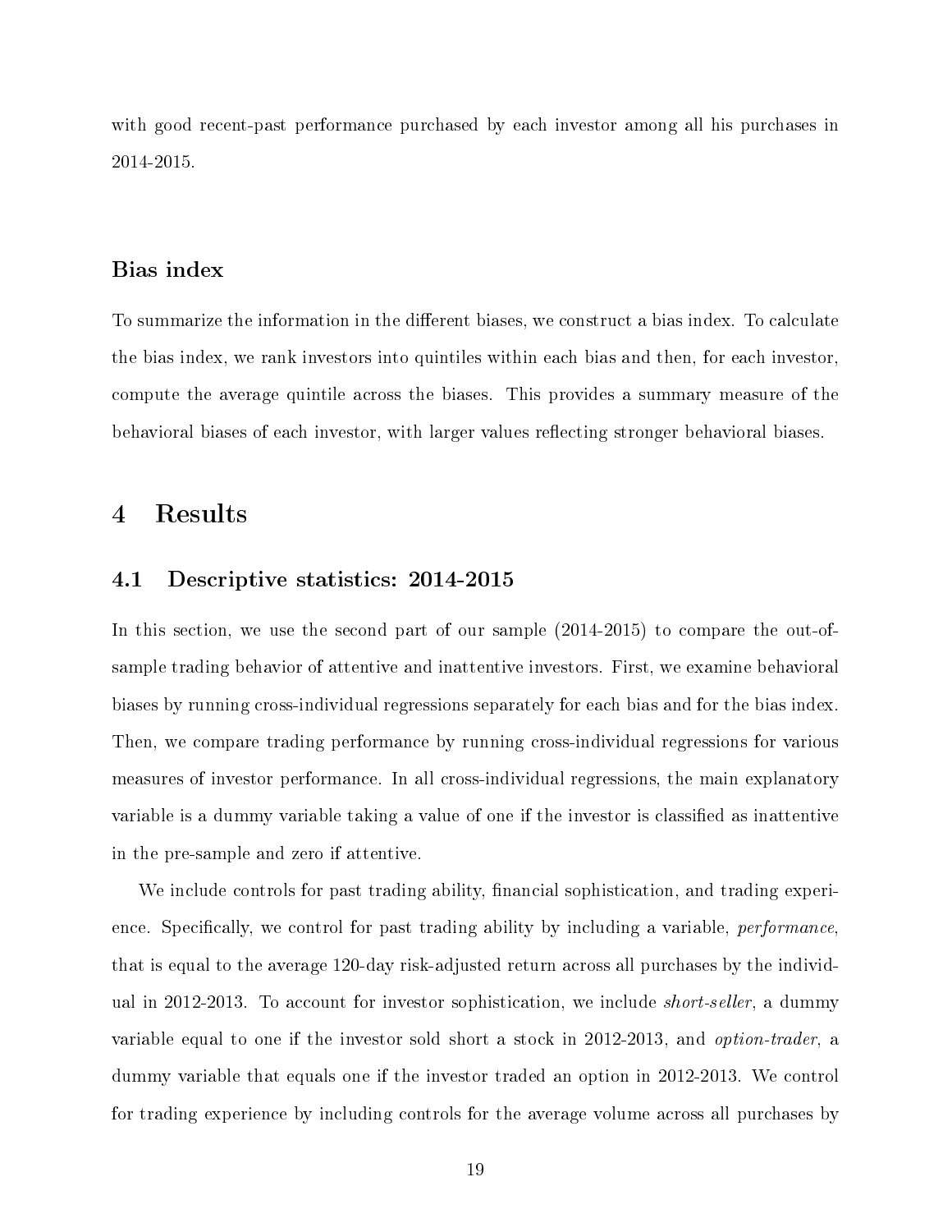with good recent-past performance purchased by each investor among all his purchases in 2014-2015.

### Bias index

To summarize the information in the different biases, we construct a bias index. To calculate the bias index, we rank investors into quintiles within each bias and then, for each investor, compute the average quintile across the biases. This provides a summary measure of the behavioral biases of each investor, with larger values reflecting stronger behavioral biases.

# 4 Results

## 4.1 Descriptive statistics: 2014-2015

In this section, we use the second part of our sample (2014-2015) to compare the out-of-sample trading behavior of attentive and inattentive investors. First, we examine behavioral biases by running cross-individual regressions separately for each bias and for the bias index. Then, we compare trading performance by running cross-individual regressions for various measures of investor performance. In all cross-individual regressions, the main explanatory variable is a dummy variable taking a value of one if the investor is classified as inattentive in the pre-sample and zero if attentive.

We include controls for past trading ability, financial sophistication, and trading experience. Specifically, we control for past trading ability by including a variable, *performance*, that is equal to the average 120-day risk-adjusted return across all purchases by the individual in 2012-2013. To account for investor sophistication, we include *short-seller*, a dummy variable equal to one if the investor sold short a stock in 2012-2013, and *option-trader*, a dummy variable that equals one if the investor traded an option in 2012-2013. We control for trading experience by including controls for the average volume across all purchases by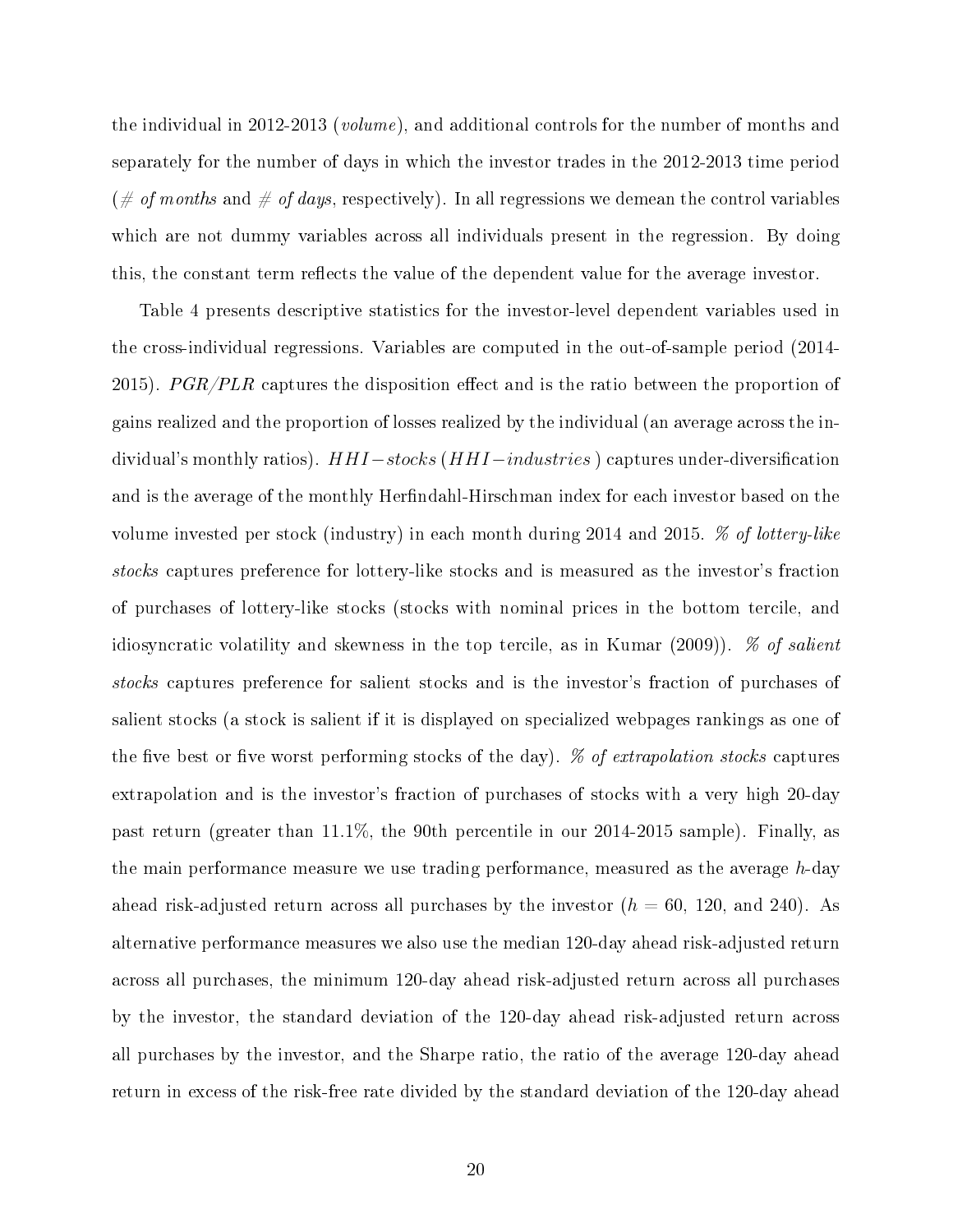the individual in 2012-2013 (*volume*), and additional controls for the number of months and separately for the number of days in which the investor trades in the 2012-2013 time period (*# of months* and *# of days*, respectively). In all regressions we demean the control variables which are not dummy variables across all individuals present in the regression. By doing this, the constant term reflects the value of the dependent value for the average investor.

Table 4 presents descriptive statistics for the investor-level dependent variables used in the cross-individual regressions. Variables are computed in the out-of-sample period (2014-2015). *PGR/PLR* captures the disposition effect and is the ratio between the proportion of gains realized and the proportion of losses realized by the individual (an average across the individual's monthly ratios). $HHI-stocks$ ($HHI-industries$) captures under-diversification and is the average of the monthly Herfindahl-Hirschman index for each investor based on the volume invested per stock (industry) in each month during 2014 and 2015. *% of lottery-like stocks* captures preference for lottery-like stocks and is measured as the investor's fraction of purchases of lottery-like stocks (stocks with nominal prices in the bottom tercile, and idiosyncratic volatility and skewness in the top tercile, as in Kumar (2009)). *% of salient stocks* captures preference for salient stocks and is the investor's fraction of purchases of salient stocks (a stock is salient if it is displayed on specialized webpages rankings as one of the five best or five worst performing stocks of the day). *% of extrapolation stocks* captures extrapolation and is the investor's fraction of purchases of stocks with a very high 20-day past return (greater than 11.1%, the 90th percentile in our 2014-2015 sample). Finally, as the main performance measure we use trading performance, measured as the average $h$-day ahead risk-adjusted return across all purchases by the investor ($h$ = 60, 120, and 240). As alternative performance measures we also use the median 120-day ahead risk-adjusted return across all purchases, the minimum 120-day ahead risk-adjusted return across all purchases by the investor, the standard deviation of the 120-day ahead risk-adjusted return across all purchases by the investor, and the Sharpe ratio, the ratio of the average 120-day ahead return in excess of the risk-free rate divided by the standard deviation of the 120-day ahead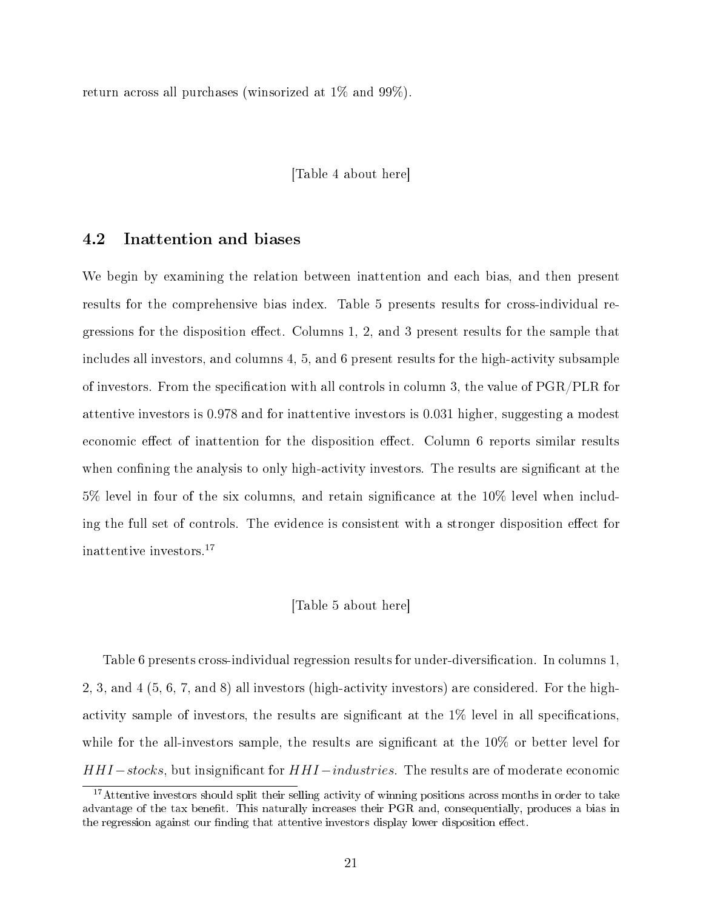return across all purchases (winsorized at 1% and 99%).

[Table 4 about here]

## 4.2 Inattention and biases

We begin by examining the relation between inattention and each bias, and then present results for the comprehensive bias index. Table 5 presents results for cross-individual regressions for the disposition effect. Columns 1, 2, and 3 present results for the sample that includes all investors, and columns 4, 5, and 6 present results for the high-activity subsample of investors. From the specification with all controls in column 3, the value of PGR/PLR for attentive investors is 0.978 and for inattentive investors is 0.031 higher, suggesting a modest economic effect of inattention for the disposition effect. Column 6 reports similar results when confining the analysis to only high-activity investors. The results are significant at the 5% level in four of the six columns, and retain significance at the 10% level when including the full set of controls. The evidence is consistent with a stronger disposition effect for inattentive investors.[17]

[Table 5 about here]

Table 6 presents cross-individual regression results for under-diversification. In columns 1, 2, 3, and 4 (5, 6, 7, and 8) all investors (high-activity investors) are considered. For the high-activity sample of investors, the results are significant at the 1% level in all specifications, while for the all-investors sample, the results are significant at the 10% or better level for $HHI-stocks$, but insignificant for $HHI-industries$. The results are of moderate economic

[17] Attentive investors should split their selling activity of winning positions across months in order to take advantage of the tax benefit. This naturally increases their PGR and, consequentially, produces a bias in the regression against our finding that attentive investors display lower disposition effect.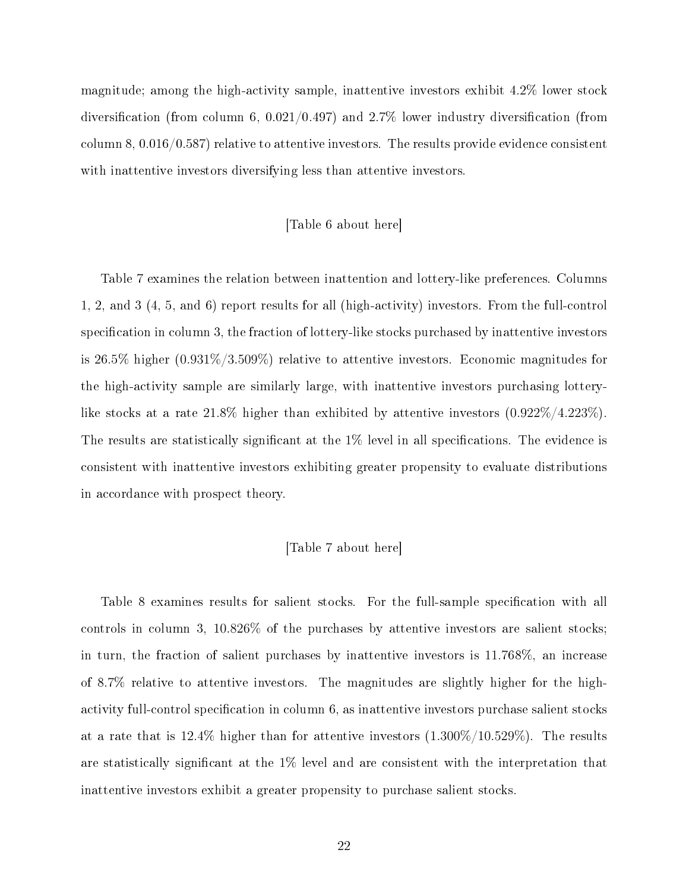magnitude; among the high-activity sample, inattentive investors exhibit 4.2% lower stock diversification (from column 6, 0.021/0.497) and 2.7% lower industry diversification (from column 8, 0.016/0.587) relative to attentive investors. The results provide evidence consistent with inattentive investors diversifying less than attentive investors.

[Table 6 about here]

Table 7 examines the relation between inattention and lottery-like preferences. Columns 1, 2, and 3 (4, 5, and 6) report results for all (high-activity) investors. From the full-control specification in column 3, the fraction of lottery-like stocks purchased by inattentive investors is 26.5% higher (0.931%/3.509%) relative to attentive investors. Economic magnitudes for the high-activity sample are similarly large, with inattentive investors purchasing lottery-like stocks at a rate 21.8% higher than exhibited by attentive investors (0.922%/4.223%). The results are statistically significant at the 1% level in all specifications. The evidence is consistent with inattentive investors exhibiting greater propensity to evaluate distributions in accordance with prospect theory.

[Table 7 about here]

Table 8 examines results for salient stocks. For the full-sample specification with all controls in column 3, 10.826% of the purchases by attentive investors are salient stocks; in turn, the fraction of salient purchases by inattentive investors is 11.768%, an increase of 8.7% relative to attentive investors. The magnitudes are slightly higher for the high-activity full-control specification in column 6, as inattentive investors purchase salient stocks at a rate that is 12.4% higher than for attentive investors (1.300%/10.529%). The results are statistically significant at the 1% level and are consistent with the interpretation that inattentive investors exhibit a greater propensity to purchase salient stocks.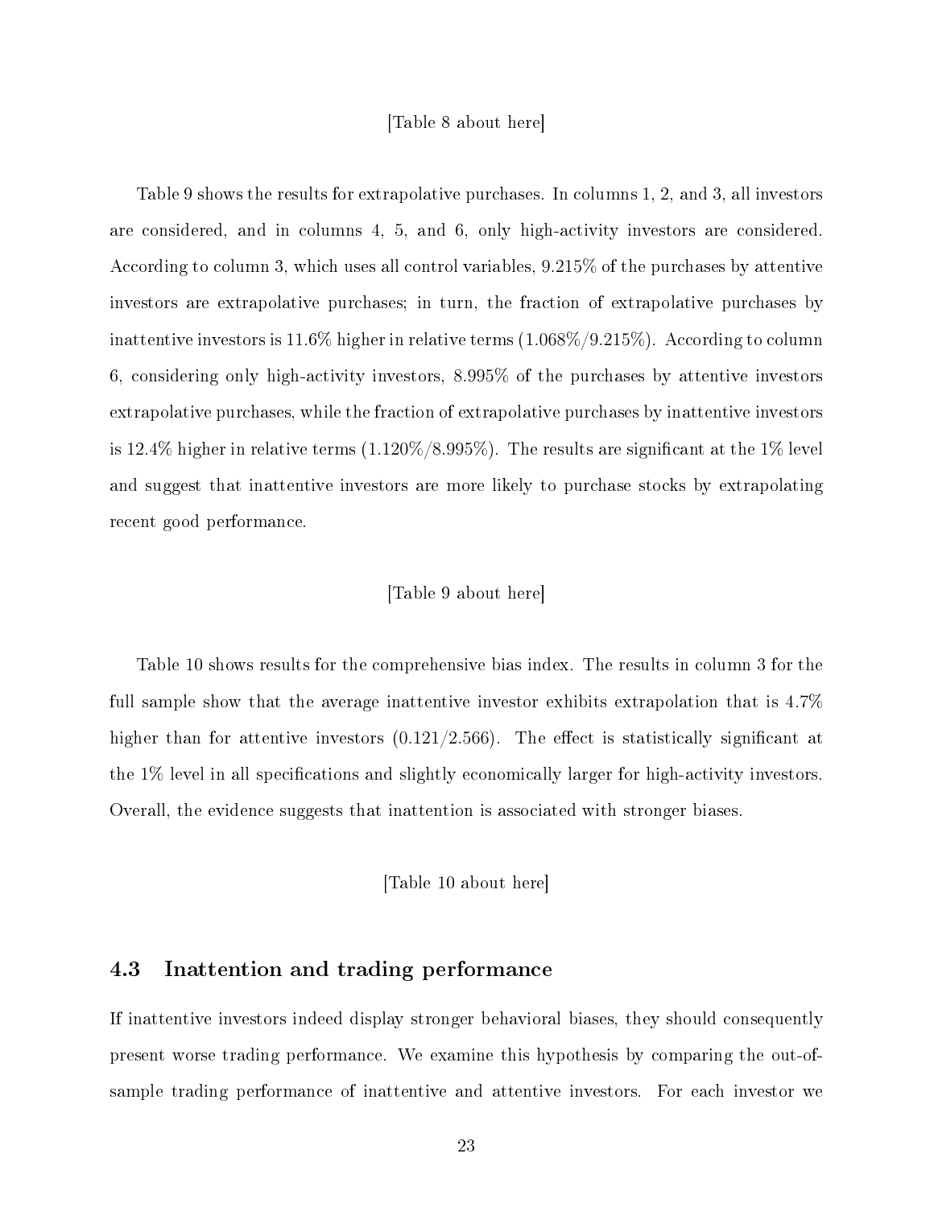[Table 8 about here]

Table 9 shows the results for extrapolative purchases. In columns 1, 2, and 3, all investors are considered, and in columns 4, 5, and 6, only high-activity investors are considered. According to column 3, which uses all control variables, 9.215% of the purchases by attentive investors are extrapolative purchases; in turn, the fraction of extrapolative purchases by inattentive investors is 11.6% higher in relative terms (1.068%/9.215%). According to column 6, considering only high-activity investors, 8.995% of the purchases by attentive investors extrapolative purchases, while the fraction of extrapolative purchases by inattentive investors is 12.4% higher in relative terms (1.120%/8.995%). The results are significant at the 1% level and suggest that inattentive investors are more likely to purchase stocks by extrapolating recent good performance.

[Table 9 about here]

Table 10 shows results for the comprehensive bias index. The results in column 3 for the full sample show that the average inattentive investor exhibits extrapolation that is 4.7% higher than for attentive investors (0.121/2.566). The effect is statistically significant at the 1% level in all specifications and slightly economically larger for high-activity investors. Overall, the evidence suggests that inattention is associated with stronger biases.

[Table 10 about here]

## 4.3 Inattention and trading performance

If inattentive investors indeed display stronger behavioral biases, they should consequently present worse trading performance. We examine this hypothesis by comparing the out-of-sample trading performance of inattentive and attentive investors. For each investor we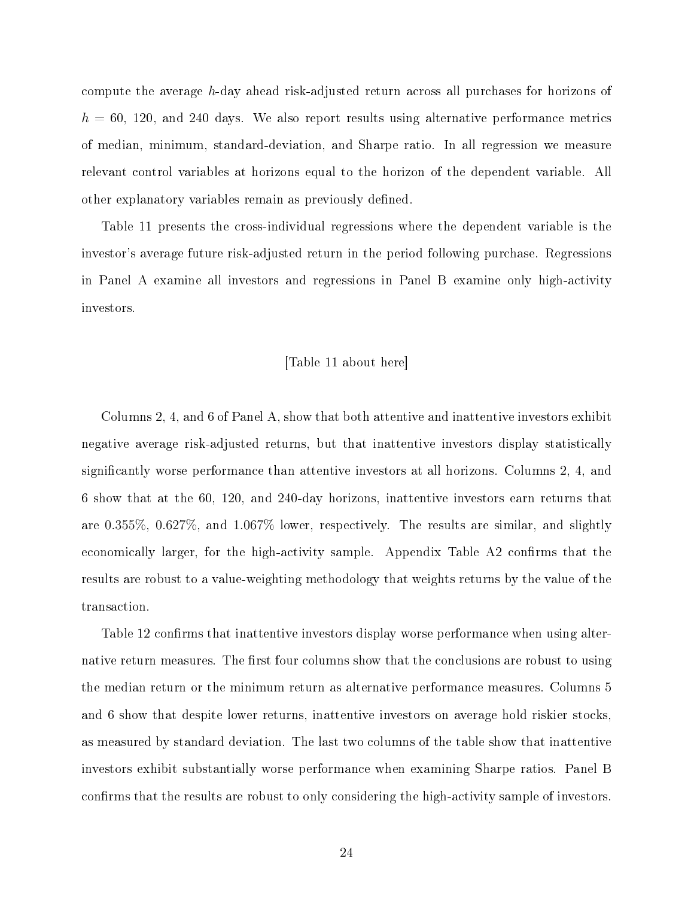compute the average $h$-day ahead risk-adjusted return across all purchases for horizons of $h = 60$, 120, and 240 days. We also report results using alternative performance metrics of median, minimum, standard-deviation, and Sharpe ratio. In all regression we measure relevant control variables at horizons equal to the horizon of the dependent variable. All other explanatory variables remain as previously defined.

Table 11 presents the cross-individual regressions where the dependent variable is the investor's average future risk-adjusted return in the period following purchase. Regressions in Panel A examine all investors and regressions in Panel B examine only high-activity investors.

[Table 11 about here]

Columns 2, 4, and 6 of Panel A, show that both attentive and inattentive investors exhibit negative average risk-adjusted returns, but that inattentive investors display statistically significantly worse performance than attentive investors at all horizons. Columns 2, 4, and 6 show that at the 60, 120, and 240-day horizons, inattentive investors earn returns that are 0.355%, 0.627%, and 1.067% lower, respectively. The results are similar, and slightly economically larger, for the high-activity sample. Appendix Table A2 confirms that the results are robust to a value-weighting methodology that weights returns by the value of the transaction.

Table 12 confirms that inattentive investors display worse performance when using alternative return measures. The first four columns show that the conclusions are robust to using the median return or the minimum return as alternative performance measures. Columns 5 and 6 show that despite lower returns, inattentive investors on average hold riskier stocks, as measured by standard deviation. The last two columns of the table show that inattentive investors exhibit substantially worse performance when examining Sharpe ratios. Panel B confirms that the results are robust to only considering the high-activity sample of investors.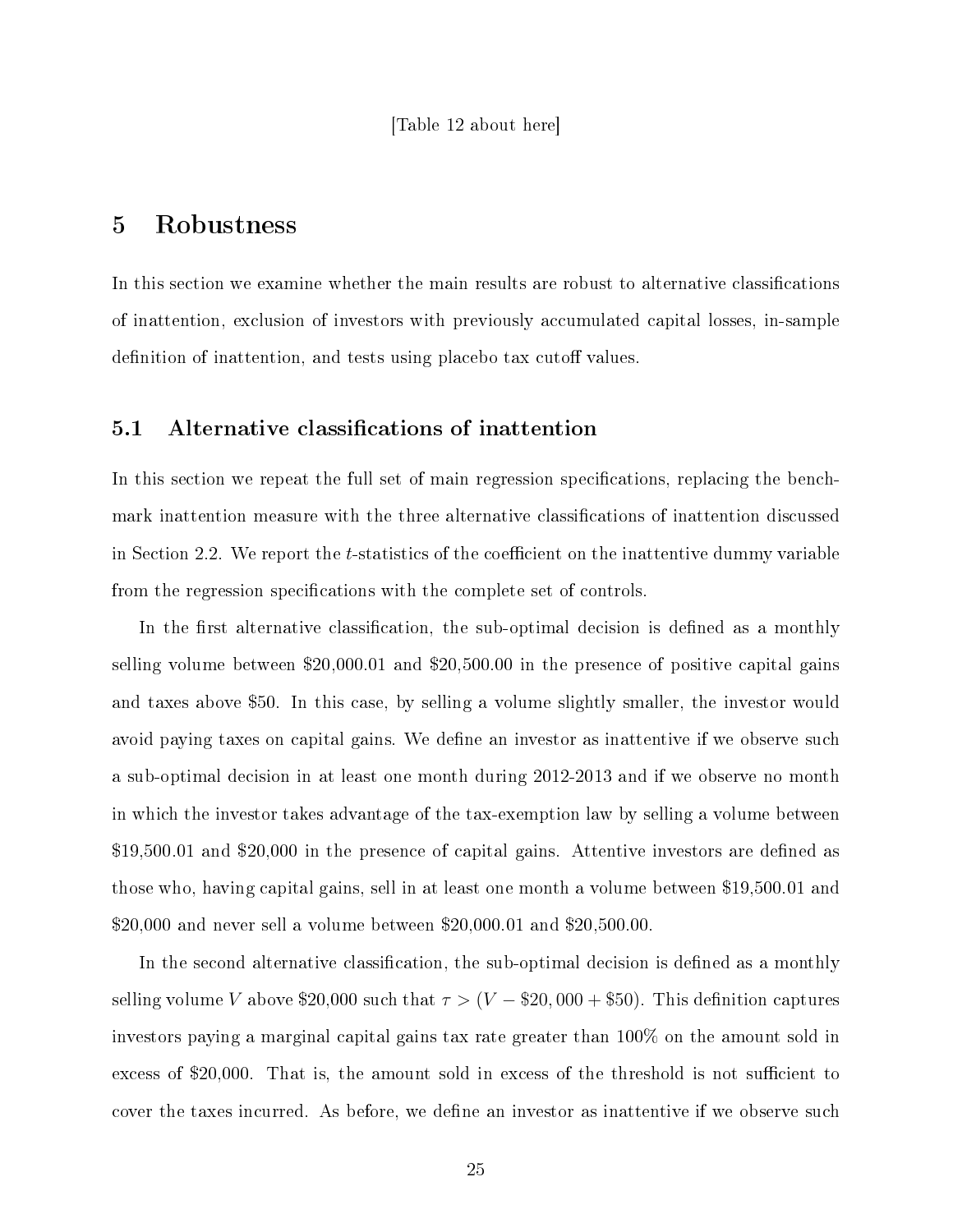[Table 12 about here]

# 5 Robustness

In this section we examine whether the main results are robust to alternative classifications of inattention, exclusion of investors with previously accumulated capital losses, in-sample definition of inattention, and tests using placebo tax cutoff values.

## 5.1 Alternative classifications of inattention

In this section we repeat the full set of main regression specifications, replacing the benchmark inattention measure with the three alternative classifications of inattention discussed in Section 2.2. We report the $t$-statistics of the coefficient on the inattentive dummy variable from the regression specifications with the complete set of controls.

In the first alternative classification, the sub-optimal decision is defined as a monthly selling volume between \$20,000.01 and \$20,500.00 in the presence of positive capital gains and taxes above \$50. In this case, by selling a volume slightly smaller, the investor would avoid paying taxes on capital gains. We define an investor as inattentive if we observe such a sub-optimal decision in at least one month during 2012-2013 and if we observe no month in which the investor takes advantage of the tax-exemption law by selling a volume between \$19,500.01 and \$20,000 in the presence of capital gains. Attentive investors are defined as those who, having capital gains, sell in at least one month a volume between \$19,500.01 and \$20,000 and never sell a volume between \$20,000.01 and \$20,500.00.

In the second alternative classification, the sub-optimal decision is defined as a monthly selling volume $V$ above \$20,000 such that $\tau > (V - \$20,000 + \$50)$. This definition captures investors paying a marginal capital gains tax rate greater than 100% on the amount sold in excess of \$20,000. That is, the amount sold in excess of the threshold is not sufficient to cover the taxes incurred. As before, we define an investor as inattentive if we observe such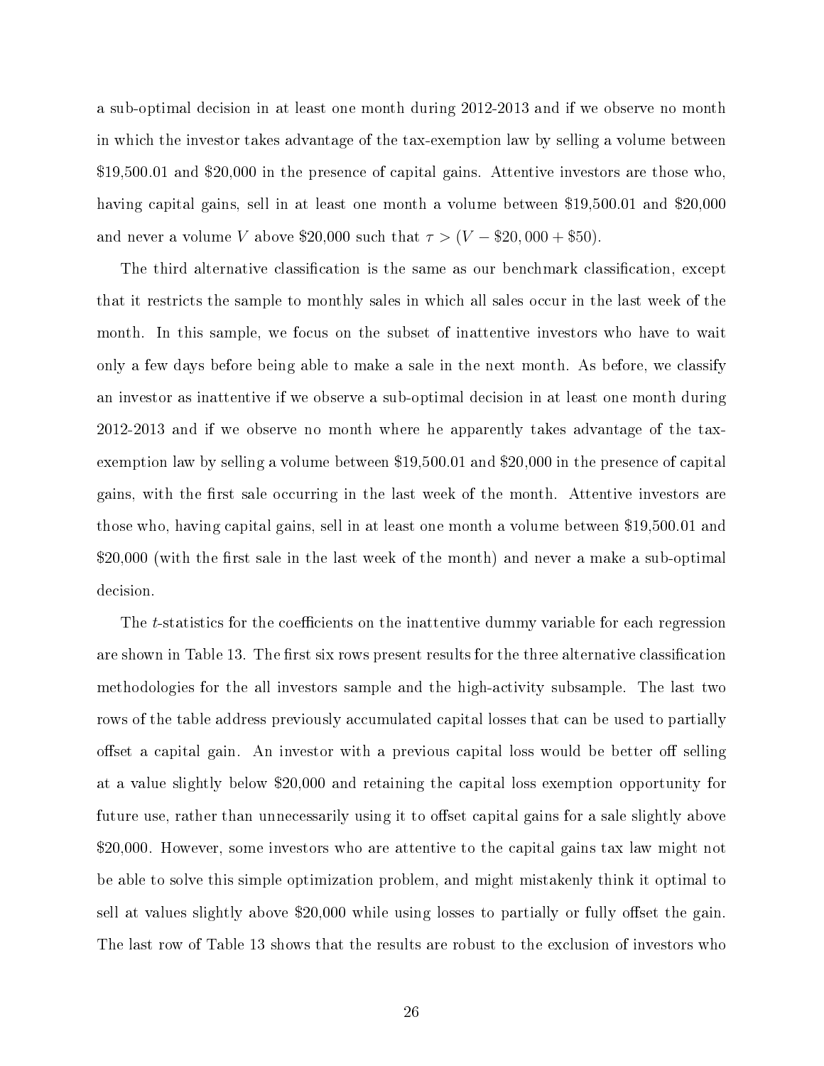a sub-optimal decision in at least one month during 2012-2013 and if we observe no month in which the investor takes advantage of the tax-exemption law by selling a volume between \$19,500.01 and \$20,000 in the presence of capital gains. Attentive investors are those who, having capital gains, sell in at least one month a volume between \$19,500.01 and \$20,000 and never a volume $V$ above \$20,000 such that $\tau > (V - \$20,000 + \$50)$.

The third alternative classification is the same as our benchmark classification, except that it restricts the sample to monthly sales in which all sales occur in the last week of the month. In this sample, we focus on the subset of inattentive investors who have to wait only a few days before being able to make a sale in the next month. As before, we classify an investor as inattentive if we observe a sub-optimal decision in at least one month during 2012-2013 and if we observe no month where he apparently takes advantage of the tax-exemption law by selling a volume between \$19,500.01 and \$20,000 in the presence of capital gains, with the first sale occurring in the last week of the month. Attentive investors are those who, having capital gains, sell in at least one month a volume between \$19,500.01 and \$20,000 (with the first sale in the last week of the month) and never a make a sub-optimal decision.

The $t$-statistics for the coefficients on the inattentive dummy variable for each regression are shown in Table 13. The first six rows present results for the three alternative classification methodologies for the all investors sample and the high-activity subsample. The last two rows of the table address previously accumulated capital losses that can be used to partially offset a capital gain. An investor with a previous capital loss would be better off selling at a value slightly below \$20,000 and retaining the capital loss exemption opportunity for future use, rather than unnecessarily using it to offset capital gains for a sale slightly above \$20,000. However, some investors who are attentive to the capital gains tax law might not be able to solve this simple optimization problem, and might mistakenly think it optimal to sell at values slightly above \$20,000 while using losses to partially or fully offset the gain. The last row of Table 13 shows that the results are robust to the exclusion of investors who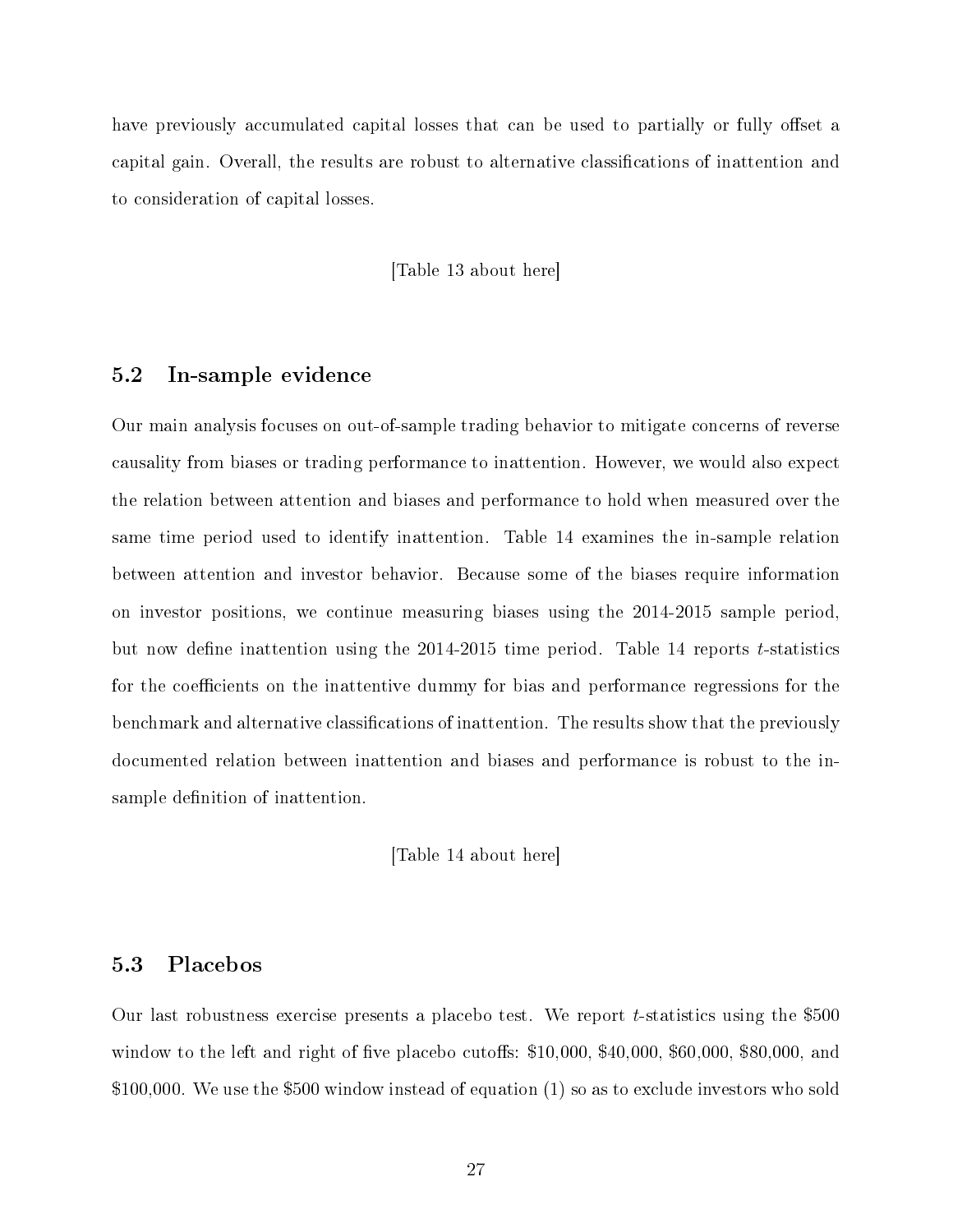have previously accumulated capital losses that can be used to partially or fully offset a capital gain. Overall, the results are robust to alternative classifications of inattention and to consideration of capital losses.

[Table 13 about here]

## 5.2 In-sample evidence

Our main analysis focuses on out-of-sample trading behavior to mitigate concerns of reverse causality from biases or trading performance to inattention. However, we would also expect the relation between attention and biases and performance to hold when measured over the same time period used to identify inattention. Table 14 examines the in-sample relation between attention and investor behavior. Because some of the biases require information on investor positions, we continue measuring biases using the 2014-2015 sample period, but now define inattention using the 2014-2015 time period. Table 14 reports $t$-statistics for the coefficients on the inattentive dummy for bias and performance regressions for the benchmark and alternative classifications of inattention. The results show that the previously documented relation between inattention and biases and performance is robust to the in-sample definition of inattention.

[Table 14 about here]

## 5.3 Placebos

Our last robustness exercise presents a placebo test. We report $t$-statistics using the $500 window to the left and right of five placebo cutoffs: $10,000, $40,000, $60,000, $80,000, and $100,000. We use the $500 window instead of equation (1) so as to exclude investors who sold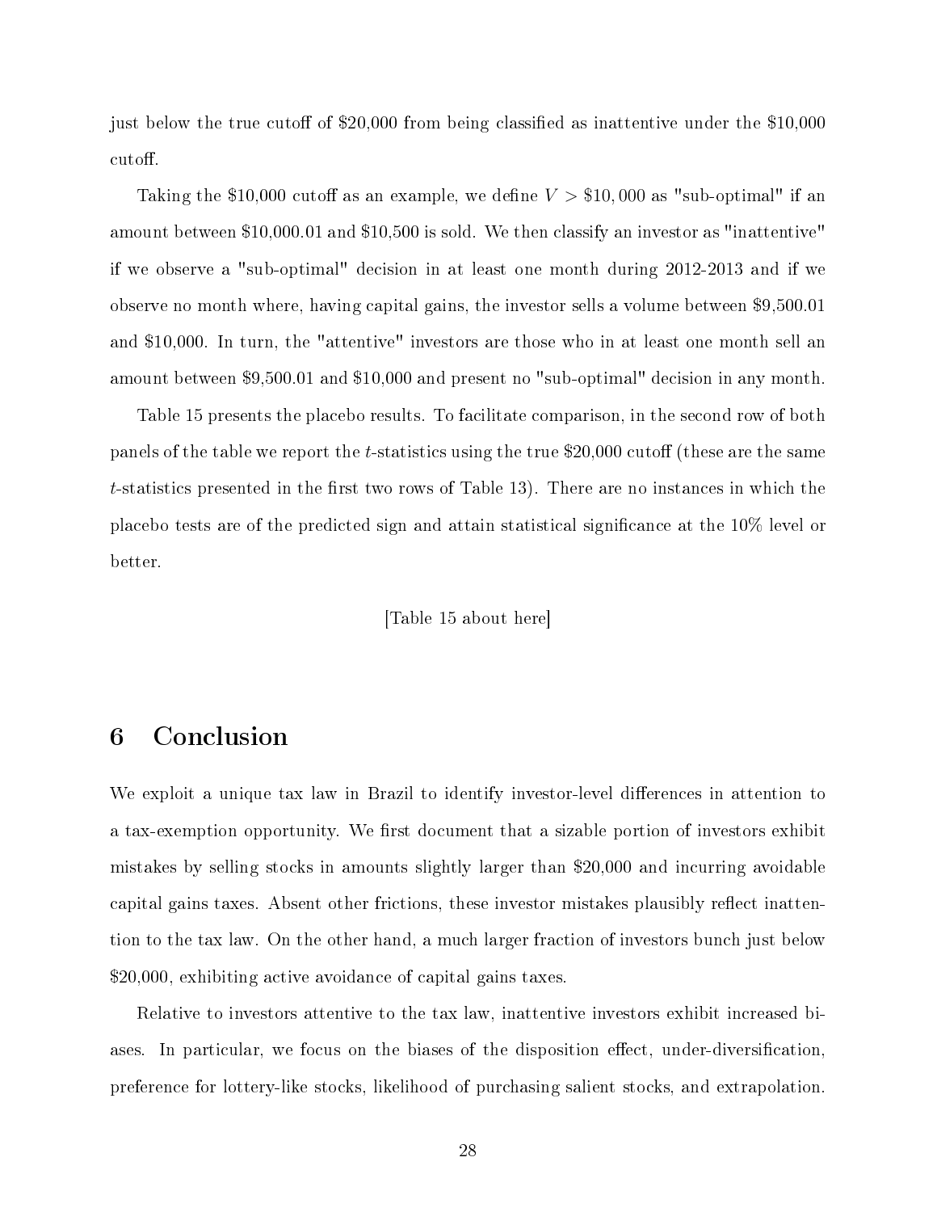just below the true cutoff of \$20,000 from being classified as inattentive under the \$10,000 cutoff.

Taking the \$10,000 cutoff as an example, we define $V > \$10,000$ as "sub-optimal" if an amount between \$10,000.01 and \$10,500 is sold. We then classify an investor as "inattentive" if we observe a "sub-optimal" decision in at least one month during 2012-2013 and if we observe no month where, having capital gains, the investor sells a volume between \$9,500.01 and \$10,000. In turn, the "attentive" investors are those who in at least one month sell an amount between \$9,500.01 and \$10,000 and present no "sub-optimal" decision in any month.

Table 15 presents the placebo results. To facilitate comparison, in the second row of both panels of the table we report the $t$-statistics using the true \$20,000 cutoff (these are the same $t$-statistics presented in the first two rows of Table 13). There are no instances in which the placebo tests are of the predicted sign and attain statistical significance at the 10% level or better.

[Table 15 about here]

# 6 Conclusion

We exploit a unique tax law in Brazil to identify investor-level differences in attention to a tax-exemption opportunity. We first document that a sizable portion of investors exhibit mistakes by selling stocks in amounts slightly larger than \$20,000 and incurring avoidable capital gains taxes. Absent other frictions, these investor mistakes plausibly reflect inattention to the tax law. On the other hand, a much larger fraction of investors bunch just below \$20,000, exhibiting active avoidance of capital gains taxes.

Relative to investors attentive to the tax law, inattentive investors exhibit increased biases. In particular, we focus on the biases of the disposition effect, under-diversification, preference for lottery-like stocks, likelihood of purchasing salient stocks, and extrapolation.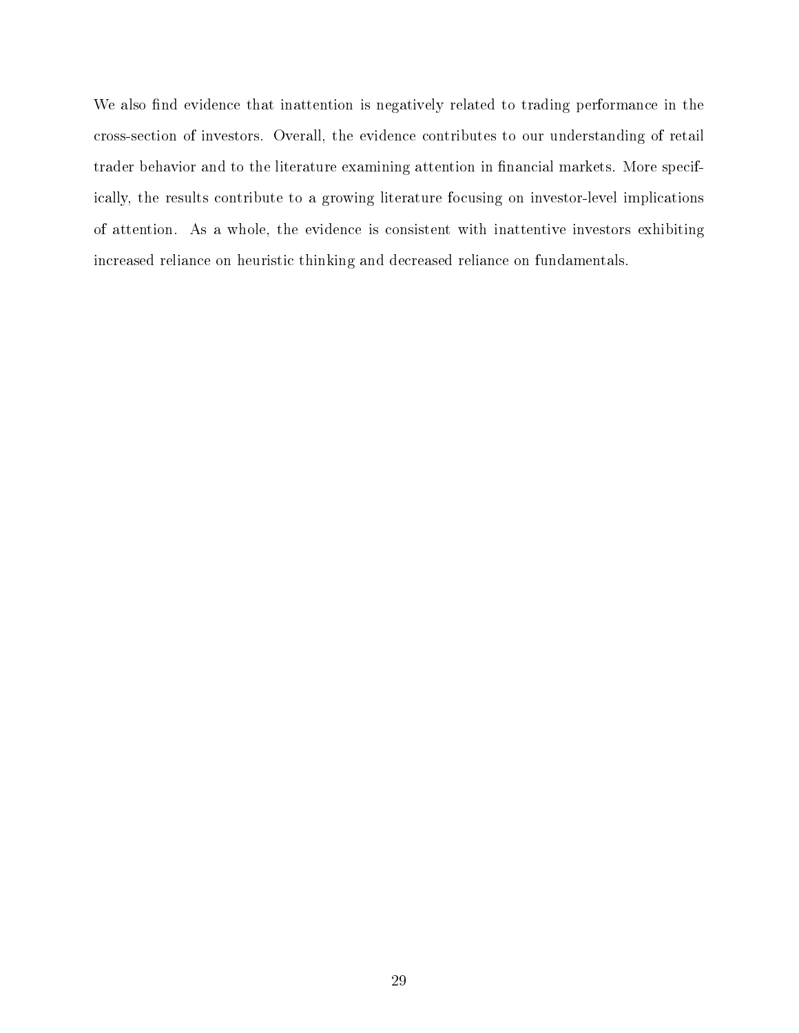We also find evidence that inattention is negatively related to trading performance in the cross-section of investors. Overall, the evidence contributes to our understanding of retail trader behavior and to the literature examining attention in financial markets. More specifically, the results contribute to a growing literature focusing on investor-level implications of attention. As a whole, the evidence is consistent with inattentive investors exhibiting increased reliance on heuristic thinking and decreased reliance on fundamentals.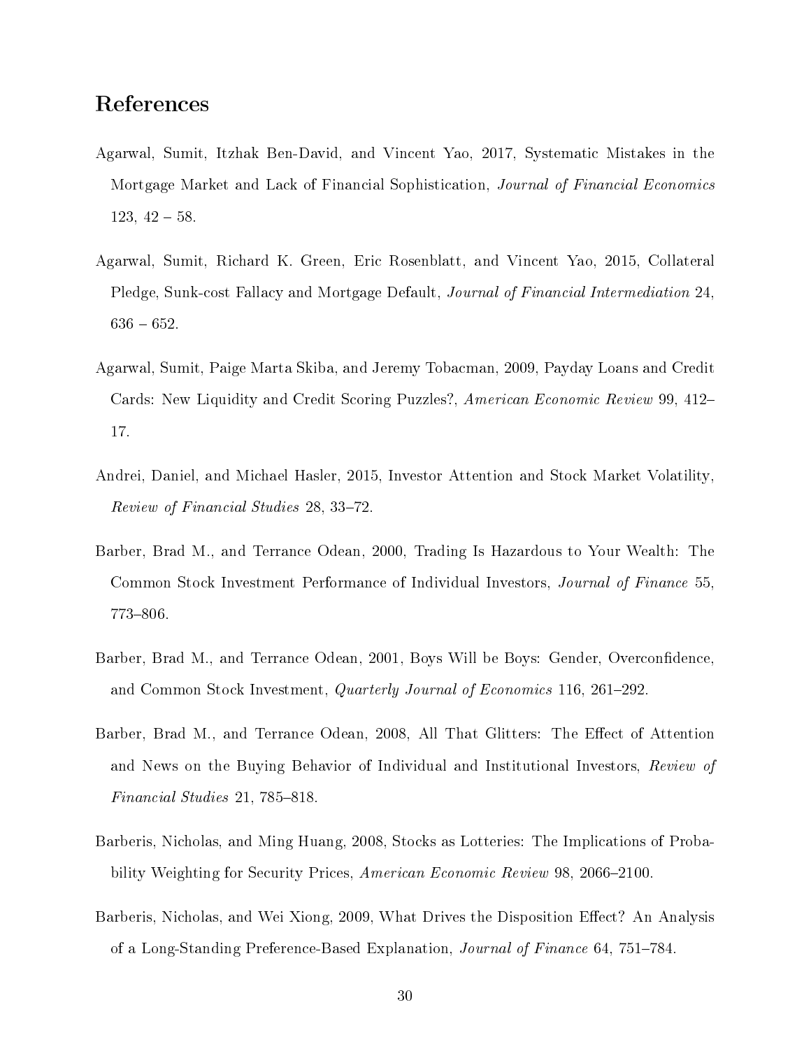# References

Agarwal, Sumit, Itzhak Ben-David, and Vincent Yao, 2017, Systematic Mistakes in the Mortgage Market and Lack of Financial Sophistication, *Journal of Financial Economics* 123, 42 – 58.

Agarwal, Sumit, Richard K. Green, Eric Rosenblatt, and Vincent Yao, 2015, Collateral Pledge, Sunk-cost Fallacy and Mortgage Default, *Journal of Financial Intermediation* 24, 636 – 652.

Agarwal, Sumit, Paige Marta Skiba, and Jeremy Tobacman, 2009, Payday Loans and Credit Cards: New Liquidity and Credit Scoring Puzzles?, *American Economic Review* 99, 412–17.

Andrei, Daniel, and Michael Hasler, 2015, Investor Attention and Stock Market Volatility, *Review of Financial Studies* 28, 33–72.

Barber, Brad M., and Terrance Odean, 2000, Trading Is Hazardous to Your Wealth: The Common Stock Investment Performance of Individual Investors, *Journal of Finance* 55, 773–806.

Barber, Brad M., and Terrance Odean, 2001, Boys Will be Boys: Gender, Overconfidence, and Common Stock Investment, *Quarterly Journal of Economics* 116, 261–292.

Barber, Brad M., and Terrance Odean, 2008, All That Glitters: The Effect of Attention and News on the Buying Behavior of Individual and Institutional Investors, *Review of Financial Studies* 21, 785–818.

Barberis, Nicholas, and Ming Huang, 2008, Stocks as Lotteries: The Implications of Probability Weighting for Security Prices, *American Economic Review* 98, 2066–2100.

Barberis, Nicholas, and Wei Xiong, 2009, What Drives the Disposition Effect? An Analysis of a Long-Standing Preference-Based Explanation, *Journal of Finance* 64, 751–784.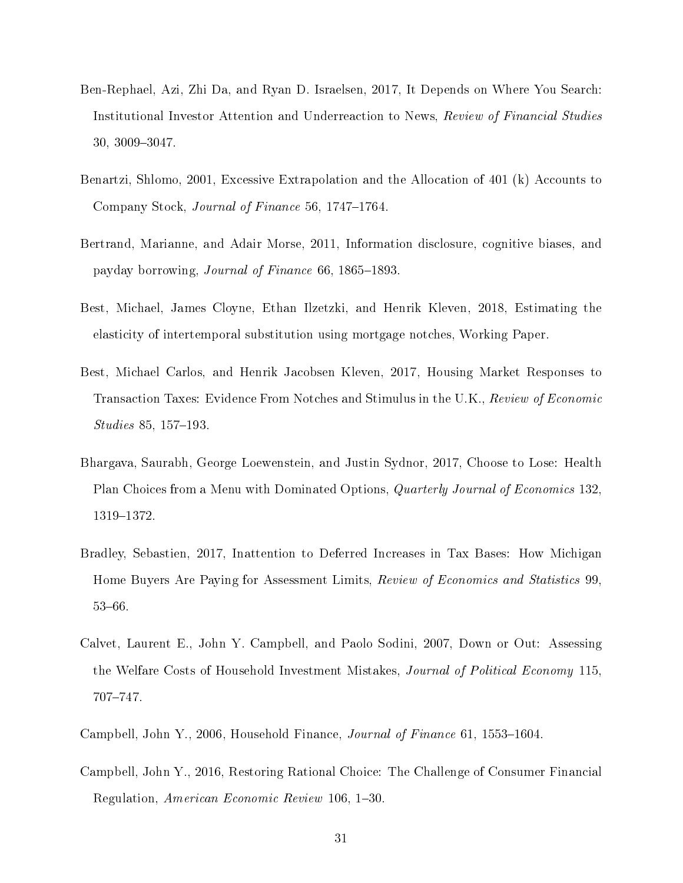Ben-Rephael, Azi, Zhi Da, and Ryan D. Israelsen, 2017, It Depends on Where You Search: Institutional Investor Attention and Underreaction to News, *Review of Financial Studies* 30, 3009–3047.

Benartzi, Shlomo, 2001, Excessive Extrapolation and the Allocation of 401 (k) Accounts to Company Stock, *Journal of Finance* 56, 1747–1764.

Bertrand, Marianne, and Adair Morse, 2011, Information disclosure, cognitive biases, and payday borrowing, *Journal of Finance* 66, 1865–1893.

Best, Michael, James Cloyne, Ethan Ilzetzki, and Henrik Kleven, 2018, Estimating the elasticity of intertemporal substitution using mortgage notches, Working Paper.

Best, Michael Carlos, and Henrik Jacobsen Kleven, 2017, Housing Market Responses to Transaction Taxes: Evidence From Notches and Stimulus in the U.K., *Review of Economic Studies* 85, 157–193.

Bhargava, Saurabh, George Loewenstein, and Justin Sydnor, 2017, Choose to Lose: Health Plan Choices from a Menu with Dominated Options, *Quarterly Journal of Economics* 132, 1319–1372.

Bradley, Sebastien, 2017, Inattention to Deferred Increases in Tax Bases: How Michigan Home Buyers Are Paying for Assessment Limits, *Review of Economics and Statistics* 99, 53–66.

Calvet, Laurent E., John Y. Campbell, and Paolo Sodini, 2007, Down or Out: Assessing the Welfare Costs of Household Investment Mistakes, *Journal of Political Economy* 115, 707–747.

Campbell, John Y., 2006, Household Finance, *Journal of Finance* 61, 1553–1604.

Campbell, John Y., 2016, Restoring Rational Choice: The Challenge of Consumer Financial Regulation, *American Economic Review* 106, 1–30.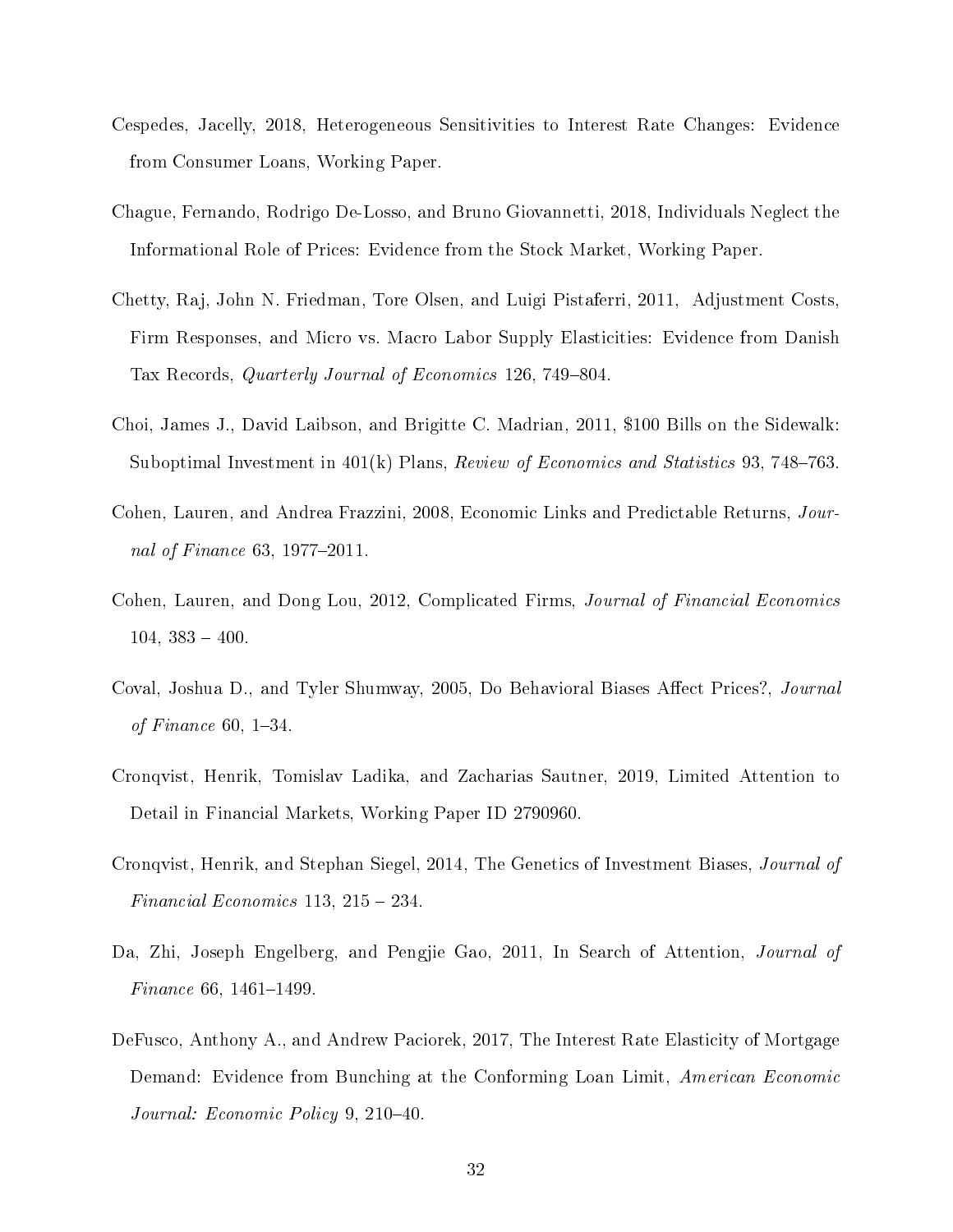Cespedes, Jacelly, 2018, Heterogeneous Sensitivities to Interest Rate Changes: Evidence from Consumer Loans, Working Paper.

Chague, Fernando, Rodrigo De-Losso, and Bruno Giovannetti, 2018, Individuals Neglect the Informational Role of Prices: Evidence from the Stock Market, Working Paper.

Chetty, Raj, John N. Friedman, Tore Olsen, and Luigi Pistaferri, 2011, Adjustment Costs, Firm Responses, and Micro vs. Macro Labor Supply Elasticities: Evidence from Danish Tax Records, *Quarterly Journal of Economics* 126, 749–804.

Choi, James J., David Laibson, and Brigitte C. Madrian, 2011, $100 Bills on the Sidewalk: Suboptimal Investment in 401(k) Plans, *Review of Economics and Statistics* 93, 748–763.

Cohen, Lauren, and Andrea Frazzini, 2008, Economic Links and Predictable Returns, *Journal of Finance* 63, 1977–2011.

Cohen, Lauren, and Dong Lou, 2012, Complicated Firms, *Journal of Financial Economics* 104, 383 – 400.

Coval, Joshua D., and Tyler Shumway, 2005, Do Behavioral Biases Affect Prices?, *Journal of Finance* 60, 1–34.

Cronqvist, Henrik, Tomislav Ladika, and Zacharias Sautner, 2019, Limited Attention to Detail in Financial Markets, Working Paper ID 2790960.

Cronqvist, Henrik, and Stephan Siegel, 2014, The Genetics of Investment Biases, *Journal of Financial Economics* 113, 215 – 234.

Da, Zhi, Joseph Engelberg, and Pengjie Gao, 2011, In Search of Attention, *Journal of Finance* 66, 1461–1499.

DeFusco, Anthony A., and Andrew Paciorek, 2017, The Interest Rate Elasticity of Mortgage Demand: Evidence from Bunching at the Conforming Loan Limit, *American Economic Journal: Economic Policy* 9, 210–40.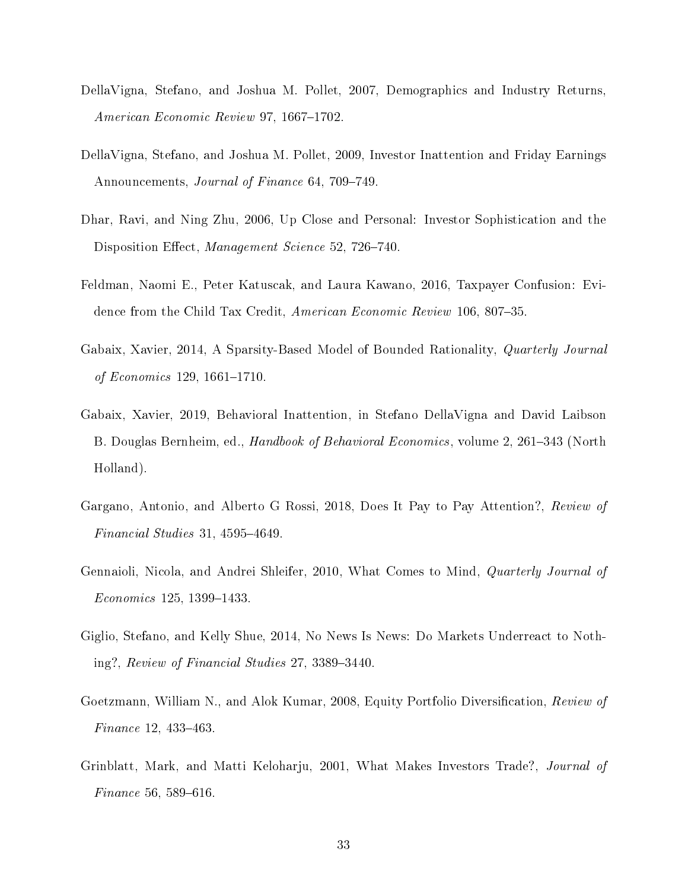DellaVigna, Stefano, and Joshua M. Pollet, 2007, Demographics and Industry Returns, *American Economic Review* 97, 1667–1702.

DellaVigna, Stefano, and Joshua M. Pollet, 2009, Investor Inattention and Friday Earnings Announcements, *Journal of Finance* 64, 709–749.

Dhar, Ravi, and Ning Zhu, 2006, Up Close and Personal: Investor Sophistication and the Disposition Effect, *Management Science* 52, 726–740.

Feldman, Naomi E., Peter Katuscak, and Laura Kawano, 2016, Taxpayer Confusion: Evidence from the Child Tax Credit, *American Economic Review* 106, 807–35.

Gabaix, Xavier, 2014, A Sparsity-Based Model of Bounded Rationality, *Quarterly Journal of Economics* 129, 1661–1710.

Gabaix, Xavier, 2019, Behavioral Inattention, in Stefano DellaVigna and David Laibson B. Douglas Bernheim, ed., *Handbook of Behavioral Economics*, volume 2, 261–343 (North Holland).

Gargano, Antonio, and Alberto G Rossi, 2018, Does It Pay to Pay Attention?, *Review of Financial Studies* 31, 4595–4649.

Gennaioli, Nicola, and Andrei Shleifer, 2010, What Comes to Mind, *Quarterly Journal of Economics* 125, 1399–1433.

Giglio, Stefano, and Kelly Shue, 2014, No News Is News: Do Markets Underreact to Nothing?, *Review of Financial Studies* 27, 3389–3440.

Goetzmann, William N., and Alok Kumar, 2008, Equity Portfolio Diversification, *Review of Finance* 12, 433–463.

Grinblatt, Mark, and Matti Keloharju, 2001, What Makes Investors Trade?, *Journal of Finance* 56, 589–616.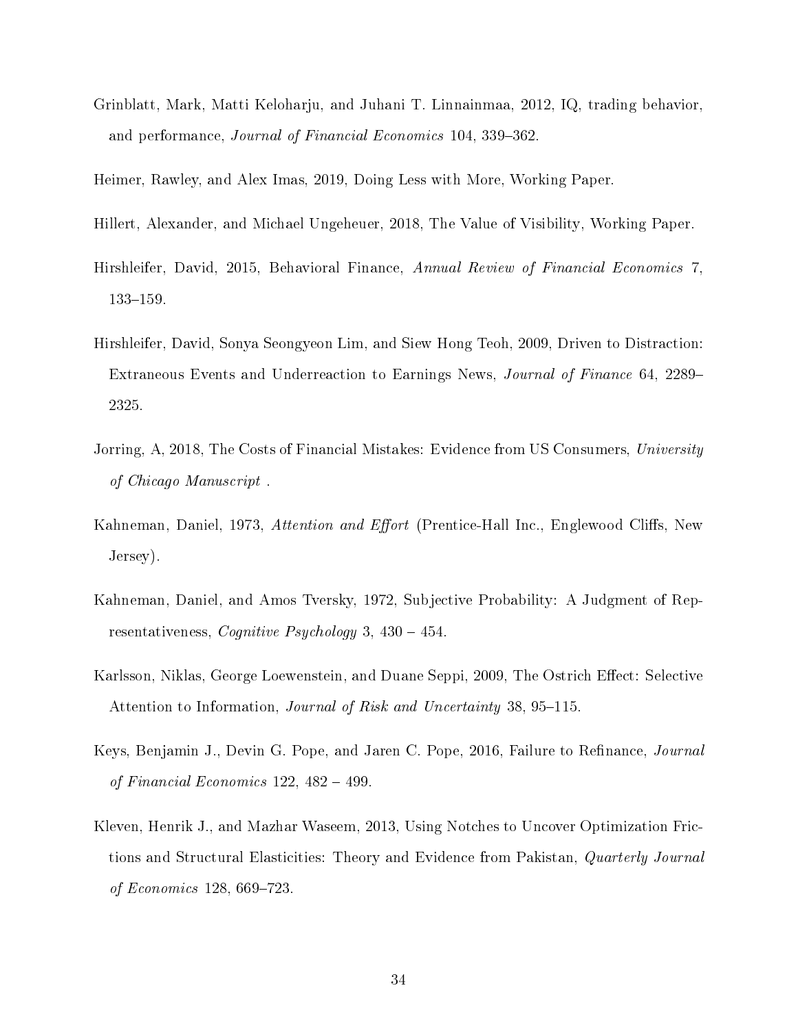Grinblatt, Mark, Matti Keloharju, and Juhani T. Linnainmaa, 2012, IQ, trading behavior, and performance, *Journal of Financial Economics* 104, 339–362.

Heimer, Rawley, and Alex Imas, 2019, Doing Less with More, Working Paper.

Hillert, Alexander, and Michael Ungeheuer, 2018, The Value of Visibility, Working Paper.

Hirshleifer, David, 2015, Behavioral Finance, *Annual Review of Financial Economics* 7, 133–159.

Hirshleifer, David, Sonya Seongyeon Lim, and Siew Hong Teoh, 2009, Driven to Distraction: Extraneous Events and Underreaction to Earnings News, *Journal of Finance* 64, 2289–2325.

Jorring, A, 2018, The Costs of Financial Mistakes: Evidence from US Consumers, *University of Chicago Manuscript* .

Kahneman, Daniel, 1973, *Attention and Effort* (Prentice-Hall Inc., Englewood Cliffs, New Jersey).

Kahneman, Daniel, and Amos Tversky, 1972, Subjective Probability: A Judgment of Representativeness, *Cognitive Psychology* 3, 430 – 454.

Karlsson, Niklas, George Loewenstein, and Duane Seppi, 2009, The Ostrich Effect: Selective Attention to Information, *Journal of Risk and Uncertainty* 38, 95–115.

Keys, Benjamin J., Devin G. Pope, and Jaren C. Pope, 2016, Failure to Refinance, *Journal of Financial Economics* 122, 482 – 499.

Kleven, Henrik J., and Mazhar Waseem, 2013, Using Notches to Uncover Optimization Frictions and Structural Elasticities: Theory and Evidence from Pakistan, *Quarterly Journal of Economics* 128, 669–723.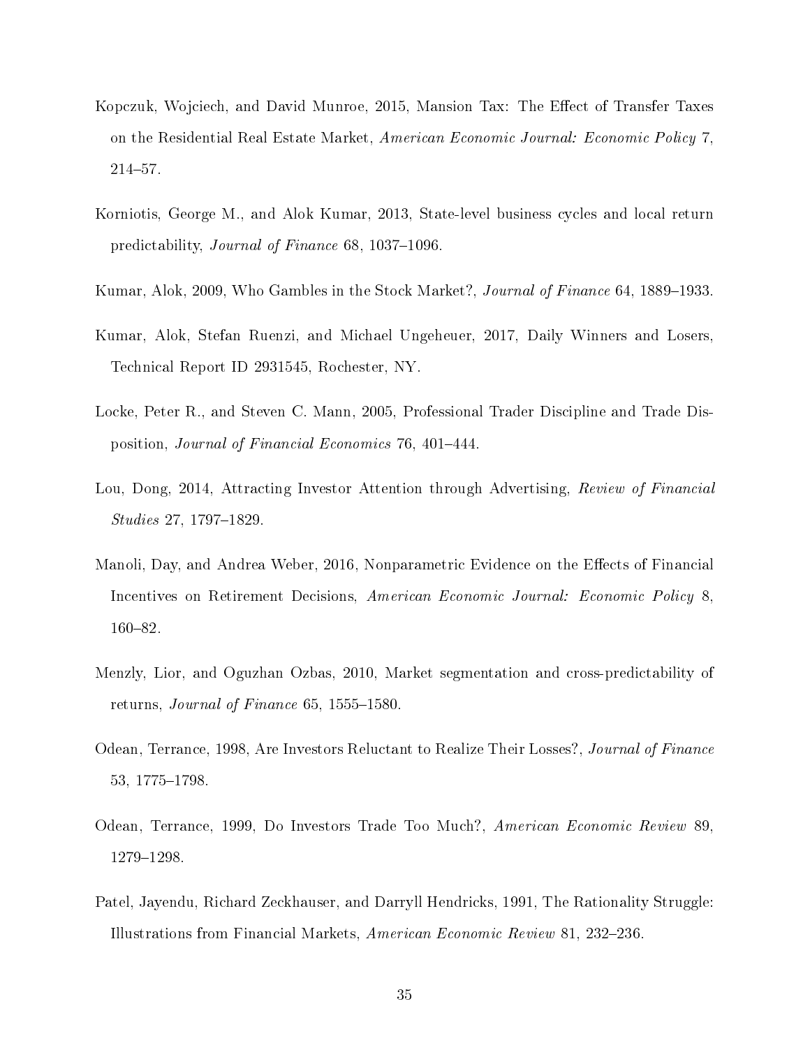Kopczuk, Wojciech, and David Munroe, 2015, Mansion Tax: The Effect of Transfer Taxes on the Residential Real Estate Market, *American Economic Journal: Economic Policy* 7, 214–57.

Korniotis, George M., and Alok Kumar, 2013, State-level business cycles and local return predictability, *Journal of Finance* 68, 1037–1096.

Kumar, Alok, 2009, Who Gambles in the Stock Market?, *Journal of Finance* 64, 1889–1933.

Kumar, Alok, Stefan Ruenzi, and Michael Ungeheuer, 2017, Daily Winners and Losers, Technical Report ID 2931545, Rochester, NY.

Locke, Peter R., and Steven C. Mann, 2005, Professional Trader Discipline and Trade Disposition, *Journal of Financial Economics* 76, 401–444.

Lou, Dong, 2014, Attracting Investor Attention through Advertising, *Review of Financial Studies* 27, 1797–1829.

Manoli, Day, and Andrea Weber, 2016, Nonparametric Evidence on the Effects of Financial Incentives on Retirement Decisions, *American Economic Journal: Economic Policy* 8, 160–82.

Menzly, Lior, and Oguzhan Ozbas, 2010, Market segmentation and cross-predictability of returns, *Journal of Finance* 65, 1555–1580.

Odean, Terrance, 1998, Are Investors Reluctant to Realize Their Losses?, *Journal of Finance* 53, 1775–1798.

Odean, Terrance, 1999, Do Investors Trade Too Much?, *American Economic Review* 89, 1279–1298.

Patel, Jayendu, Richard Zeckhauser, and Darryll Hendricks, 1991, The Rationality Struggle: Illustrations from Financial Markets, *American Economic Review* 81, 232–236.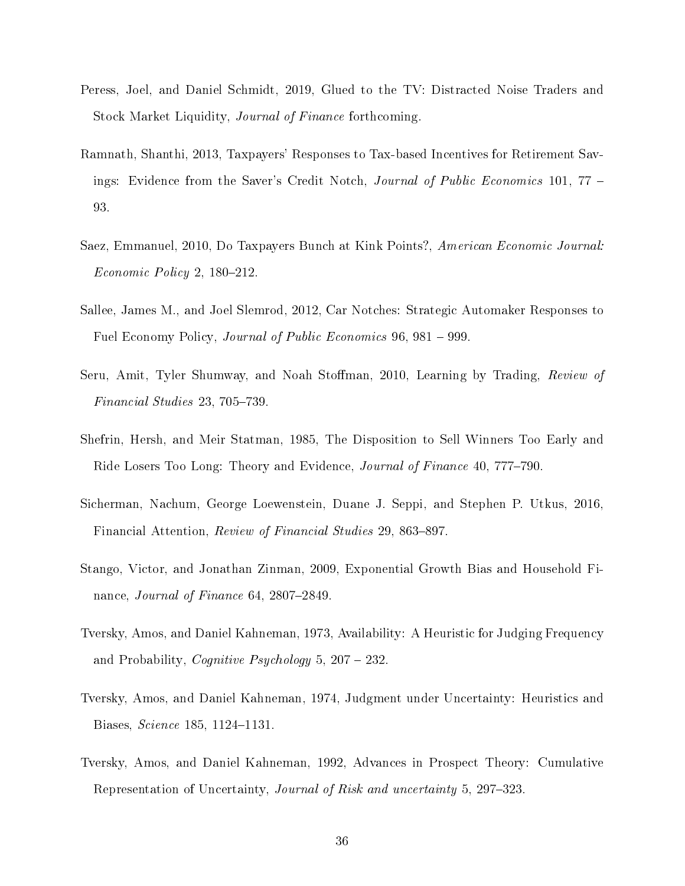Peress, Joel, and Daniel Schmidt, 2019, Glued to the TV: Distracted Noise Traders and Stock Market Liquidity, *Journal of Finance* forthcoming.

Ramnath, Shanthi, 2013, Taxpayers' Responses to Tax-based Incentives for Retirement Savings: Evidence from the Saver's Credit Notch, *Journal of Public Economics* 101, 77 – 93.

Saez, Emmanuel, 2010, Do Taxpayers Bunch at Kink Points?, *American Economic Journal: Economic Policy* 2, 180–212.

Sallee, James M., and Joel Slemrod, 2012, Car Notches: Strategic Automaker Responses to Fuel Economy Policy, *Journal of Public Economics* 96, 981 – 999.

Seru, Amit, Tyler Shumway, and Noah Stoffman, 2010, Learning by Trading, *Review of Financial Studies* 23, 705–739.

Shefrin, Hersh, and Meir Statman, 1985, The Disposition to Sell Winners Too Early and Ride Losers Too Long: Theory and Evidence, *Journal of Finance* 40, 777–790.

Sicherman, Nachum, George Loewenstein, Duane J. Seppi, and Stephen P. Utkus, 2016, Financial Attention, *Review of Financial Studies* 29, 863–897.

Stango, Victor, and Jonathan Zinman, 2009, Exponential Growth Bias and Household Finance, *Journal of Finance* 64, 2807–2849.

Tversky, Amos, and Daniel Kahneman, 1973, Availability: A Heuristic for Judging Frequency and Probability, *Cognitive Psychology* 5, 207 – 232.

Tversky, Amos, and Daniel Kahneman, 1974, Judgment under Uncertainty: Heuristics and Biases, *Science* 185, 1124–1131.

Tversky, Amos, and Daniel Kahneman, 1992, Advances in Prospect Theory: Cumulative Representation of Uncertainty, *Journal of Risk and uncertainty* 5, 297–323.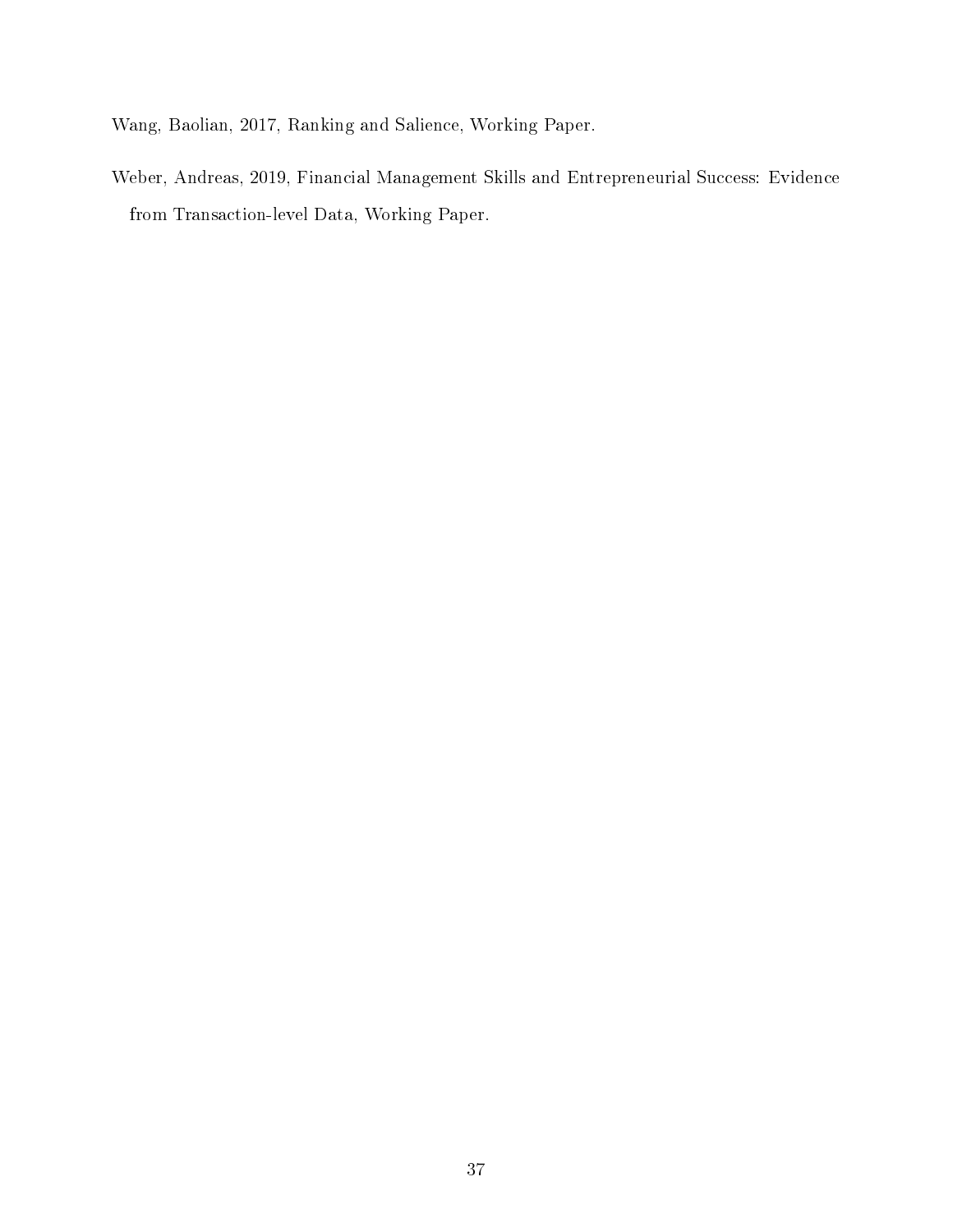Wang, Baolian, 2017, Ranking and Salience, Working Paper.

Weber, Andreas, 2019, Financial Management Skills and Entrepreneurial Success: Evidence from Transaction-level Data, Working Paper.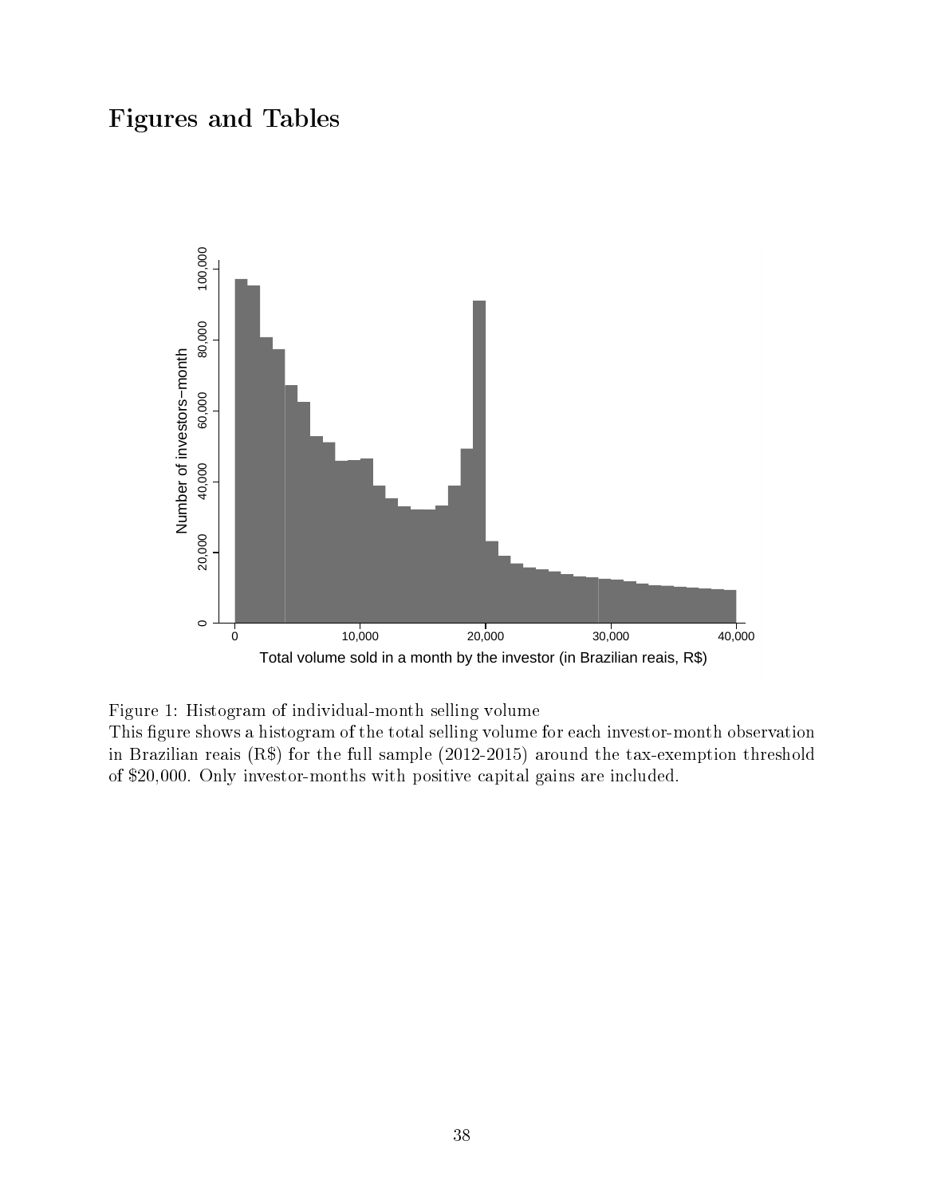# Figures and Tables

Figure 1: Histogram of individual-month selling volume
This figure shows a histogram of the total selling volume for each investor-month observation in Brazilian reais (R$) for the full sample (2012-2015) around the tax-exemption threshold of $20,000. Only investor-months with positive capital gains are included.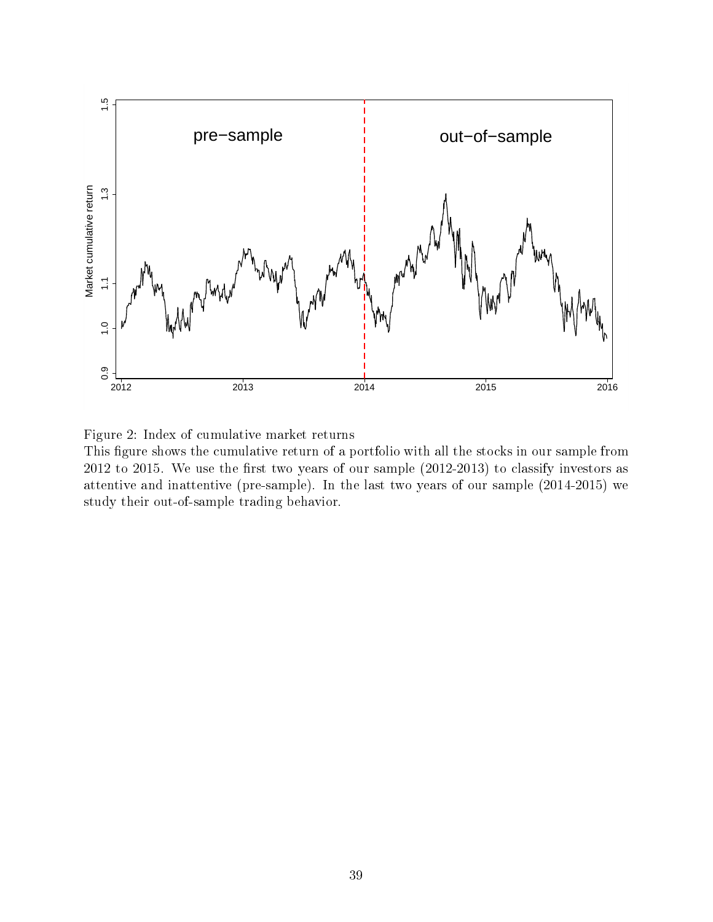Figure 2: Index of cumulative market returns

This figure shows the cumulative return of a portfolio with all the stocks in our sample from 2012 to 2015. We use the first two years of our sample (2012-2013) to classify investors as attentive and inattentive (pre-sample). In the last two years of our sample (2014-2015) we study their out-of-sample trading behavior.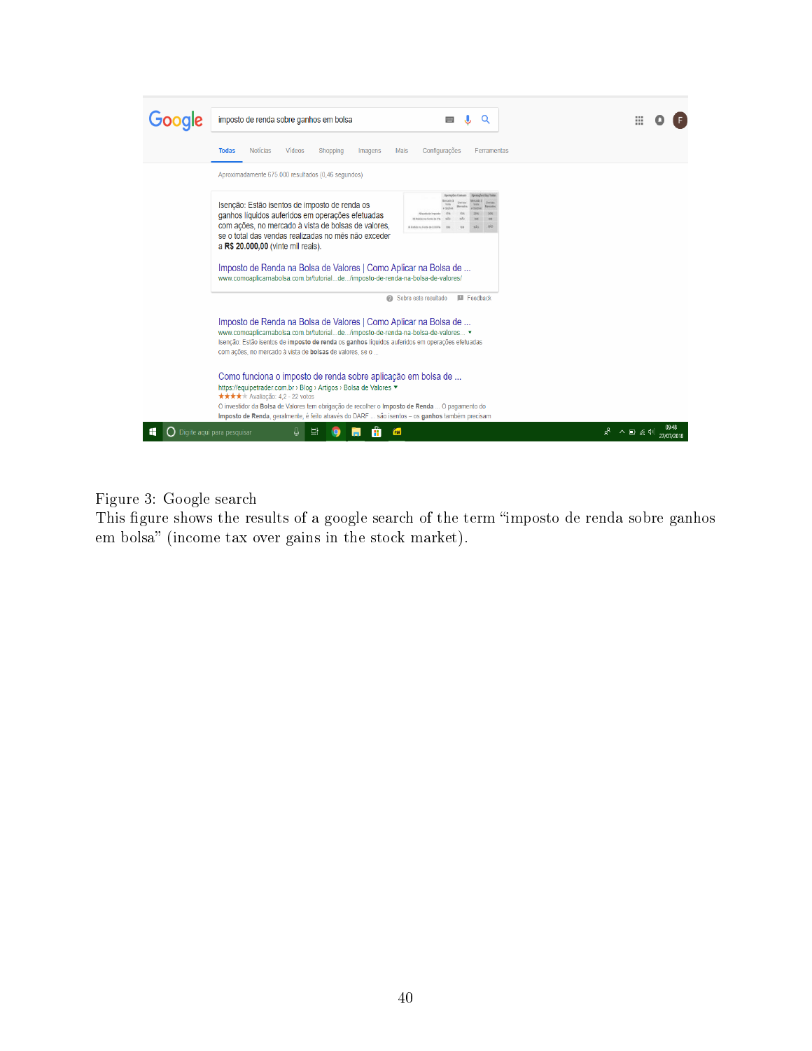Figure 3: Google search

This figure shows the results of a google search of the term “imposto de renda sobre ganhos em bolsa” (income tax over gains in the stock market).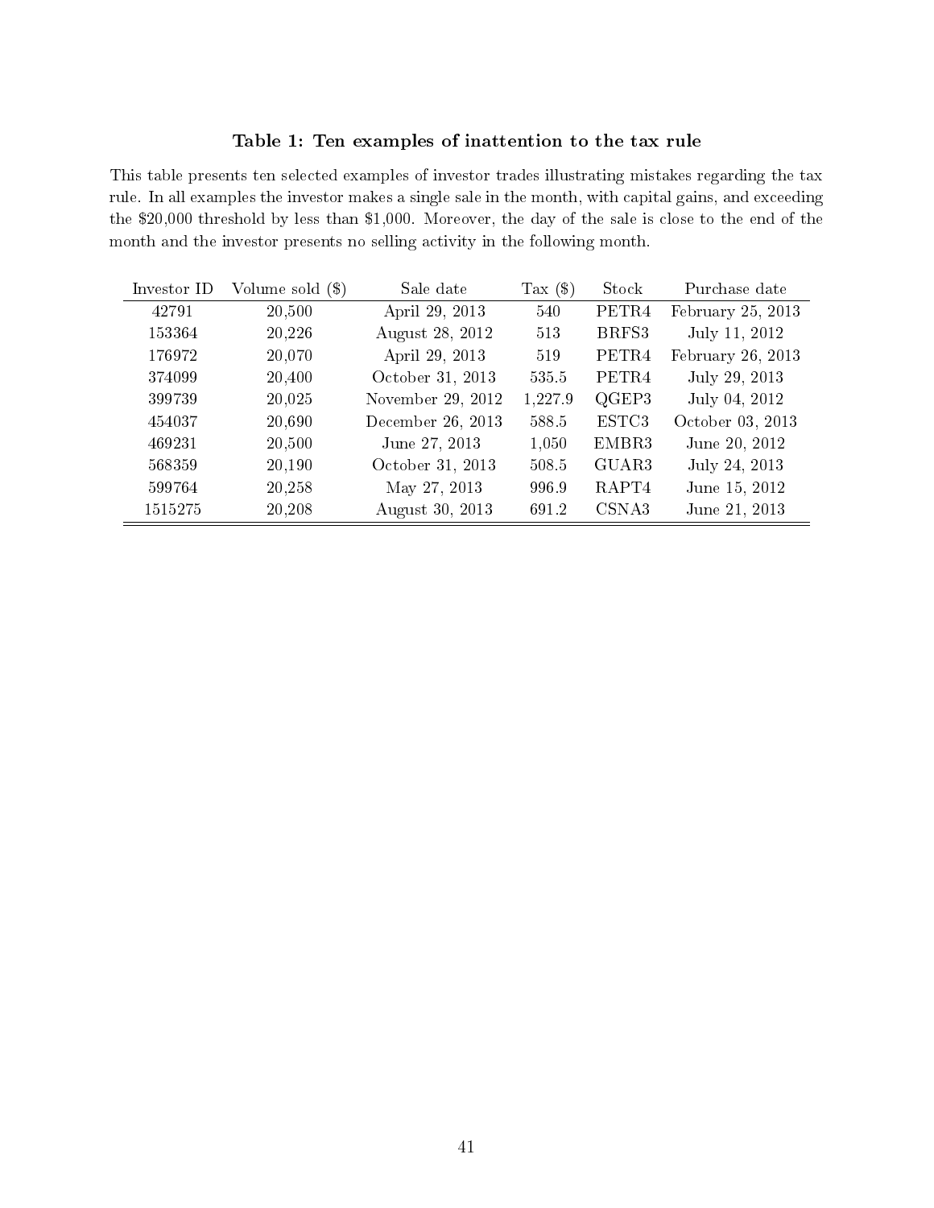**Table 1: Ten examples of inattention to the tax rule**

This table presents ten selected examples of investor trades illustrating mistakes regarding the tax rule. In all examples the investor makes a single sale in the month, with capital gains, and exceeding the $20,000 threshold by less than $1,000. Moreover, the day of the sale is close to the end of the month and the investor presents no selling activity in the following month.

| Investor ID | Volume sold ($) | Sale date | Tax ($) | Stock | Purchase date |
|---|---|---|---|---|---|
| 42791 | 20,500 | April 29, 2013 | 540 | PETR4 | February 25, 2013 |
| 153364 | 20,226 | August 28, 2012 | 513 | BRFS3 | July 11, 2012 |
| 176972 | 20,070 | April 29, 2013 | 519 | PETR4 | February 26, 2013 |
| 374099 | 20,400 | October 31, 2013 | 535.5 | PETR4 | July 29, 2013 |
| 399739 | 20,025 | November 29, 2012 | 1,227.9 | QGEP3 | July 04, 2012 |
| 454037 | 20,690 | December 26, 2013 | 588.5 | ESTC3 | October 03, 2013 |
| 469231 | 20,500 | June 27, 2013 | 1,050 | EMBR3 | June 20, 2012 |
| 568359 | 20,190 | October 31, 2013 | 508.5 | GUAR3 | July 24, 2013 |
| 599764 | 20,258 | May 27, 2013 | 996.9 | RAPT4 | June 15, 2012 |
| 1515275 | 20,208 | August 30, 2013 | 691.2 | CSNA3 | June 21, 2013 |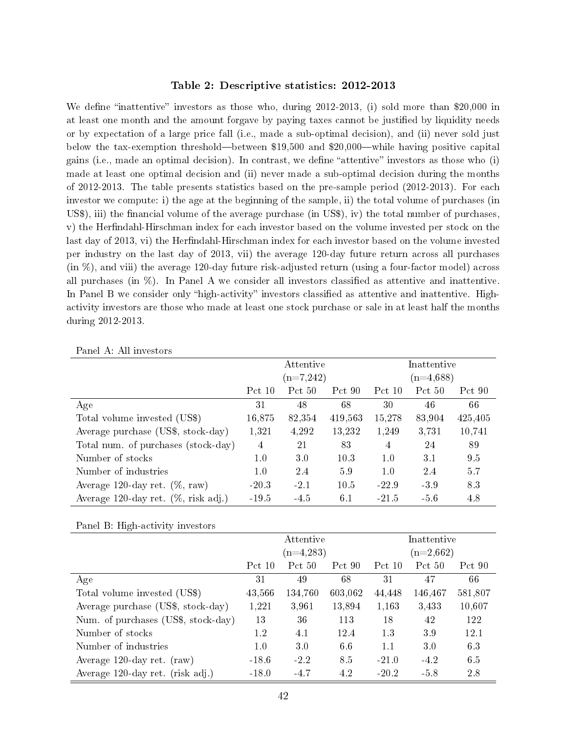### Table 2: Descriptive statistics: 2012-2013

We define "inattentive" investors as those who, during 2012-2013, (i) sold more than $20,000 in at least one month and the amount forgave by paying taxes cannot be justified by liquidity needs or by expectation of a large price fall (i.e., made a sub-optimal decision), and (ii) never sold just below the tax-exemption threshold—between $19,500 and $20,000—while having positive capital gains (i.e., made an optimal decision). In contrast, we define "attentive" investors as those who (i) made at least one optimal decision and (ii) never made a sub-optimal decision during the months of 2012-2013. The table presents statistics based on the pre-sample period (2012-2013). For each investor we compute: i) the age at the beginning of the sample, ii) the total volume of purchases (in US$), iii) the financial volume of the average purchase (in US$), iv) the total number of purchases, v) the Herfindahl-Hirschman index for each investor based on the volume invested per stock on the last day of 2013, vi) the Herfindahl-Hirschman index for each investor based on the volume invested per industry on the last day of 2013, vii) the average 120-day future return across all purchases (in %), and viii) the average 120-day future risk-adjusted return (using a four-factor model) across all purchases (in %). In Panel A we consider all investors classified as attentive and inattentive. In Panel B we consider only "high-activity" investors classified as attentive and inattentive. High-activity investors are those who made at least one stock purchase or sale in at least half the months during 2012-2013.

Panel A: All investors

| | Attentive (n=7,242) | | | Inattentive (n=4,688) | | |
|---|---|---|---|---|---|---|
| | Pct 10 | Pct 50 | Pct 90 | Pct 10 | Pct 50 | Pct 90 |
| Age | 31 | 48 | 68 | 30 | 46 | 66 |
| Total volume invested (US$) | 16,875 | 82,354 | 419,563 | 15,278 | 83,904 | 425,405 |
| Average purchase (US$, stock-day) | 1,321 | 4,292 | 13,232 | 1,249 | 3,731 | 10,741 |
| Total num. of purchases (stock-day) | 4 | 21 | 83 | 4 | 24 | 89 |
| Number of stocks | 1.0 | 3.0 | 10.3 | 1.0 | 3.1 | 9.5 |
| Number of industries | 1.0 | 2.4 | 5.9 | 1.0 | 2.4 | 5.7 |
| Average 120-day ret. (%, raw) | -20.3 | -2.1 | 10.5 | -22.9 | -3.9 | 8.3 |
| Average 120-day ret. (%, risk adj.) | -19.5 | -4.5 | 6.1 | -21.5 | -5.6 | 4.8 |

Panel B: High-activity investors

| | Attentive (n=4,283) | | | Inattentive (n=2,662) | | |
|---|---|---|---|---|---|---|
| | Pct 10 | Pct 50 | Pct 90 | Pct 10 | Pct 50 | Pct 90 |
| Age | 31 | 49 | 68 | 31 | 47 | 66 |
| Total volume invested (US$) | 43,566 | 134,760 | 603,062 | 44,448 | 146,467 | 581,807 |
| Average purchase (US$, stock-day) | 1,221 | 3,961 | 13,894 | 1,163 | 3,433 | 10,607 |
| Num. of purchases (US$, stock-day) | 13 | 36 | 113 | 18 | 42 | 122 |
| Number of stocks | 1.2 | 4.1 | 12.4 | 1.3 | 3.9 | 12.1 |
| Number of industries | 1.0 | 3.0 | 6.6 | 1.1 | 3.0 | 6.3 |
| Average 120-day ret. (raw) | -18.6 | -2.2 | 8.5 | -21.0 | -4.2 | 6.5 |
| Average 120-day ret. (risk adj.) | -18.0 | -4.7 | 4.2 | -20.2 | -5.8 | 2.8 |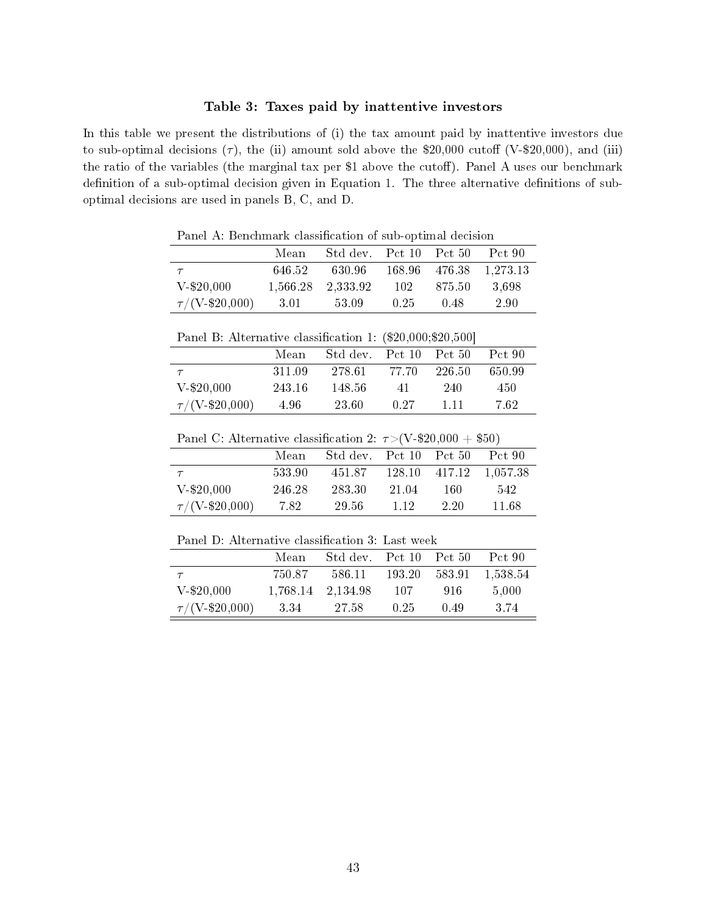**Table 3: Taxes paid by inattentive investors**

In this table we present the distributions of (i) the tax amount paid by inattentive investors due to sub-optimal decisions ($\tau$), the (ii) amount sold above the \$20,000 cutoff (V-\$20,000), and (iii) the ratio of the variables (the marginal tax per \$1 above the cutoff). Panel A uses our benchmark definition of a sub-optimal decision given in Equation 1. The three alternative definitions of sub-optimal decisions are used in panels B, C, and D.

Panel A: Benchmark classification of sub-optimal decision

| | Mean | Std dev. | Pct 10 | Pct 50 | Pct 90 |
|---|---|---|---|---|---|
| $\tau$ | 646.52 | 630.96 | 168.96 | 476.38 | 1,273.13 |
| V-\$20,000 | 1,566.28 | 2,333.92 | 102 | 875.50 | 3,698 |
| $\tau$/(V-\$20,000) | 3.01 | 53.09 | 0.25 | 0.48 | 2.90 |

Panel B: Alternative classification 1: (\$20,000;\$20,500]

| | Mean | Std dev. | Pct 10 | Pct 50 | Pct 90 |
|---|---|---|---|---|---|
| $\tau$ | 311.09 | 278.61 | 77.70 | 226.50 | 650.99 |
| V-\$20,000 | 243.16 | 148.56 | 41 | 240 | 450 |
| $\tau$/(V-\$20,000) | 4.96 | 23.60 | 0.27 | 1.11 | 7.62 |

Panel C: Alternative classification 2: $\tau >$(V-\$20,000 + \$50)

| | Mean | Std dev. | Pct 10 | Pct 50 | Pct 90 |
|---|---|---|---|---|---|
| $\tau$ | 533.90 | 451.87 | 128.10 | 417.12 | 1,057.38 |
| V-\$20,000 | 246.28 | 283.30 | 21.04 | 160 | 542 |
| $\tau$/(V-\$20,000) | 7.82 | 29.56 | 1.12 | 2.20 | 11.68 |

Panel D: Alternative classification 3: Last week

| | Mean | Std dev. | Pct 10 | Pct 50 | Pct 90 |
|---|---|---|---|---|---|
| $\tau$ | 750.87 | 586.11 | 193.20 | 583.91 | 1,538.54 |
| V-\$20,000 | 1,768.14 | 2,134.98 | 107 | 916 | 5,000 |
| $\tau$/(V-\$20,000) | 3.34 | 27.58 | 0.25 | 0.49 | 3.74 |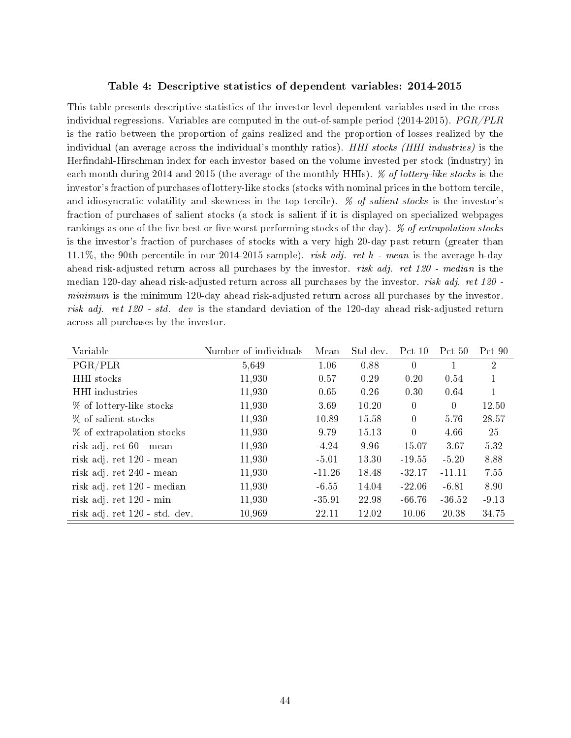### Table 4: Descriptive statistics of dependent variables: 2014-2015

This table presents descriptive statistics of the investor-level dependent variables used in the cross-individual regressions. Variables are computed in the out-of-sample period (2014-2015). *PGR/PLR* is the ratio between the proportion of gains realized and the proportion of losses realized by the individual (an average across the individual's monthly ratios). *HHI stocks (HHI industries)* is the Herfindahl-Hirschman index for each investor based on the volume invested per stock (industry) in each month during 2014 and 2015 (the average of the monthly HHIs). *% of lottery-like stocks* is the investor's fraction of purchases of lottery-like stocks (stocks with nominal prices in the bottom tercile, and idiosyncratic volatility and skewness in the top tercile). *% of salient stocks* is the investor's fraction of purchases of salient stocks (a stock is salient if it is displayed on specialized webpages rankings as one of the five best or five worst performing stocks of the day). *% of extrapolation stocks* is the investor's fraction of purchases of stocks with a very high 20-day past return (greater than 11.1%, the 90th percentile in our 2014-2015 sample). *risk adj. ret h - mean* is the average h-day ahead risk-adjusted return across all purchases by the investor. *risk adj. ret 120 - median* is the median 120-day ahead risk-adjusted return across all purchases by the investor. *risk adj. ret 120 - minimum* is the minimum 120-day ahead risk-adjusted return across all purchases by the investor. *risk adj. ret 120 - std. dev* is the standard deviation of the 120-day ahead risk-adjusted return across all purchases by the investor.

| Variable | Number of individuals | Mean | Std dev. | Pct 10 | Pct 50 | Pct 90 |
|---|---|---|---|---|---|---|
| PGR/PLR | 5,649 | 1.06 | 0.88 | 0 | 1 | 2 |
| HHI stocks | 11,930 | 0.57 | 0.29 | 0.20 | 0.54 | 1 |
| HHI industries | 11,930 | 0.65 | 0.26 | 0.30 | 0.64 | 1 |
| % of lottery-like stocks | 11,930 | 3.69 | 10.20 | 0 | 0 | 12.50 |
| % of salient stocks | 11,930 | 10.89 | 15.58 | 0 | 5.76 | 28.57 |
| % of extrapolation stocks | 11,930 | 9.79 | 15.13 | 0 | 4.66 | 25 |
| risk adj. ret 60 - mean | 11,930 | -4.24 | 9.96 | -15.07 | -3.67 | 5.32 |
| risk adj. ret 120 - mean | 11,930 | -5.01 | 13.30 | -19.55 | -5.20 | 8.88 |
| risk adj. ret 240 - mean | 11,930 | -11.26 | 18.48 | -32.17 | -11.11 | 7.55 |
| risk adj. ret 120 - median | 11,930 | -6.55 | 14.04 | -22.06 | -6.81 | 8.90 |
| risk adj. ret 120 - min | 11,930 | -35.91 | 22.98 | -66.76 | -36.52 | -9.13 |
| risk adj. ret 120 - std. dev. | 10,969 | 22.11 | 12.02 | 10.06 | 20.38 | 34.75 |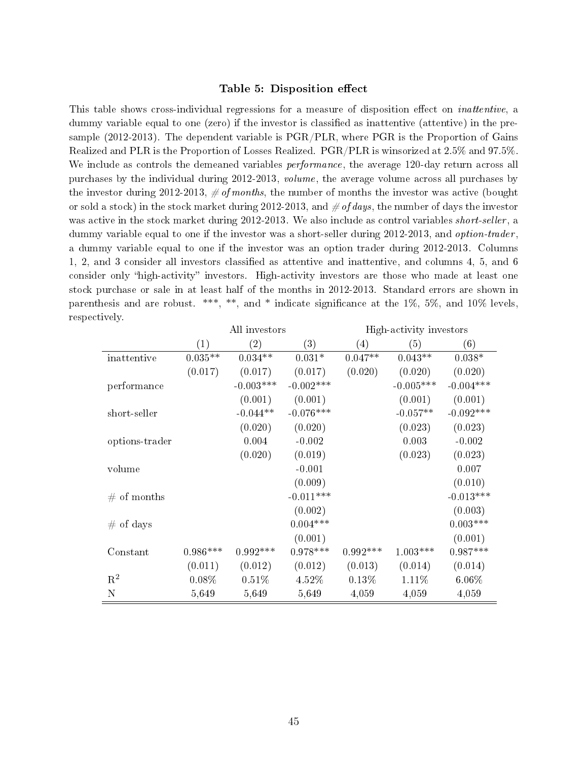### Table 5: Disposition effect

This table shows cross-individual regressions for a measure of disposition effect on *inattentive*, a dummy variable equal to one (zero) if the investor is classified as inattentive (attentive) in the pre-sample (2012-2013). The dependent variable is PGR/PLR, where PGR is the Proportion of Gains Realized and PLR is the Proportion of Losses Realized. PGR/PLR is winsorized at 2.5% and 97.5%. We include as controls the demeaned variables *performance*, the average 120-day return across all purchases by the individual during 2012-2013, *volume*, the average volume across all purchases by the investor during 2012-2013, *# of months*, the number of months the investor was active (bought or sold a stock) in the stock market during 2012-2013, and *# of days*, the number of days the investor was active in the stock market during 2012-2013. We also include as control variables *short-seller*, a dummy variable equal to one if the investor was a short-seller during 2012-2013, and *option-trader*, a dummy variable equal to one if the investor was an option trader during 2012-2013. Columns 1, 2, and 3 consider all investors classified as attentive and inattentive, and columns 4, 5, and 6 consider only "high-activity" investors. High-activity investors are those who made at least one stock purchase or sale in at least half of the months in 2012-2013. Standard errors are shown in parenthesis and are robust. ***, **, and * indicate significance at the 1%, 5%, and 10% levels, respectively.

| | All investors | | | High-activity investors | | |
|---|---|---|---|---|---|---|
| | (1) | (2) | (3) | (4) | (5) | (6) |
| inattentive | 0.035** | 0.034** | 0.031* | 0.047** | 0.043** | 0.038* |
| | (0.017) | (0.017) | (0.017) | (0.020) | (0.020) | (0.020) |
| performance | | -0.003*** | -0.002*** | | -0.005*** | -0.004*** |
| | | (0.001) | (0.001) | | (0.001) | (0.001) |
| short-seller | | -0.044** | -0.076*** | | -0.057** | -0.092*** |
| | | (0.020) | (0.020) | | (0.023) | (0.023) |
| options-trader | | 0.004 | -0.002 | | 0.003 | -0.002 |
| | | (0.020) | (0.019) | | (0.023) | (0.023) |
| volume | | | -0.001 | | | 0.007 |
| | | | (0.009) | | | (0.010) |
| # of months | | | -0.011*** | | | -0.013*** |
| | | | (0.002) | | | (0.003) |
| # of days | | | 0.004*** | | | 0.003*** |
| | | | (0.001) | | | (0.001) |
| Constant | 0.986*** | 0.992*** | 0.978*** | 0.992*** | 1.003*** | 0.987*** |
| | (0.011) | (0.012) | (0.012) | (0.013) | (0.014) | (0.014) |
| $R^2$ | 0.08% | 0.51% | 4.52% | 0.13% | 1.11% | 6.06% |
| N | 5,649 | 5,649 | 5,649 | 4,059 | 4,059 | 4,059 |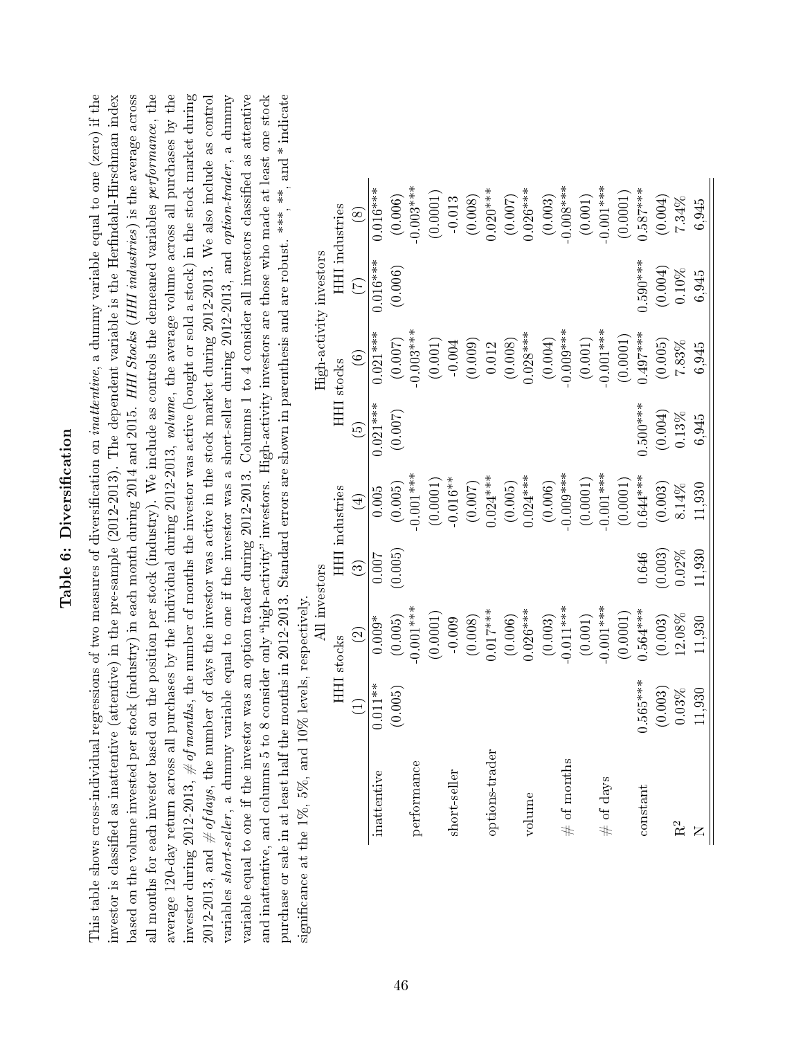# Table 6: Diversification

This table shows cross-individual regressions of two measures of diversification on *inattentive*, a dummy variable equal to one (zero) if the investor is classified as inattentive (attentive) in the pre-sample (2012-2013). The dependent variable is the Herfindahl-Hirschman index based on the volume invested per stock (industry) in each month during 2014 and 2015. *HHI Stocks* (*HHI industries*) is the average across all months for each investor based on the position per stock (industry). We include as controls the demeaned variables *performance*, the average 120-day return across all purchases by the individual during 2012-2013, *volume*, the average volume across all purchases by the investor during 2012-2013, *# of months*, the number of months the investor was active (bought or sold a stock) in the stock market during 2012-2013, and *# of days*, the number of days the investor was active in the stock market during 2012-2013. We also include as control variables *short-seller*, a dummy variable equal to one if the investor was a short-seller during 2012-2013, and *option-trader*, a dummy variable equal to one if the investor was an option trader during 2012-2013. Columns 1 to 4 consider all investors classified as attentive and inattentive, and columns 5 to 8 consider only "high-activity" investors. High-activity investors are those who made at least one stock purchase or sale in at least half the months in 2012-2013. Standard errors are shown in parenthesis and are robust. ***, **, and * indicate significance at the 1%, 5%, and 10% levels, respectively.

| | All investors | | | | High-activity investors | | | |
|---|---|---|---|---|---|---|---|---|
| | HHI stocks | | HHI industries | | HHI stocks | | HHI industries | |
| | (1) | (2) | (3) | (4) | (5) | (6) | (7) | (8) |
| inattentive | 0.011** | 0.009* | 0.007 | 0.005 | 0.021*** | 0.021*** | 0.016*** | 0.016*** |
| | (0.005) | (0.005) | (0.005) | (0.005) | (0.007) | (0.007) | (0.006) | (0.006) |
| performance | | -0.001*** | | -0.001*** | | -0.003*** | | -0.003*** |
| | | (0.0001) | | (0.0001) | | (0.001) | | (0.0001) |
| short-seller | | -0.009 | | -0.016** | | -0.004 | | -0.013 |
| | | (0.008) | | (0.007) | | (0.009) | | (0.008) |
| options-trader | | 0.017*** | | 0.024*** | | 0.012 | | 0.020*** |
| | | (0.006) | | (0.005) | | (0.008) | | (0.007) |
| volume | | 0.026*** | | 0.024*** | | 0.028*** | | 0.026*** |
| | | (0.003) | | (0.006) | | (0.004) | | (0.003) |
| # of months | | -0.011*** | | -0.009*** | | -0.009*** | | -0.008*** |
| | | (0.001) | | (0.0001) | | (0.001) | | (0.001) |
| # of days | | -0.001*** | | -0.001*** | | -0.001*** | | -0.001*** |
| | | (0.0001) | | (0.0001) | | (0.0001) | | (0.0001) |
| constant | 0.565*** | 0.564*** | 0.646 | 0.644*** | 0.500*** | 0.497*** | 0.590*** | 0.587*** |
| | (0.003) | (0.003) | (0.003) | (0.003) | (0.004) | (0.005) | (0.004) | (0.004) |
| $R^2$ | 0.03% | 12.08% | 0.02% | 8.14% | 0.13% | 7.83% | 0.10% | 7.34% |
| N | 11,930 | 11,930 | 11,930 | 11,930 | 6,945 | 6,945 | 6,945 | 6,945 |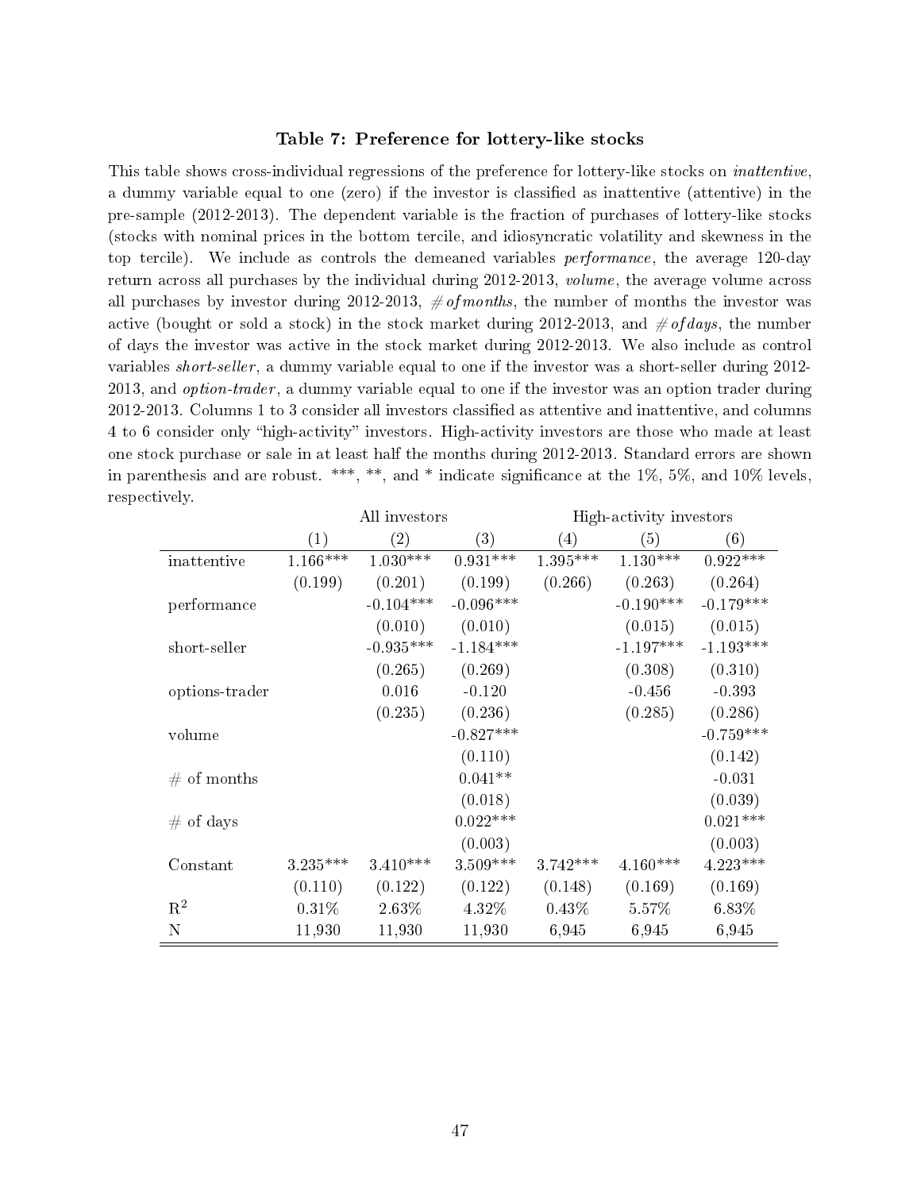### Table 7: Preference for lottery-like stocks

This table shows cross-individual regressions of the preference for lottery-like stocks on *inattentive*, a dummy variable equal to one (zero) if the investor is classified as inattentive (attentive) in the pre-sample (2012-2013). The dependent variable is the fraction of purchases of lottery-like stocks (stocks with nominal prices in the bottom tercile, and idiosyncratic volatility and skewness in the top tercile). We include as controls the demeaned variables *performance*, the average 120-day return across all purchases by the individual during 2012-2013, *volume*, the average volume across all purchases by investor during 2012-2013, *# of months*, the number of months the investor was active (bought or sold a stock) in the stock market during 2012-2013, and *# of days*, the number of days the investor was active in the stock market during 2012-2013. We also include as control variables *short-seller*, a dummy variable equal to one if the investor was a short-seller during 2012-2013, and *option-trader*, a dummy variable equal to one if the investor was an option trader during 2012-2013. Columns 1 to 3 consider all investors classified as attentive and inattentive, and columns 4 to 6 consider only "high-activity" investors. High-activity investors are those who made at least one stock purchase or sale in at least half the months during 2012-2013. Standard errors are shown in parenthesis and are robust. ***, **, and * indicate significance at the 1%, 5%, and 10% levels, respectively.

| | All investors | | | High-activity investors | | |
|---|---|---|---|---|---|---|
| | (1) | (2) | (3) | (4) | (5) | (6) |
| inattentive | 1.166*** | 1.030*** | 0.931*** | 1.395*** | 1.130*** | 0.922*** |
| | (0.199) | (0.201) | (0.199) | (0.266) | (0.263) | (0.264) |
| performance | | -0.104*** | -0.096*** | | -0.190*** | -0.179*** |
| | | (0.010) | (0.010) | | (0.015) | (0.015) |
| short-seller | | -0.935*** | -1.184*** | | -1.197*** | -1.193*** |
| | | (0.265) | (0.269) | | (0.308) | (0.310) |
| options-trader | | 0.016 | -0.120 | | -0.456 | -0.393 |
| | | (0.235) | (0.236) | | (0.285) | (0.286) |
| volume | | | -0.827*** | | | -0.759*** |
| | | | (0.110) | | | (0.142) |
| # of months | | | 0.041** | | | -0.031 |
| | | | (0.018) | | | (0.039) |
| # of days | | | 0.022*** | | | 0.021*** |
| | | | (0.003) | | | (0.003) |
| Constant | 3.235*** | 3.410*** | 3.509*** | 3.742*** | 4.160*** | 4.223*** |
| | (0.110) | (0.122) | (0.122) | (0.148) | (0.169) | (0.169) |
| $R^2$ | 0.31% | 2.63% | 4.32% | 0.43% | 5.57% | 6.83% |
| N | 11,930 | 11,930 | 11,930 | 6,945 | 6,945 | 6,945 |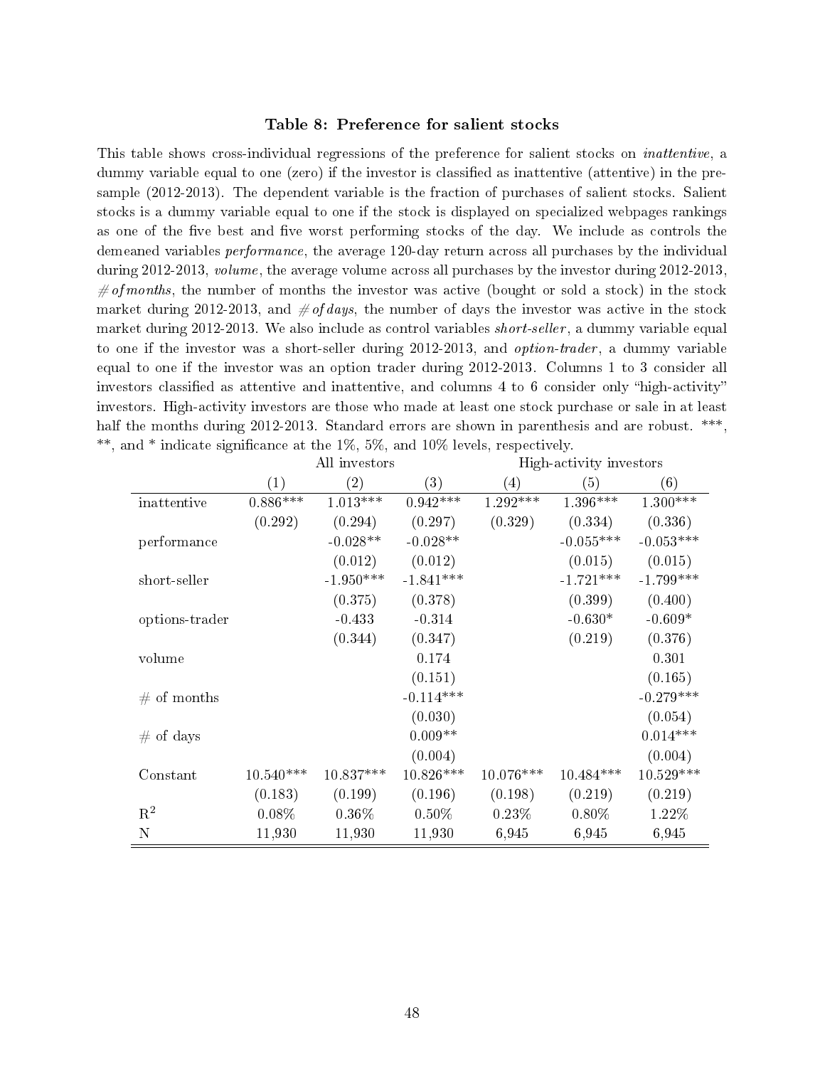### Table 8: Preference for salient stocks

This table shows cross-individual regressions of the preference for salient stocks on *inattentive*, a dummy variable equal to one (zero) if the investor is classified as inattentive (attentive) in the pre-sample (2012-2013). The dependent variable is the fraction of purchases of salient stocks. Salient stocks is a dummy variable equal to one if the stock is displayed on specialized webpages rankings as one of the five best and five worst performing stocks of the day. We include as controls the demeaned variables *performance*, the average 120-day return across all purchases by the individual during 2012-2013, *volume*, the average volume across all purchases by the investor during 2012-2013, *# of months*, the number of months the investor was active (bought or sold a stock) in the stock market during 2012-2013, and *# of days*, the number of days the investor was active in the stock market during 2012-2013. We also include as control variables *short-seller*, a dummy variable equal to one if the investor was a short-seller during 2012-2013, and *option-trader*, a dummy variable equal to one if the investor was an option trader during 2012-2013. Columns 1 to 3 consider all investors classified as attentive and inattentive, and columns 4 to 6 consider only "high-activity" investors. High-activity investors are those who made at least one stock purchase or sale in at least half the months during 2012-2013. Standard errors are shown in parenthesis and are robust. ***, **, and * indicate significance at the 1%, 5%, and 10% levels, respectively.

| | All investors | | | High-activity investors | | |
|---|---|---|---|---|---|---|
| | (1) | (2) | (3) | (4) | (5) | (6) |
| inattentive | 0.886*** | 1.013*** | 0.942*** | 1.292*** | 1.396*** | 1.300*** |
| | (0.292) | (0.294) | (0.297) | (0.329) | (0.334) | (0.336) |
| performance | | -0.028** | -0.028** | | -0.055*** | -0.053*** |
| | | (0.012) | (0.012) | | (0.015) | (0.015) |
| short-seller | | -1.950*** | -1.841*** | | -1.721*** | -1.799*** |
| | | (0.375) | (0.378) | | (0.399) | (0.400) |
| options-trader | | -0.433 | -0.314 | | -0.630* | -0.609* |
| | | (0.344) | (0.347) | | (0.219) | (0.376) |
| volume | | | 0.174 | | | 0.301 |
| | | | (0.151) | | | (0.165) |
| # of months | | | -0.114*** | | | -0.279*** |
| | | | (0.030) | | | (0.054) |
| # of days | | | 0.009** | | | 0.014*** |
| | | | (0.004) | | | (0.004) |
| Constant | 10.540*** | 10.837*** | 10.826*** | 10.076*** | 10.484*** | 10.529*** |
| | (0.183) | (0.199) | (0.196) | (0.198) | (0.219) | (0.219) |
| $R^2$ | 0.08% | 0.36% | 0.50% | 0.23% | 0.80% | 1.22% |
| N | 11,930 | 11,930 | 11,930 | 6,945 | 6,945 | 6,945 |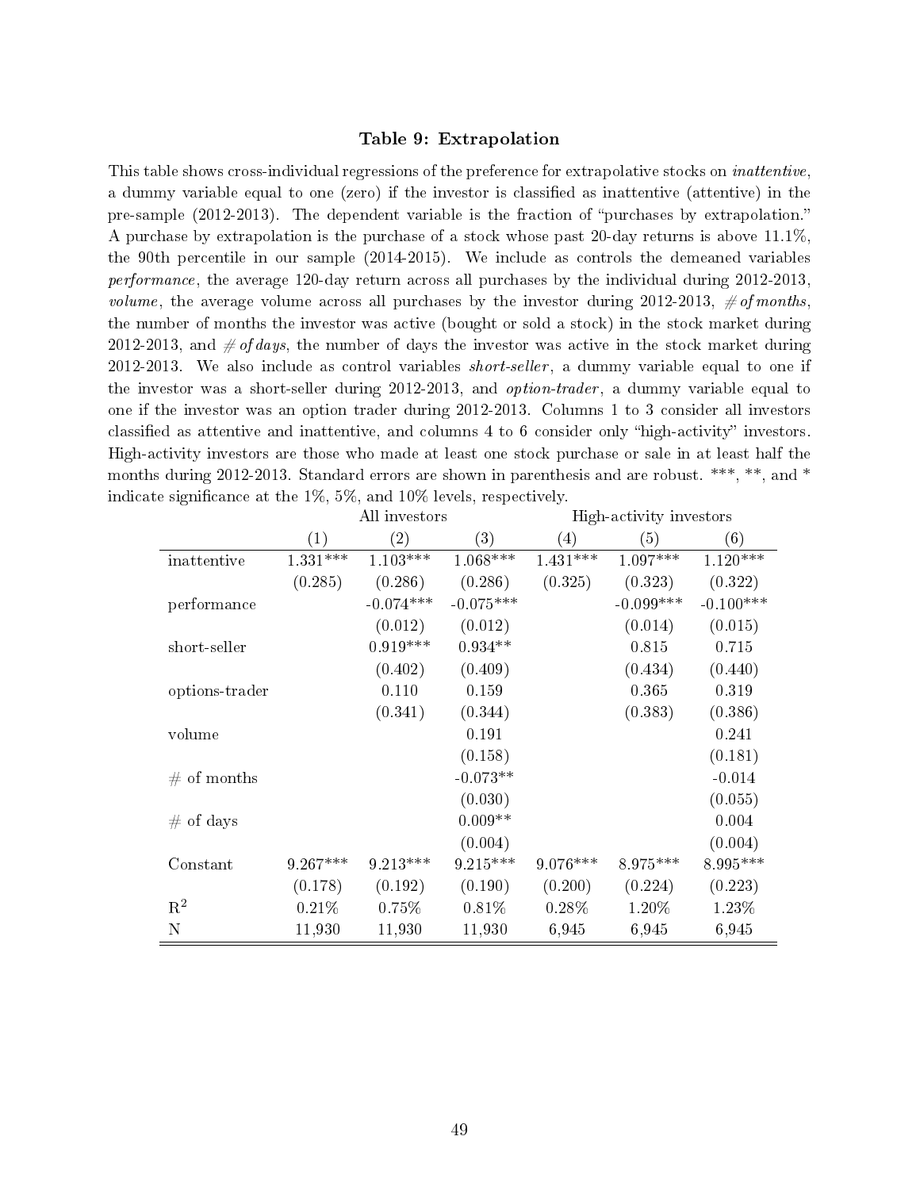### Table 9: Extrapolation

This table shows cross-individual regressions of the preference for extrapolative stocks on *inattentive*, a dummy variable equal to one (zero) if the investor is classified as inattentive (attentive) in the pre-sample (2012-2013). The dependent variable is the fraction of "purchases by extrapolation." A purchase by extrapolation is the purchase of a stock whose past 20-day returns is above 11.1%, the 90th percentile in our sample (2014-2015). We include as controls the demeaned variables *performance*, the average 120-day return across all purchases by the individual during 2012-2013, *volume*, the average volume across all purchases by the investor during 2012-2013, *# of months*, the number of months the investor was active (bought or sold a stock) in the stock market during 2012-2013, and *# of days*, the number of days the investor was active in the stock market during 2012-2013. We also include as control variables *short-seller*, a dummy variable equal to one if the investor was a short-seller during 2012-2013, and *option-trader*, a dummy variable equal to one if the investor was an option trader during 2012-2013. Columns 1 to 3 consider all investors classified as attentive and inattentive, and columns 4 to 6 consider only "high-activity" investors. High-activity investors are those who made at least one stock purchase or sale in at least half the months during 2012-2013. Standard errors are shown in parenthesis and are robust. ***, **, and * indicate significance at the 1%, 5%, and 10% levels, respectively.

| | All investors | | | High-activity investors | | |
|---|---|---|---|---|---|---|
| | (1) | (2) | (3) | (4) | (5) | (6) |
| inattentive | 1.331*** | 1.103*** | 1.068*** | 1.431*** | 1.097*** | 1.120*** |
| | (0.285) | (0.286) | (0.286) | (0.325) | (0.323) | (0.322) |
| performance | | -0.074*** | -0.075*** | | -0.099*** | -0.100*** |
| | | (0.012) | (0.012) | | (0.014) | (0.015) |
| short-seller | | 0.919*** | 0.934** | | 0.815 | 0.715 |
| | | (0.402) | (0.409) | | (0.434) | (0.440) |
| options-trader | | 0.110 | 0.159 | | 0.365 | 0.319 |
| | | (0.341) | (0.344) | | (0.383) | (0.386) |
| volume | | | 0.191 | | | 0.241 |
| | | | (0.158) | | | (0.181) |
| # of months | | | -0.073** | | | -0.014 |
| | | | (0.030) | | | (0.055) |
| # of days | | | 0.009** | | | 0.004 |
| | | | (0.004) | | | (0.004) |
| Constant | 9.267*** | 9.213*** | 9.215*** | 9.076*** | 8.975*** | 8.995*** |
| | (0.178) | (0.192) | (0.190) | (0.200) | (0.224) | (0.223) |
| $R^2$ | 0.21% | 0.75% | 0.81% | 0.28% | 1.20% | 1.23% |
| N | 11,930 | 11,930 | 11,930 | 6,945 | 6,945 | 6,945 |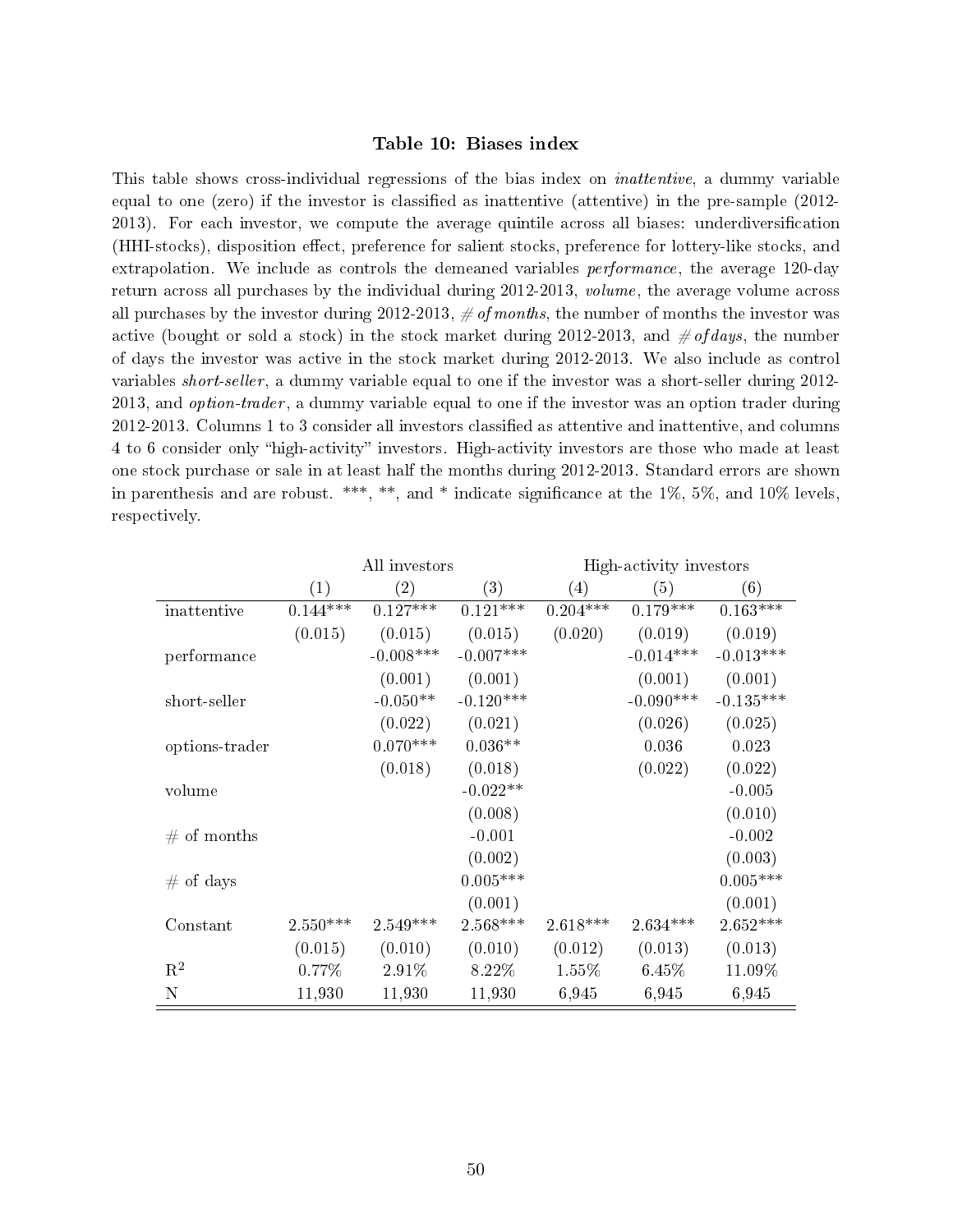### Table 10: Biases index

This table shows cross-individual regressions of the bias index on *inattentive*, a dummy variable equal to one (zero) if the investor is classified as inattentive (attentive) in the pre-sample (2012-2013). For each investor, we compute the average quintile across all biases: underdiversification (HHI-stocks), disposition effect, preference for salient stocks, preference for lottery-like stocks, and extrapolation. We include as controls the demeaned variables *performance*, the average 120-day return across all purchases by the individual during 2012-2013, *volume*, the average volume across all purchases by the investor during 2012-2013, *# of months*, the number of months the investor was active (bought or sold a stock) in the stock market during 2012-2013, and *# of days*, the number of days the investor was active in the stock market during 2012-2013. We also include as control variables *short-seller*, a dummy variable equal to one if the investor was a short-seller during 2012-2013, and *option-trader*, a dummy variable equal to one if the investor was an option trader during 2012-2013. Columns 1 to 3 consider all investors classified as attentive and inattentive, and columns 4 to 6 consider only "high-activity" investors. High-activity investors are those who made at least one stock purchase or sale in at least half the months during 2012-2013. Standard errors are shown in parenthesis and are robust. ***, **, and * indicate significance at the 1%, 5%, and 10% levels, respectively.

| | All investors | | | High-activity investors | | |
|---|---|---|---|---|---|---|
| | (1) | (2) | (3) | (4) | (5) | (6) |
| inattentive | 0.144*** | 0.127*** | 0.121*** | 0.204*** | 0.179*** | 0.163*** |
| | (0.015) | (0.015) | (0.015) | (0.020) | (0.019) | (0.019) |
| performance | | -0.008*** | -0.007*** | | -0.014*** | -0.013*** |
| | | (0.001) | (0.001) | | (0.001) | (0.001) |
| short-seller | | -0.050** | -0.120*** | | -0.090*** | -0.135*** |
| | | (0.022) | (0.021) | | (0.026) | (0.025) |
| options-trader | | 0.070*** | 0.036** | | 0.036 | 0.023 |
| | | (0.018) | (0.018) | | (0.022) | (0.022) |
| volume | | | -0.022** | | | -0.005 |
| | | | (0.008) | | | (0.010) |
| # of months | | | -0.001 | | | -0.002 |
| | | | (0.002) | | | (0.003) |
| # of days | | | 0.005*** | | | 0.005*** |
| | | | (0.001) | | | (0.001) |
| Constant | 2.550*** | 2.549*** | 2.568*** | 2.618*** | 2.634*** | 2.652*** |
| | (0.015) | (0.010) | (0.010) | (0.012) | (0.013) | (0.013) |
| $R^2$ | 0.77% | 2.91% | 8.22% | 1.55% | 6.45% | 11.09% |
| N | 11,930 | 11,930 | 11,930 | 6,945 | 6,945 | 6,945 |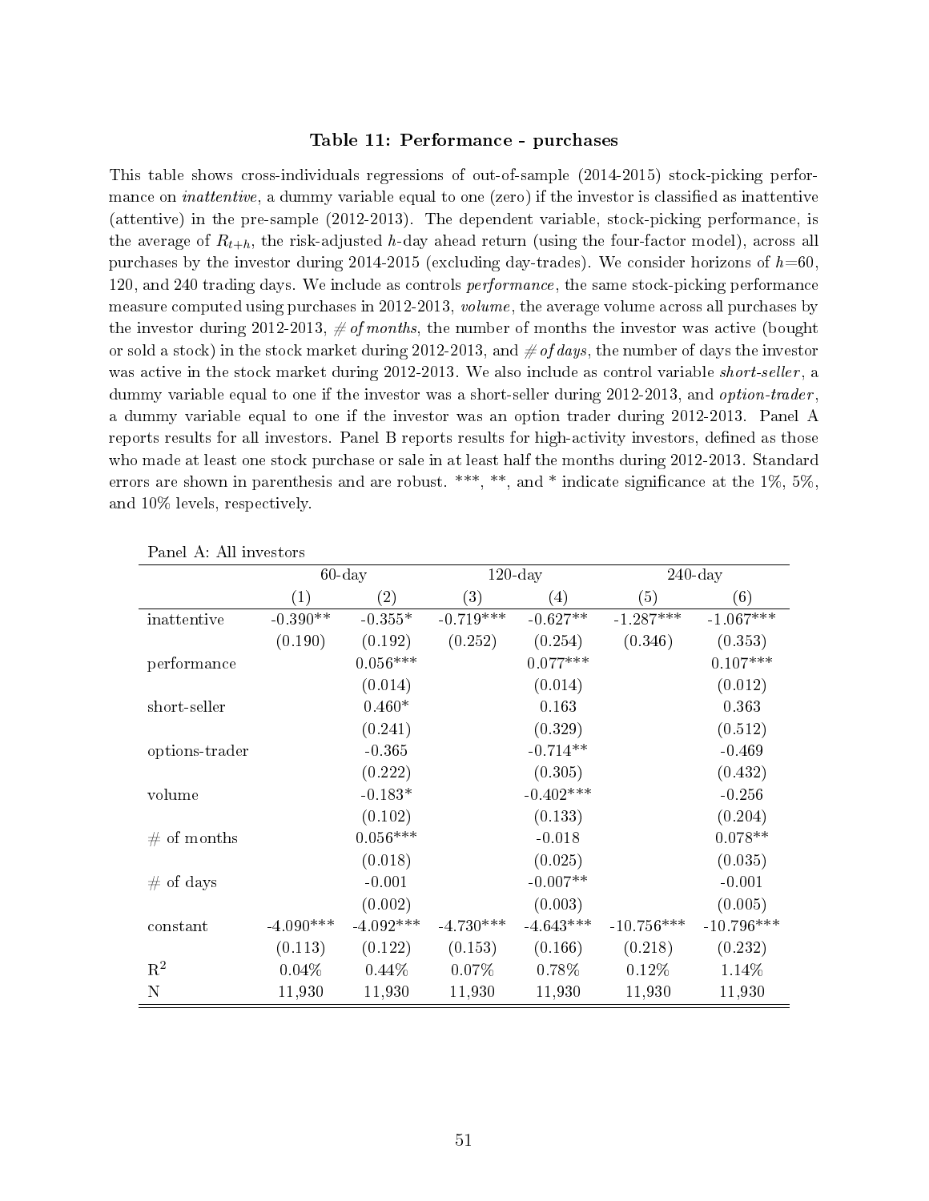### Table 11: Performance - purchases

This table shows cross-individuals regressions of out-of-sample (2014-2015) stock-picking performance on *inattentive*, a dummy variable equal to one (zero) if the investor is classified as inattentive (attentive) in the pre-sample (2012-2013). The dependent variable, stock-picking performance, is the average of $R_{t+h}$, the risk-adjusted $h$-day ahead return (using the four-factor model), across all purchases by the investor during 2014-2015 (excluding day-trades). We consider horizons of $h$=60, 120, and 240 trading days. We include as controls *performance*, the same stock-picking performance measure computed using purchases in 2012-2013, *volume*, the average volume across all purchases by the investor during 2012-2013, *# of months*, the number of months the investor was active (bought or sold a stock) in the stock market during 2012-2013, and *# of days*, the number of days the investor was active in the stock market during 2012-2013. We also include as control variable *short-seller*, a dummy variable equal to one if the investor was a short-seller during 2012-2013, and *option-trader*, a dummy variable equal to one if the investor was an option trader during 2012-2013. Panel A reports results for all investors. Panel B reports results for high-activity investors, defined as those who made at least one stock purchase or sale in at least half the months during 2012-2013. Standard errors are shown in parenthesis and are robust. ***, **, and * indicate significance at the 1%, 5%, and 10% levels, respectively.

Panel A: All investors

| | 60-day | | 120-day | | 240-day | |
|---|---|---|---|---|---|---|
| | (1) | (2) | (3) | (4) | (5) | (6) |
| inattentive | -0.390** | -0.355* | -0.719*** | -0.627** | -1.287*** | -1.067*** |
| | (0.190) | (0.192) | (0.252) | (0.254) | (0.346) | (0.353) |
| performance | | 0.056*** | | 0.077*** | | 0.107*** |
| | | (0.014) | | (0.014) | | (0.012) |
| short-seller | | 0.460* | | 0.163 | | 0.363 |
| | | (0.241) | | (0.329) | | (0.512) |
| options-trader | | -0.365 | | -0.714** | | -0.469 |
| | | (0.222) | | (0.305) | | (0.432) |
| volume | | -0.183* | | -0.402*** | | -0.256 |
| | | (0.102) | | (0.133) | | (0.204) |
| # of months | | 0.056*** | | -0.018 | | 0.078** |
| | | (0.018) | | (0.025) | | (0.035) |
| # of days | | -0.001 | | -0.007** | | -0.001 |
| | | (0.002) | | (0.003) | | (0.005) |
| constant | -4.090*** | -4.092*** | -4.730*** | -4.643*** | -10.756*** | -10.796*** |
| | (0.113) | (0.122) | (0.153) | (0.166) | (0.218) | (0.232) |
| $R^2$ | 0.04% | 0.44% | 0.07% | 0.78% | 0.12% | 1.14% |
| N | 11,930 | 11,930 | 11,930 | 11,930 | 11,930 | 11,930 |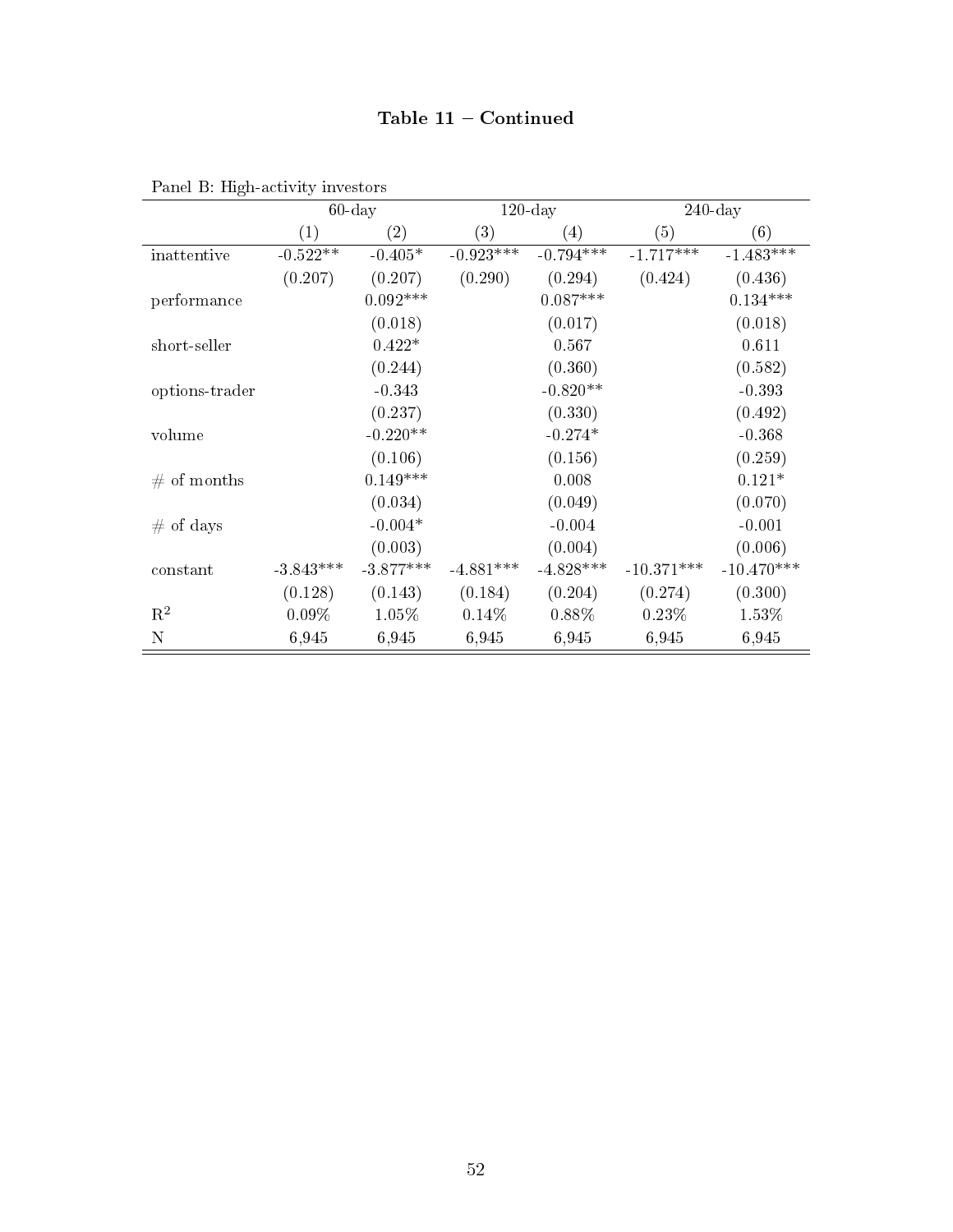**Table 11 – Continued**

Panel B: High-activity investors

| | 60-day | | 120-day | | 240-day | |
|---|---|---|---|---|---|---|
| | (1) | (2) | (3) | (4) | (5) | (6) |
| inattentive | -0.522** | -0.405* | -0.923*** | -0.794*** | -1.717*** | -1.483*** |
| | (0.207) | (0.207) | (0.290) | (0.294) | (0.424) | (0.436) |
| performance | | 0.092*** | | 0.087*** | | 0.134*** |
| | | (0.018) | | (0.017) | | (0.018) |
| short-seller | | 0.422* | | 0.567 | | 0.611 |
| | | (0.244) | | (0.360) | | (0.582) |
| options-trader | | -0.343 | | -0.820** | | -0.393 |
| | | (0.237) | | (0.330) | | (0.492) |
| volume | | -0.220** | | -0.274* | | -0.368 |
| | | (0.106) | | (0.156) | | (0.259) |
| # of months | | 0.149*** | | 0.008 | | 0.121* |
| | | (0.034) | | (0.049) | | (0.070) |
| # of days | | -0.004* | | -0.004 | | -0.001 |
| | | (0.003) | | (0.004) | | (0.006) |
| constant | -3.843*** | -3.877*** | -4.881*** | -4.828*** | -10.371*** | -10.470*** |
| | (0.128) | (0.143) | (0.184) | (0.204) | (0.274) | (0.300) |
| $R^2$ | 0.09% | 1.05% | 0.14% | 0.88% | 0.23% | 1.53% |
| N | 6,945 | 6,945 | 6,945 | 6,945 | 6,945 | 6,945 |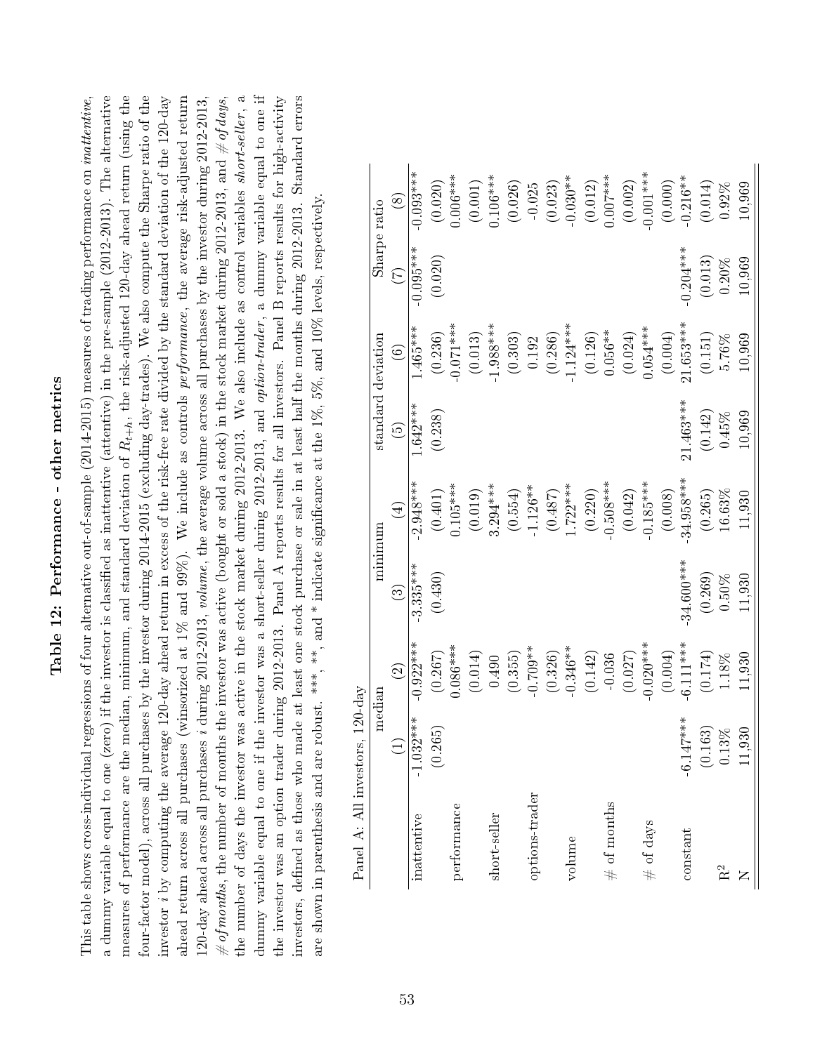# Table 12: Performance - other metrics

This table shows cross-individual regressions of four alternative out-of-sample (2014-2015) measures of trading performance on *inattentive*, a dummy variable equal to one (zero) if the investor is classified as inattentive (attentive) in the pre-sample (2012-2013). The alternative measures of performance are the median, minimum, and standard deviation of $R_{t+h}$, the risk-adjusted 120-day ahead return (using the four-factor model), across all purchases by the investor during 2014-2015 (excluding day-trades). We also compute the Sharpe ratio of the investor $i$ by computing the average 120-day ahead return in excess of the risk-free rate divided by the standard deviation of the 120-day ahead return across all purchases (winsorized at 1% and 99%). We include as controls *performance*, the average risk-adjusted return 120-day ahead across all purchases $i$ during 2012-2013, *volume*, the average volume across all purchases by the investor during 2012-2013, *# of months*, the number of months the investor was active (bought or sold a stock) in the stock market during 2012-2013, and *# of days*, the number of days the investor was active in the stock market during 2012-2013. We also include as control variables *short-seller*, a dummy variable equal to one if the investor was a short-seller during 2012-2013, and *option-trader*, a dummy variable equal to one if the investor was an option trader during 2012-2013. Panel A reports results for all investors. Panel B reports results for high-activity investors, defined as those who made at least one stock purchase or sale in at least half the months during 2012-2013. Standard errors are shown in parenthesis and are robust. \*\*\*, \*\*, and \* indicate significance at the 1%, 5%, and 10% levels, respectively.

Panel A: All investors, 120-day

| | median | | minimum | | standard deviation | | Sharpe ratio | |
|---|---|---|---|---|---|---|---|---|
| | (1) | (2) | (3) | (4) | (5) | (6) | (7) | (8) |
| inattentive | -1.032*** | -0.922*** | -3.335*** | -2.948*** | 1.642*** | 1.465*** | -0.095*** | -0.093*** |
| | (0.265) | (0.267) | (0.430) | (0.401) | (0.238) | (0.236) | (0.020) | (0.020) |
| performance | | 0.086*** | | 0.105*** | | -0.071*** | | 0.006*** |
| | | (0.014) | | (0.019) | | (0.013) | | (0.001) |
| short-seller | | 0.490 | | 3.294*** | | -1.988*** | | 0.106*** |
| | | (0.355) | | (0.554) | | (0.303) | | (0.026) |
| options-trader | | -0.709** | | -1.126** | | 0.192 | | -0.025 |
| | | (0.326) | | (0.487) | | (0.286) | | (0.023) |
| volume | | -0.346** | | 1.722*** | | -1.124*** | | -0.030** |
| | | (0.142) | | (0.220) | | (0.126) | | (0.012) |
| # of months | | -0.036 | | -0.508*** | | 0.056** | | 0.007*** |
| | | (0.027) | | (0.042) | | (0.024) | | (0.002) |
| # of days | | -0.020*** | | -0.185*** | | 0.054*** | | -0.001*** |
| | | (0.004) | | (0.008) | | (0.004) | | (0.000) |
| constant | -6.147*** | -6.111*** | -34.600*** | -34.958*** | 21.463*** | 21.653*** | -0.204*** | -0.216** |
| | (0.163) | (0.174) | (0.269) | (0.265) | (0.142) | (0.151) | (0.013) | (0.014) |
| $R^2$ | 0.13% | 1.18% | 0.50% | 16.63% | 0.45% | 5.76% | 0.20% | 0.92% |
| N | 11,930 | 11,930 | 11,930 | 11,930 | 10,969 | 10,969 | 10,969 | 10,969 |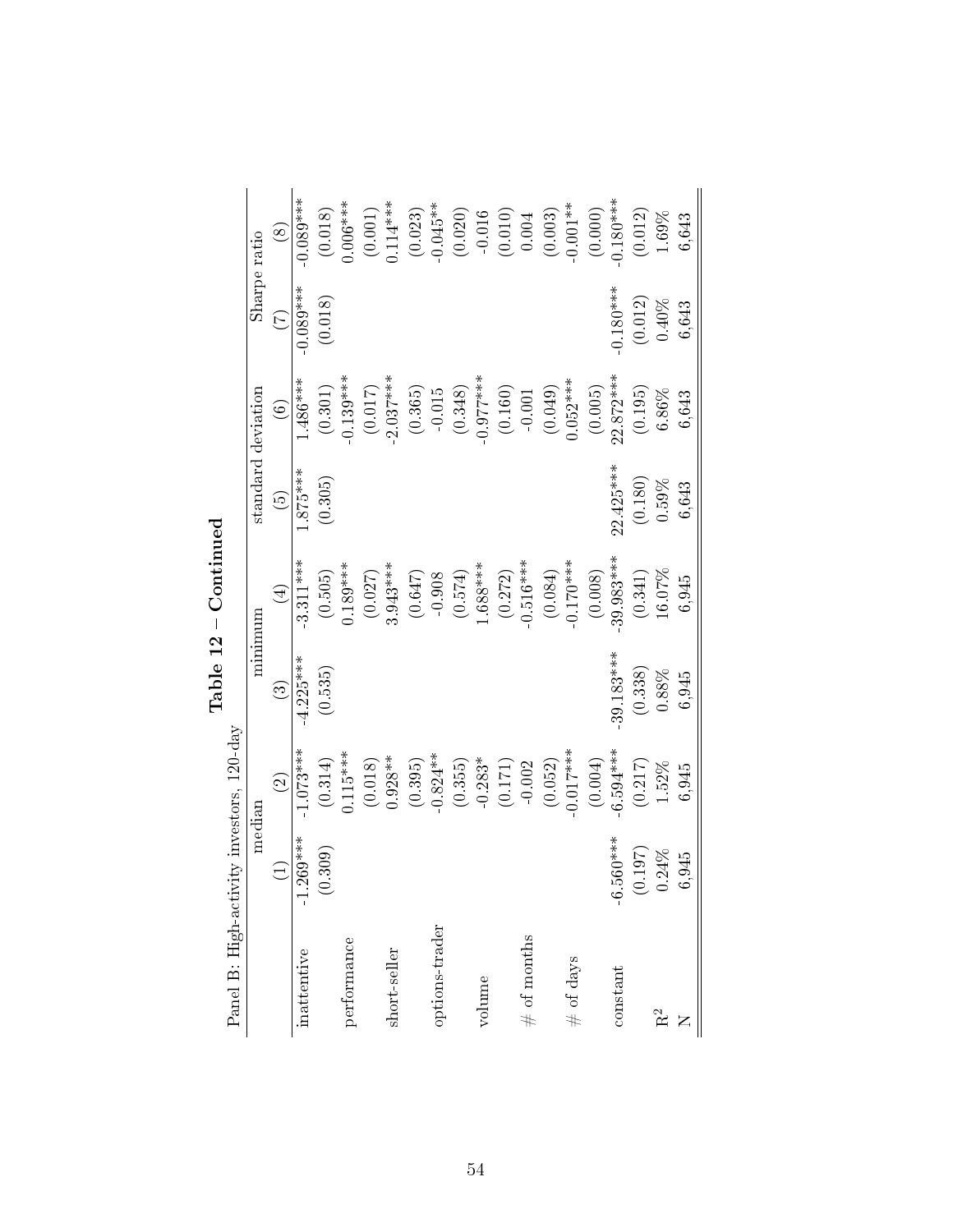# Table 12 – Continued

Panel B: High-activity investors, 120-day

| | median | | minimum | | standard deviation | | Sharpe ratio | |
|---|---|---|---|---|---|---|---|---|
| | (1) | (2) | (3) | (4) | (5) | (6) | (7) | (8) |
| inattentive | -1.269*** | -1.073*** | -4.225*** | -3.311*** | 1.875*** | 1.486*** | -0.089*** | -0.089*** |
| | (0.309) | (0.314) | (0.535) | (0.505) | (0.305) | (0.301) | (0.018) | (0.018) |
| performance | | 0.115*** | | 0.189*** | | -0.139*** | | 0.006*** |
| | | (0.018) | | (0.027) | | (0.017) | | (0.001) |
| short-seller | | 0.928** | | 3.943*** | | -2.037*** | | 0.114*** |
| | | (0.395) | | (0.647) | | (0.365) | | (0.023) |
| options-trader | | -0.824** | | -0.908 | | -0.015 | | -0.045** |
| | | (0.355) | | (0.574) | | (0.348) | | (0.020) |
| volume | | -0.283* | | 1.688*** | | -0.977*** | | -0.016 |
| | | (0.171) | | (0.272) | | (0.160) | | (0.010) |
| # of months | | -0.002 | | -0.516*** | | -0.001 | | 0.004 |
| | | (0.052) | | (0.084) | | (0.049) | | (0.003) |
| # of days | | -0.017*** | | -0.170*** | | 0.052*** | | -0.001** |
| | | (0.004) | | (0.008) | | (0.005) | | (0.000) |
| constant | -6.560*** | -6.594*** | -39.183*** | -39.983*** | 22.425*** | 22.872*** | -0.180*** | -0.180*** |
| | (0.197) | (0.217) | (0.338) | (0.341) | (0.180) | (0.195) | (0.012) | (0.012) |
| $R^2$ | 0.24% | 1.52% | 0.88% | 16.07% | 0.59% | 6.86% | 0.40% | 1.69% |
| N | 6,945 | 6,945 | 6,945 | 6,945 | 6,643 | 6,643 | 6,643 | 6,643 |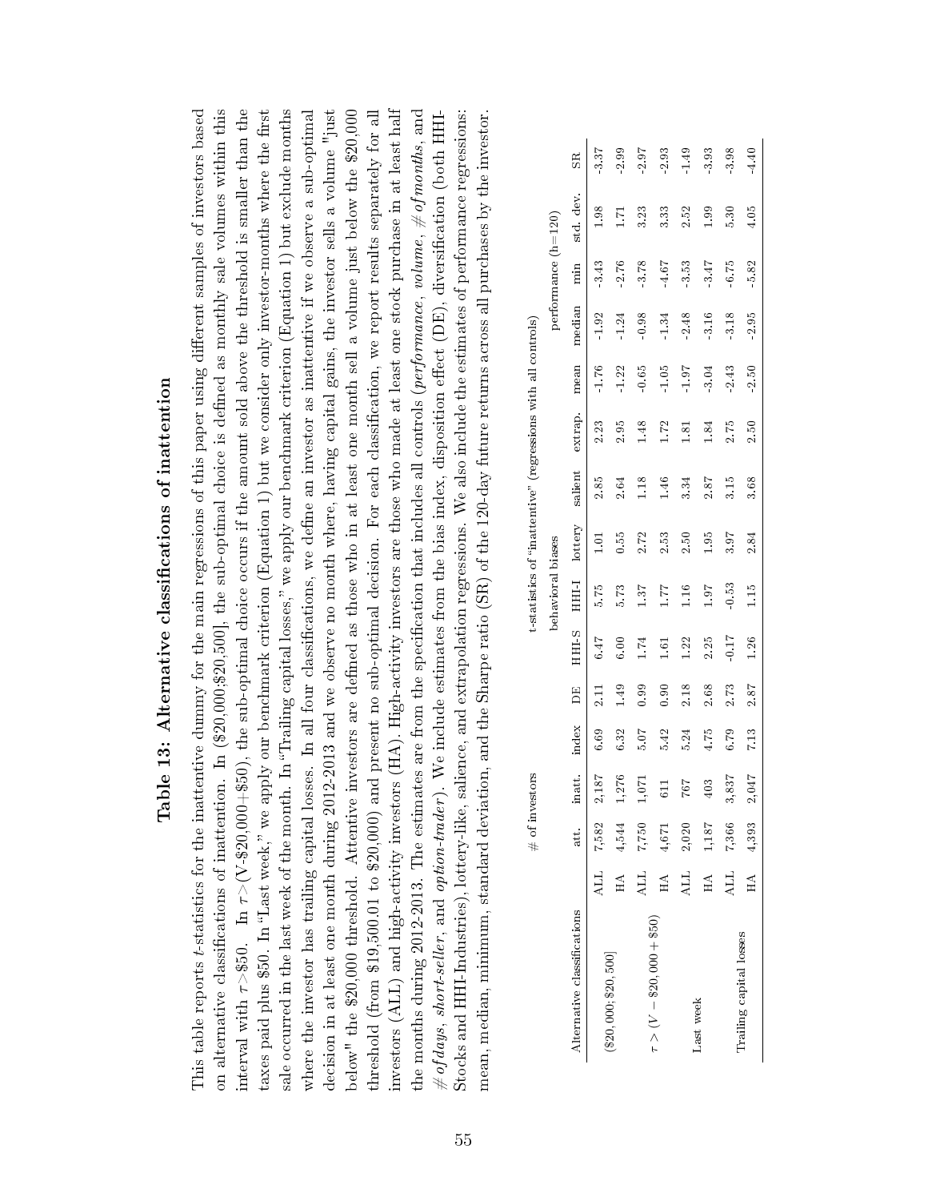## Table 13: Alternative classifications of inattention

This table reports $t$-statistics for the inattentive dummy for the main regressions of this paper using different samples of investors based on alternative classifications of inattention. In (\$20,000;\$20,500], the sub-optimal choice is defined as monthly sale volumes within this interval with $\tau$>\$50. In $\tau$>(V-\$20,000+\$50), the sub-optimal choice occurs if the amount sold above the threshold is smaller than the taxes paid plus \$50. In "Last week," we apply our benchmark criterion (Equation 1) but we consider only investor-months where the first sale occurred in the last week of the month. In "Trailing capital losses," we apply our benchmark criterion (Equation 1) but exclude months where the investor has trailing capital losses. In all four classifications, we define an investor as inattentive if we observe a sub-optimal decision in at least one month during 2012-2013 and we observe no month where, having capital gains, the investor sells a volume "just below" the \$20,000 threshold. Attentive investors are defined as those who in at least one month sell a volume just below the \$20,000 threshold (from \$19,500.01 to \$20,000) and present no sub-optimal decision. For each classification, we report results separately for all investors (ALL) and high-activity investors (HA). High-activity investors are those who made at least one stock purchase in at least half the months during 2012-2013. The estimates are from the specification that includes all controls (*performance*, *volume*, *#ofmonths*, and *#ofdays*, *short-seller*, and *option-trader*). We include estimates from the bias index, disposition effect (DE), diversification (both HHI-Stocks and HHI-Industries), lottery-like, salience, and extrapolation regressions. We also include the estimates of performance regressions: mean, median, minimum, standard deviation, and the Sharpe ratio (SR) of the 120-day future returns across all purchases by the investor.

| | | # of investors | | t-statistics of "inattentive" (regressions with all controls) | | | | | | | | | | | | |
|---|---|---|---|---|---|---|---|---|---|---|---|---|---|---|---|---|
| | | | | behavioral biases | | | | | | | performance (h=120) | | | | | |
| Alternative classifications | | att. | inatt. | index | DE | HHI-S | HHI-I | lottery | salient | extrap. | mean | median | min | std. dev. | SR |
| (\$20,000; \$20,500] | ALL | 7,582 | 2,187 | 6.69 | 2.11 | 6.47 | 5.75 | 1.01 | 2.85 | 2.23 | -1.76 | -1.92 | -3.43 | 1.98 | -3.37 |
| | HA | 4,544 | 1,276 | 6.32 | 1.49 | 6.00 | 5.73 | 0.55 | 2.64 | 2.95 | -1.22 | -1.24 | -2.76 | 1.71 | -2.99 |
| $\tau > (V - \$20,000 + \$50)$ | ALL | 7,750 | 1,071 | 5.07 | 0.99 | 1.74 | 1.37 | 2.72 | 1.18 | 1.48 | -0.65 | -0.98 | -3.78 | 3.23 | -2.97 |
| | HA | 4,671 | 611 | 5.42 | 0.90 | 1.61 | 1.77 | 2.53 | 1.46 | 1.72 | -1.05 | -1.34 | -4.67 | 3.33 | -2.93 |
| Last week | ALL | 2,020 | 767 | 5.24 | 2.18 | 1.22 | 1.16 | 2.50 | 3.34 | 1.81 | -1.97 | -2.48 | -3.53 | 2.52 | -1.49 |
| | HA | 1,187 | 403 | 4.75 | 2.68 | 2.25 | 1.97 | 1.95 | 2.87 | 1.84 | -3.04 | -3.16 | -3.47 | 1.99 | -3.93 |
| Trailing capital losses | ALL | 7,366 | 3,837 | 6.79 | 2.73 | -0.17 | -0.53 | 3.97 | 3.15 | 2.75 | -2.43 | -3.18 | -6.75 | 5.30 | -3.98 |
| | HA | 4,393 | 2,047 | 7.13 | 2.87 | 1.26 | 1.15 | 2.84 | 3.68 | 2.50 | -2.50 | -2.95 | -5.82 | 4.05 | -4.40 |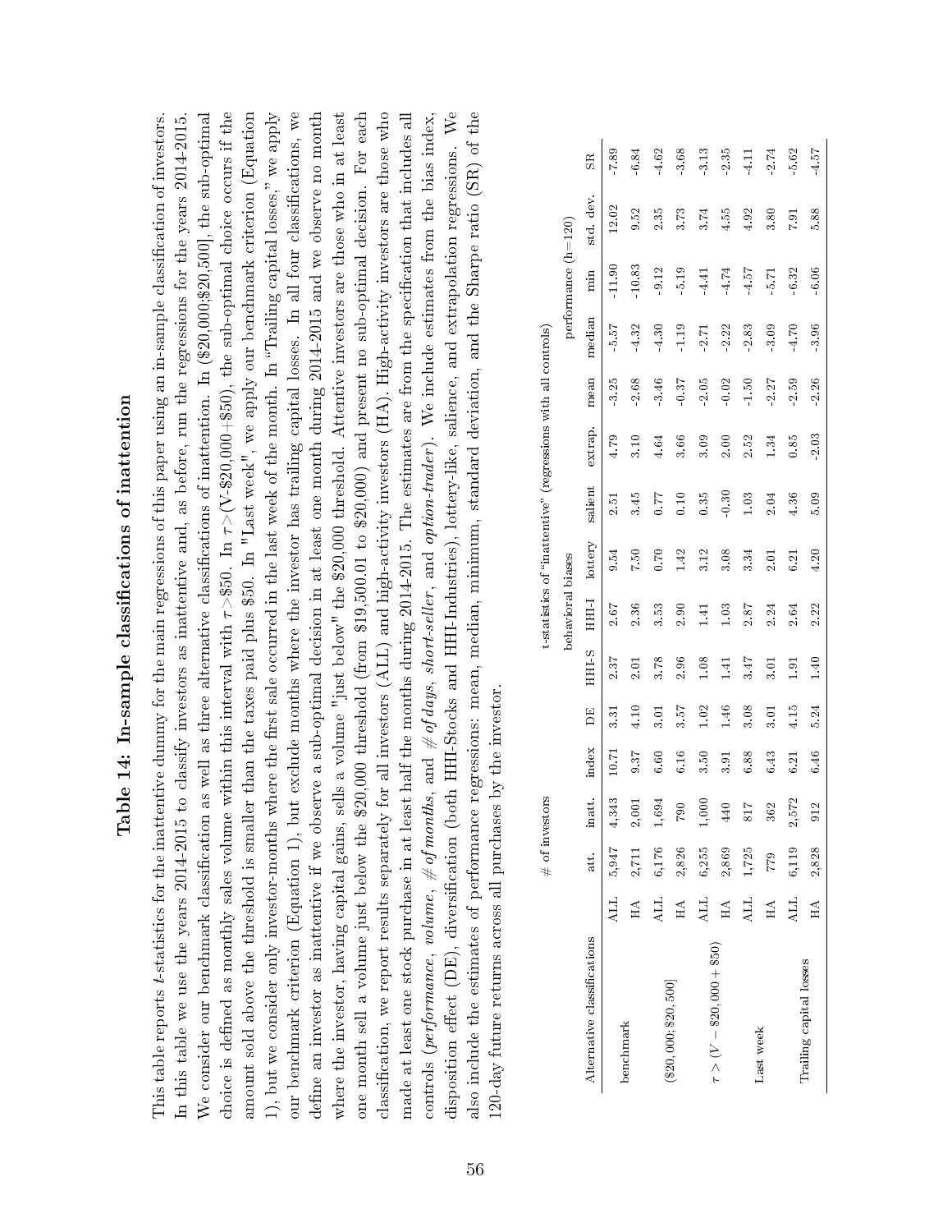# Table 14: In-sample classifications of inattention

This table reports *t*-statistics for the inattentive dummy for the main regressions of this paper using an in-sample classification of investors. In this table we use the years 2014-2015 to classify investors as inattentive and, as before, run the regressions for the years 2014-2015. We consider our benchmark classification as well as three alternative classifications of inattention. In (\$20,000;\$20,500], the sub-optimal choice is defined as monthly sales volume within this interval with $\tau$>\$50. In $\tau$>(V-\$20,000+\$50), the sub-optimal choice occurs if the amount sold above the threshold is smaller than the taxes paid plus \$50. In "Last week", we apply our benchmark criterion (Equation 1), but we consider only investor-months where the first sale occurred in the last week of the month. In "Trailing capital losses," we apply our benchmark criterion (Equation 1), but exclude months where the investor has trailing capital losses. In all four classifications, we define an investor as inattentive if we observe a sub-optimal decision in at least one month during 2014-2015 and we observe no month where the investor, having capital gains, sells a volume "just below" the \$20,000 threshold. Attentive investors are those who in at least one month sell a volume just below the \$20,000 threshold (from \$19,500.01 to \$20,000) and present no sub-optimal decision. For each classification, we report results separately for all investors (ALL) and high-activity investors (HA). High-activity investors are those who made at least one stock purchase in at least half the months during 2014-2015. The estimates are from the specification that includes all controls (*performance*, *volume*, *# of months*, and *# of days*, *short-seller*, and *option-trader*). We include estimates from the bias index, disposition effect (DE), diversification (both HHI-Stocks and HHI-Industries), lottery-like, salience, and extrapolation regressions. We also include the estimates of performance regressions: mean, median, minimum, standard deviation, and the Sharpe ratio (SR) of the 120-day future returns across all purchases by the investor.

| Alternative classifications | | # of investors | | t-statistics of "inattentive" (regressions with all controls) | | | | | | | | | | | | |
|---|---|---|---|---|---|---|---|---|---|---|---|---|---|---|---|---|
| | | | | | behavioral biases | | | | | | performance (h=120) | | | | | |
| | | att. | inatt. | index | DE | HHI-S | HHI-I | lottery | salient | extrap. | mean | median | min | std. dev. | SR |
| benchmark | ALL | 5,947 | 4,343 | 10.71 | 3.31 | 2.37 | 2.67 | 9.54 | 2.51 | 4.79 | -3.25 | -5.57 | -11.90 | 12.02 | -7.89 |
| | HA | 2,711 | 2,001 | 9.37 | 4.10 | 2.01 | 2.36 | 7.50 | 3.45 | 3.10 | -2.68 | -4.32 | -10.83 | 9.52 | -6.84 |
| ($20,000; $20,500] | ALL | 6,176 | 1,694 | 6.60 | 3.01 | 3.78 | 3.53 | 0.70 | 0.77 | 4.64 | -3.46 | -4.30 | -9.12 | 2.35 | -4.62 |
| | HA | 2,826 | 790 | 6.16 | 3.57 | 2.96 | 2.90 | 1.42 | 0.10 | 3.66 | -0.37 | -1.19 | -5.19 | 3.73 | -3.68 |
| $\tau > (V - \$20,000 + \$50)$ | ALL | 6,255 | 1,000 | 3.50 | 1.02 | 1.08 | 1.41 | 3.12 | 0.35 | 3.09 | -2.05 | -2.71 | -4.41 | 3.74 | -3.13 |
| | HA | 2,869 | 440 | 3.91 | 1.46 | 1.41 | 1.03 | 3.08 | -0.30 | 2.00 | -0.02 | -2.22 | -4.74 | 4.55 | -2.35 |
| Last week | ALL | 1,725 | 817 | 6.88 | 3.08 | 3.47 | 2.87 | 3.34 | 1.03 | 2.52 | -1.50 | -2.83 | -4.57 | 4.92 | -4.11 |
| | HA | 779 | 362 | 6.43 | 3.01 | 3.01 | 2.24 | 2.01 | 2.04 | 1.34 | -2.27 | -3.09 | -5.71 | 3.80 | -2.74 |
| Trailing capital losses | ALL | 6,119 | 2,572 | 6.21 | 4.15 | 1.91 | 2.64 | 6.21 | 4.36 | 0.85 | -2.59 | -4.70 | -6.32 | 7.91 | -5.62 |
| | HA | 2,828 | 912 | 6.46 | 5.24 | 1.40 | 2.22 | 4.20 | 5.09 | -2.03 | -2.26 | -3.96 | -6.06 | 5.88 | -4.57 |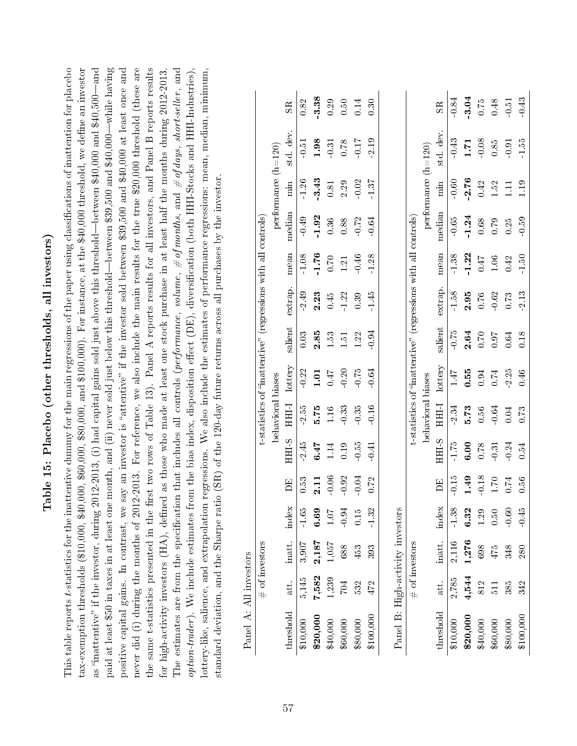# Table 15: Placebo (other thresholds, all investors)

This table reports *t*-statistics for the inattentive dummy for the main regressions of the paper using classifications of inattention for placebo tax-exemption thresholds ($10,000, $40,000, $60,000, $80,000, and $100,000). For instance, at the $40,000 threshold, we define an investor as "inattentive" if the investor, during 2012-2013, (i) had capital gains sold just above this threshold—between $40,000 and $40,500—and paid at least $50 in taxes in at least one month, and (ii) never sold just below this threshold—between $39,500 and $40,000—while having positive capital gains. In contrast, we say an investor is "attentive" if the investor sold between $39,500 and $40,000 at least once and never did (i) during the months of 2012-2013. For reference, we also include the main results for the true $20,000 threshold (these are the same t-statistics presented in the first two rows of Table 13). Panel A reports results for all investors, and Panel B reports results for high-activity investors (HA), defined as those who made at least one stock purchase in at least half the months during 2012-2013. The estimates are from the specification that includes all controls (*performance*, *volume*, *# of months*, and *# of days*, *short-seller*, and *option-trader*). We include estimates from the bias index, disposition effect (DE), diversification (both HHI-Stocks and HHI-Industries), lottery-like, salience, and extrapolation regressions. We also include the estimates of performance regressions: mean, median, minimum, standard deviation, and the Sharpe ratio (SR) of the 120-day future returns across all purchases by the investor.

Panel A: All investors

| | # of investors | | t-statistics of "inattentive" (regressions with all controls) | | | | | | | | | | | | |
|---|---|---|---|---|---|---|---|---|---|---|---|---|---|---|---|
| | | | | | behavioral biases | | | | | performance (h=120) | | | | | |
| threshold | att. | inatt. | index | DE | HHI-S | HHI-I | lottery | salient | extrap. | mean | median | min | std. dev. | SR |
| $10,000 | 5,145 | 3,907 | -1.65 | 0.53 | -2.45 | -2.55 | -0.22 | 0.03 | -2.49 | -1.08 | -0.49 | -1.26 | -0.51 | 0.82 |
| **$20,000** | **7,582** | **2,187** | **6.69** | **2.11** | **6.47** | **5.75** | **1.01** | **2.85** | **2.23** | **-1.76** | **-1.92** | **-3.43** | **1.98** | **-3.38** |
| $40,000 | 1,239 | 1,057 | 1.07 | -0.06 | 1.14 | 1.16 | 0.47 | 1.53 | 0.45 | 0.70 | 0.36 | 0.81 | -0.31 | 0.29 |
| $60,000 | 704 | 688 | -0.94 | -0.92 | 0.19 | -0.33 | -0.20 | 1.51 | -1.22 | 1.21 | 0.88 | 2.29 | 0.78 | 0.50 |
| $80,000 | 532 | 453 | 0.15 | -0.04 | -0.55 | -0.35 | -0.75 | 1.22 | 0.39 | -0.46 | -0.72 | -0.02 | -0.17 | 0.14 |
| $100,000 | 472 | 393 | -1.32 | 0.72 | -0.41 | -0.16 | -0.64 | -0.94 | -1.45 | -1.28 | -0.64 | -1.37 | -2.19 | 0.30 |

Panel B: High-activity investors

| | # of investors | | t-statistics of "inattentive" (regressions with all controls) | | | | | | | | | | | | |
|---|---|---|---|---|---|---|---|---|---|---|---|---|---|---|---|
| | | | | | behavioral biases | | | | | performance (h=120) | | | | | |
| threshold | att. | inatt. | index | DE | HHI-S | HHI-I | lottery | salient | extrap. | mean | median | min | std. dev. | SR |
| $10,000 | 2,785 | 2,116 | -1.38 | -0.15 | -1.75 | -2.34 | 1.47 | -0.75 | -1.58 | -1.38 | -0.65 | -0.60 | -0.43 | -0.84 |
| **$20,000** | **4,544** | **1,276** | **6.32** | **1.49** | **6.00** | **5.73** | **0.55** | **2.64** | **2.95** | **-1.22** | **-1.24** | **-2.76** | **1.71** | **-3.04** |
| $40,000 | 812 | 698 | 1.29 | -0.18 | 0.78 | 0.56 | 0.94 | 0.70 | 0.76 | 0.47 | 0.68 | 0.42 | -0.08 | 0.75 |
| $60,000 | 511 | 475 | 0.50 | 1.70 | -0.31 | -0.64 | 0.74 | 0.97 | -0.62 | 1.06 | 0.79 | 1.52 | 0.85 | 0.48 |
| $80,000 | 385 | 348 | -0.60 | 0.74 | -0.24 | 0.04 | -2.25 | 0.64 | 0.73 | 0.42 | 0.25 | 1.11 | -0.91 | -0.51 |
| $100,000 | 342 | 280 | -0.45 | 0.56 | 0.54 | 0.73 | 0.46 | 0.18 | -2.13 | -1.50 | -0.59 | 1.19 | -1.55 | -0.43 |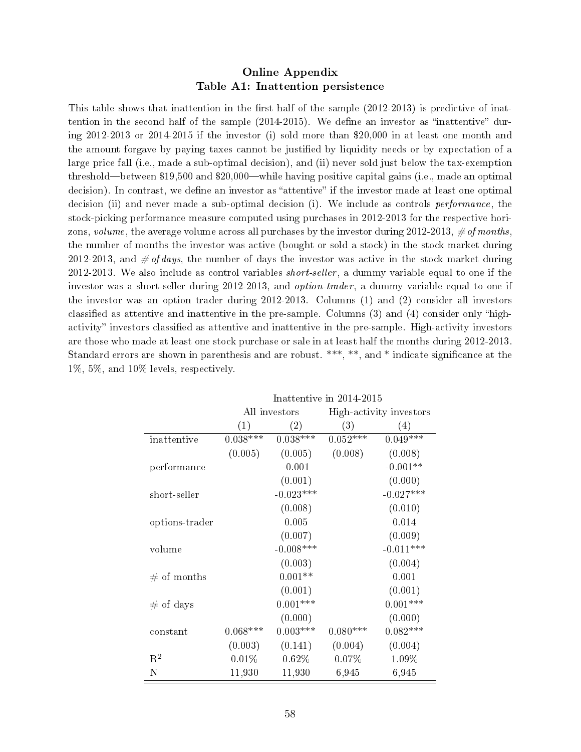## Online Appendix
## Table A1: Inattention persistence

This table shows that inattention in the first half of the sample (2012-2013) is predictive of inattention in the second half of the sample (2014-2015). We define an investor as "inattentive" during 2012-2013 or 2014-2015 if the investor (i) sold more than \$20,000 in at least one month and the amount forgave by paying taxes cannot be justified by liquidity needs or by expectation of a large price fall (i.e., made a sub-optimal decision), and (ii) never sold just below the tax-exemption threshold—between \$19,500 and \$20,000—while having positive capital gains (i.e., made an optimal decision). In contrast, we define an investor as "attentive" if the investor made at least one optimal decision (ii) and never made a sub-optimal decision (i). We include as controls *performance*, the stock-picking performance measure computed using purchases in 2012-2013 for the respective horizons, *volume*, the average volume across all purchases by the investor during 2012-2013, *# of months*, the number of months the investor was active (bought or sold a stock) in the stock market during 2012-2013, and *# of days*, the number of days the investor was active in the stock market during 2012-2013. We also include as control variables *short-seller*, a dummy variable equal to one if the investor was a short-seller during 2012-2013, and *option-trader*, a dummy variable equal to one if the investor was an option trader during 2012-2013. Columns (1) and (2) consider all investors classified as attentive and inattentive in the pre-sample. Columns (3) and (4) consider only "high-activity" investors classified as attentive and inattentive in the pre-sample. High-activity investors are those who made at least one stock purchase or sale in at least half the months during 2012-2013. Standard errors are shown in parenthesis and are robust. \*\*\*, \*\*, and \* indicate significance at the 1%, 5%, and 10% levels, respectively.

| | Inattentive in 2014-2015 | | | |
|---|---|---|---|---|
| | All investors | | High-activity investors | |
| | (1) | (2) | (3) | (4) |
| inattentive | 0.038*** | 0.038*** | 0.052*** | 0.049*** |
| | (0.005) | (0.005) | (0.008) | (0.008) |
| performance | | -0.001 | | -0.001** |
| | | (0.001) | | (0.000) |
| short-seller | | -0.023*** | | -0.027*** |
| | | (0.008) | | (0.010) |
| options-trader | | 0.005 | | 0.014 |
| | | (0.007) | | (0.009) |
| volume | | -0.008*** | | -0.011*** |
| | | (0.003) | | (0.004) |
| # of months | | 0.001** | | 0.001 |
| | | (0.001) | | (0.001) |
| # of days | | 0.001*** | | 0.001*** |
| | | (0.000) | | (0.000) |
| constant | 0.068*** | 0.003*** | 0.080*** | 0.082*** |
| | (0.003) | (0.141) | (0.004) | (0.004) |
| $R^2$ | 0.01% | 0.62% | 0.07% | 1.09% |
| N | 11,930 | 11,930 | 6,945 | 6,945 |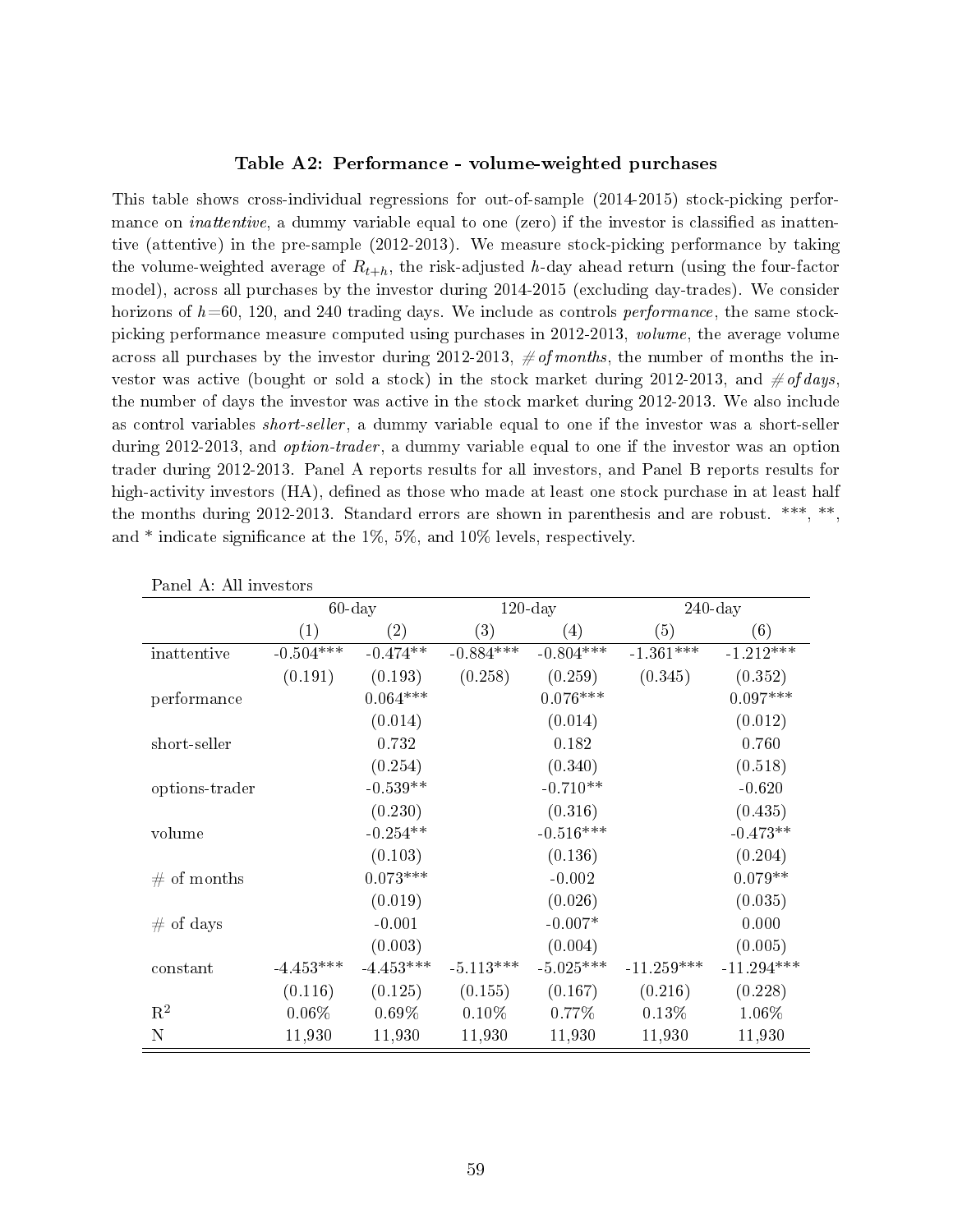**Table A2: Performance - volume-weighted purchases**

This table shows cross-individual regressions for out-of-sample (2014-2015) stock-picking performance on *inattentive*, a dummy variable equal to one (zero) if the investor is classified as inattentive (attentive) in the pre-sample (2012-2013). We measure stock-picking performance by taking the volume-weighted average of $R_{t+h}$, the risk-adjusted $h$-day ahead return (using the four-factor model), across all purchases by the investor during 2014-2015 (excluding day-trades). We consider horizons of $h$=60, 120, and 240 trading days. We include as controls *performance*, the same stock-picking performance measure computed using purchases in 2012-2013, *volume*, the average volume across all purchases by the investor during 2012-2013, *# of months*, the number of months the investor was active (bought or sold a stock) in the stock market during 2012-2013, and *# of days*, the number of days the investor was active in the stock market during 2012-2013. We also include as control variables *short-seller*, a dummy variable equal to one if the investor was a short-seller during 2012-2013, and *option-trader*, a dummy variable equal to one if the investor was an option trader during 2012-2013. Panel A reports results for all investors, and Panel B reports results for high-activity investors (HA), defined as those who made at least one stock purchase in at least half the months during 2012-2013. Standard errors are shown in parenthesis and are robust. ***, **, and * indicate significance at the 1%, 5%, and 10% levels, respectively.

Panel A: All investors

| | 60-day | | 120-day | | 240-day | |
|---|---|---|---|---|---|---|
| | (1) | (2) | (3) | (4) | (5) | (6) |
| inattentive | -0.504*** | -0.474** | -0.884*** | -0.804*** | -1.361*** | -1.212*** |
| | (0.191) | (0.193) | (0.258) | (0.259) | (0.345) | (0.352) |
| performance | | 0.064*** | | 0.076*** | | 0.097*** |
| | | (0.014) | | (0.014) | | (0.012) |
| short-seller | | 0.732 | | 0.182 | | 0.760 |
| | | (0.254) | | (0.340) | | (0.518) |
| options-trader | | -0.539** | | -0.710** | | -0.620 |
| | | (0.230) | | (0.316) | | (0.435) |
| volume | | -0.254** | | -0.516*** | | -0.473** |
| | | (0.103) | | (0.136) | | (0.204) |
| # of months | | 0.073*** | | -0.002 | | 0.079** |
| | | (0.019) | | (0.026) | | (0.035) |
| # of days | | -0.001 | | -0.007* | | 0.000 |
| | | (0.003) | | (0.004) | | (0.005) |
| constant | -4.453*** | -4.453*** | -5.113*** | -5.025*** | -11.259*** | -11.294*** |
| | (0.116) | (0.125) | (0.155) | (0.167) | (0.216) | (0.228) |
| $R^2$ | 0.06% | 0.69% | 0.10% | 0.77% | 0.13% | 1.06% |
| N | 11,930 | 11,930 | 11,930 | 11,930 | 11,930 | 11,930 |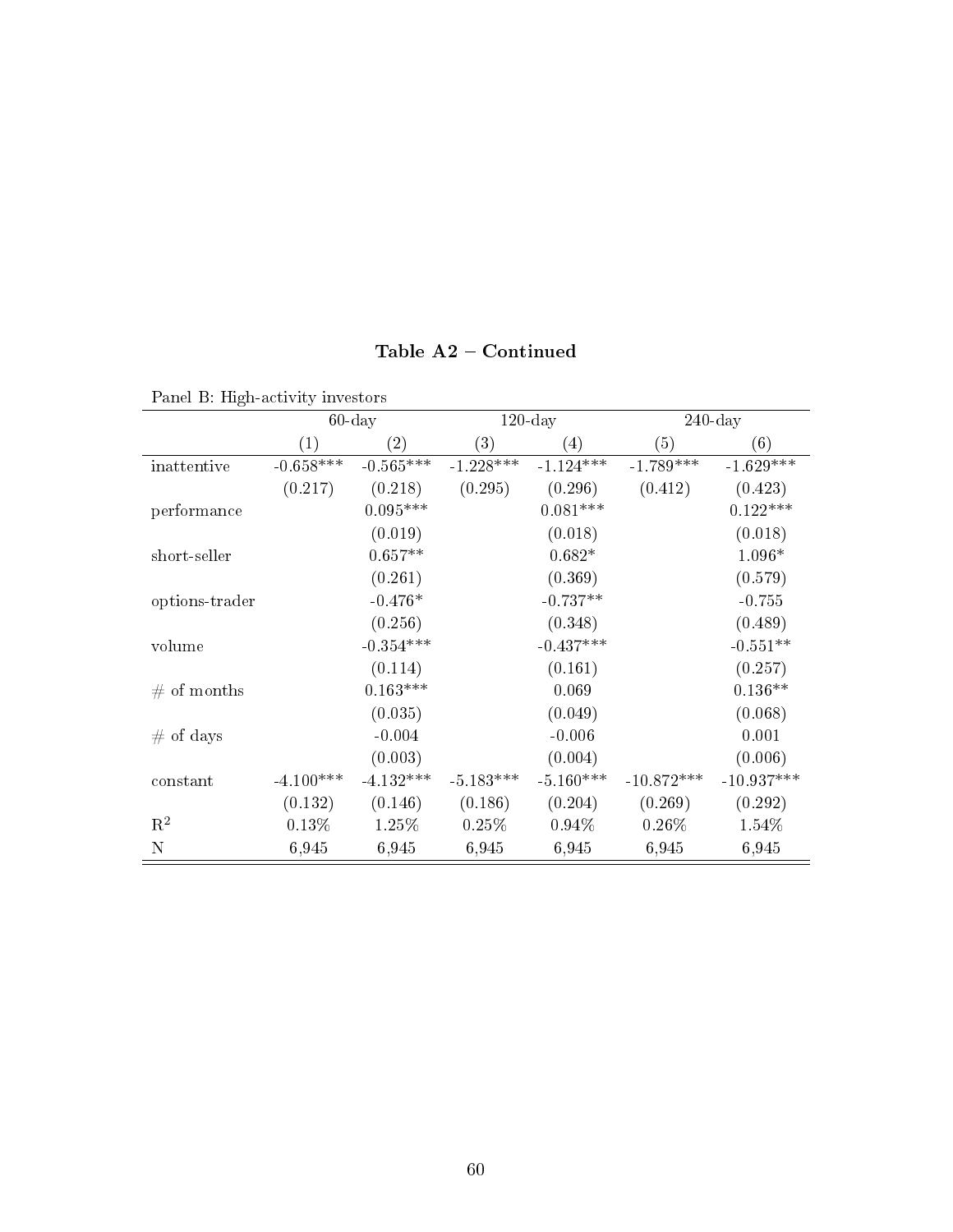**Table A2 – Continued**

Panel B: High-activity investors

| | 60-day | | 120-day | | 240-day | |
|---|---|---|---|---|---|---|
| | (1) | (2) | (3) | (4) | (5) | (6) |
| inattentive | -0.658*** | -0.565*** | -1.228*** | -1.124*** | -1.789*** | -1.629*** |
| | (0.217) | (0.218) | (0.295) | (0.296) | (0.412) | (0.423) |
| performance | | 0.095*** | | 0.081*** | | 0.122*** |
| | | (0.019) | | (0.018) | | (0.018) |
| short-seller | | 0.657** | | 0.682* | | 1.096* |
| | | (0.261) | | (0.369) | | (0.579) |
| options-trader | | -0.476* | | -0.737** | | -0.755 |
| | | (0.256) | | (0.348) | | (0.489) |
| volume | | -0.354*** | | -0.437*** | | -0.551** |
| | | (0.114) | | (0.161) | | (0.257) |
| # of months | | 0.163*** | | 0.069 | | 0.136** |
| | | (0.035) | | (0.049) | | (0.068) |
| # of days | | -0.004 | | -0.006 | | 0.001 |
| | | (0.003) | | (0.004) | | (0.006) |
| constant | -4.100*** | -4.132*** | -5.183*** | -5.160*** | -10.872*** | -10.937*** |
| | (0.132) | (0.146) | (0.186) | (0.204) | (0.269) | (0.292) |
| $R^2$ | 0.13% | 1.25% | 0.25% | 0.94% | 0.26% | 1.54% |
| N | 6,945 | 6,945 | 6,945 | 6,945 | 6,945 | 6,945 |